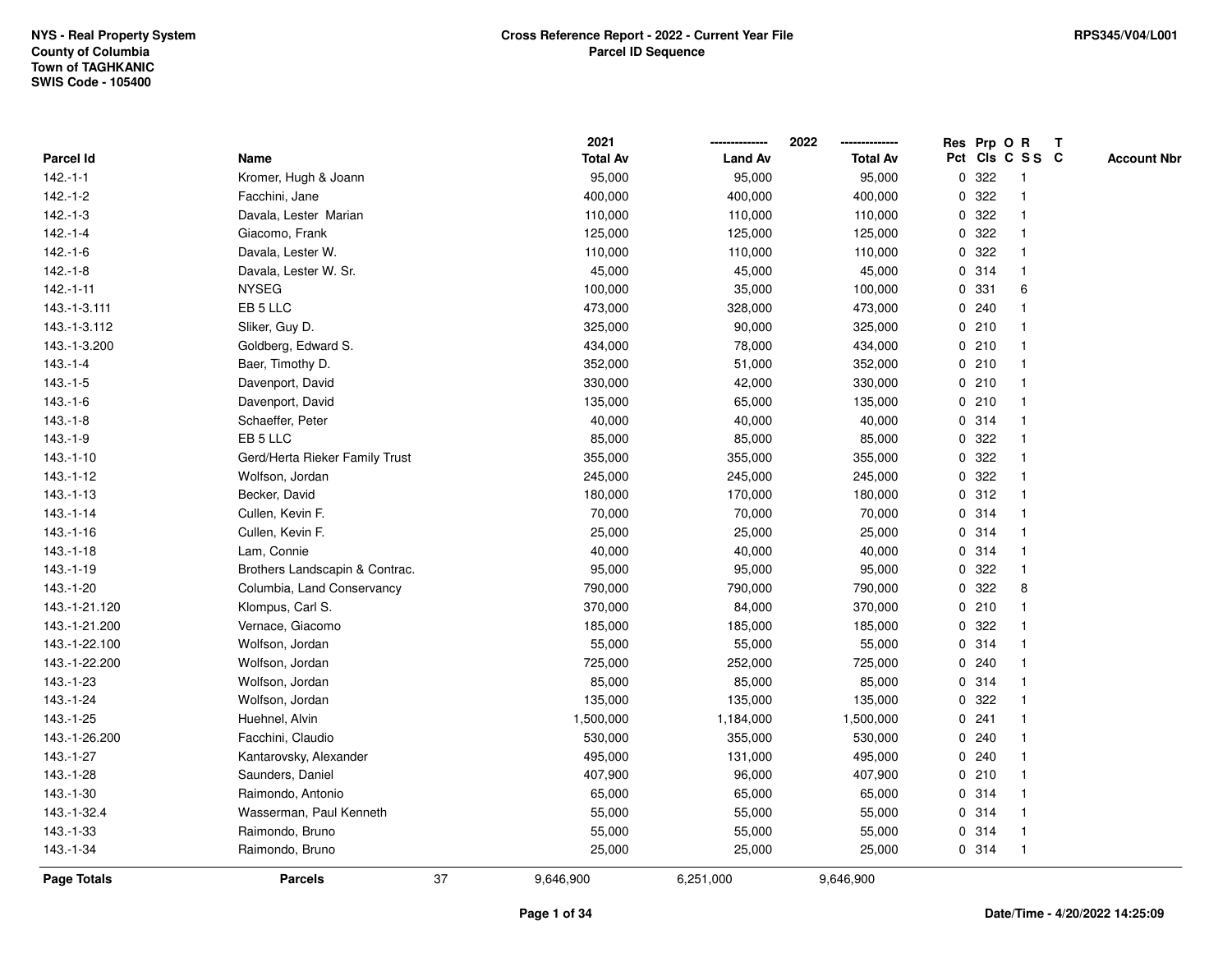NYS - Real Property System
County of Columbia
Town of TAGHKANIC
SWIS Code - 105400

## Cross Reference Report - 2022 - Current Year File
### Parcel ID Sequence

RPS345/V04/L001

| Parcel Id | Name | 2021 Total Av | 2022 Land Av | 2022 Total Av | Res Pct | Prp Cls | O C | R S S | T C | Account Nbr |
|---|---|---|---|---|---|---|---|---|---|---|
| 142.-1-1 | Kromer, Hugh & Joann | 95,000 | 95,000 | 95,000 | 0 | 322 | 1 | | | |
| 142.-1-2 | Facchini, Jane | 400,000 | 400,000 | 400,000 | 0 | 322 | 1 | | | |
| 142.-1-3 | Davala, Lester Marian | 110,000 | 110,000 | 110,000 | 0 | 322 | 1 | | | |
| 142.-1-4 | Giacomo, Frank | 125,000 | 125,000 | 125,000 | 0 | 322 | 1 | | | |
| 142.-1-6 | Davala, Lester W. | 110,000 | 110,000 | 110,000 | 0 | 322 | 1 | | | |
| 142.-1-8 | Davala, Lester W. Sr. | 45,000 | 45,000 | 45,000 | 0 | 314 | 1 | | | |
| 142.-1-11 | NYSEG | 100,000 | 35,000 | 100,000 | 0 | 331 | 6 | | | |
| 143.-1-3.111 | EB 5 LLC | 473,000 | 328,000 | 473,000 | 0 | 240 | 1 | | | |
| 143.-1-3.112 | Sliker, Guy D. | 325,000 | 90,000 | 325,000 | 0 | 210 | 1 | | | |
| 143.-1-3.200 | Goldberg, Edward S. | 434,000 | 78,000 | 434,000 | 0 | 210 | 1 | | | |
| 143.-1-4 | Baer, Timothy D. | 352,000 | 51,000 | 352,000 | 0 | 210 | 1 | | | |
| 143.-1-5 | Davenport, David | 330,000 | 42,000 | 330,000 | 0 | 210 | 1 | | | |
| 143.-1-6 | Davenport, David | 135,000 | 65,000 | 135,000 | 0 | 210 | 1 | | | |
| 143.-1-8 | Schaeffer, Peter | 40,000 | 40,000 | 40,000 | 0 | 314 | 1 | | | |
| 143.-1-9 | EB 5 LLC | 85,000 | 85,000 | 85,000 | 0 | 322 | 1 | | | |
| 143.-1-10 | Gerd/Herta Rieker Family Trust | 355,000 | 355,000 | 355,000 | 0 | 322 | 1 | | | |
| 143.-1-12 | Wolfson, Jordan | 245,000 | 245,000 | 245,000 | 0 | 322 | 1 | | | |
| 143.-1-13 | Becker, David | 180,000 | 170,000 | 180,000 | 0 | 312 | 1 | | | |
| 143.-1-14 | Cullen, Kevin F. | 70,000 | 70,000 | 70,000 | 0 | 314 | 1 | | | |
| 143.-1-16 | Cullen, Kevin F. | 25,000 | 25,000 | 25,000 | 0 | 314 | 1 | | | |
| 143.-1-18 | Lam, Connie | 40,000 | 40,000 | 40,000 | 0 | 314 | 1 | | | |
| 143.-1-19 | Brothers Landscapin & Contrac. | 95,000 | 95,000 | 95,000 | 0 | 322 | 1 | | | |
| 143.-1-20 | Columbia, Land Conservancy | 790,000 | 790,000 | 790,000 | 0 | 322 | 8 | | | |
| 143.-1-21.120 | Klompus, Carl S. | 370,000 | 84,000 | 370,000 | 0 | 210 | 1 | | | |
| 143.-1-21.200 | Vernace, Giacomo | 185,000 | 185,000 | 185,000 | 0 | 322 | 1 | | | |
| 143.-1-22.100 | Wolfson, Jordan | 55,000 | 55,000 | 55,000 | 0 | 314 | 1 | | | |
| 143.-1-22.200 | Wolfson, Jordan | 725,000 | 252,000 | 725,000 | 0 | 240 | 1 | | | |
| 143.-1-23 | Wolfson, Jordan | 85,000 | 85,000 | 85,000 | 0 | 314 | 1 | | | |
| 143.-1-24 | Wolfson, Jordan | 135,000 | 135,000 | 135,000 | 0 | 322 | 1 | | | |
| 143.-1-25 | Huehnel, Alvin | 1,500,000 | 1,184,000 | 1,500,000 | 0 | 241 | 1 | | | |
| 143.-1-26.200 | Facchini, Claudio | 530,000 | 355,000 | 530,000 | 0 | 240 | 1 | | | |
| 143.-1-27 | Kantarovsky, Alexander | 495,000 | 131,000 | 495,000 | 0 | 240 | 1 | | | |
| 143.-1-28 | Saunders, Daniel | 407,900 | 96,000 | 407,900 | 0 | 210 | 1 | | | |
| 143.-1-30 | Raimondo, Antonio | 65,000 | 65,000 | 65,000 | 0 | 314 | 1 | | | |
| 143.-1-32.4 | Wasserman, Paul Kenneth | 55,000 | 55,000 | 55,000 | 0 | 314 | 1 | | | |
| 143.-1-33 | Raimondo, Bruno | 55,000 | 55,000 | 55,000 | 0 | 314 | 1 | | | |
| 143.-1-34 | Raimondo, Bruno | 25,000 | 25,000 | 25,000 | 0 | 314 | 1 | | | |
| **Page Totals** | **Parcels** 37 | 9,646,900 | 6,251,000 | 9,646,900 | | | | | | |

Date/Time - 4/20/2022 14:25:09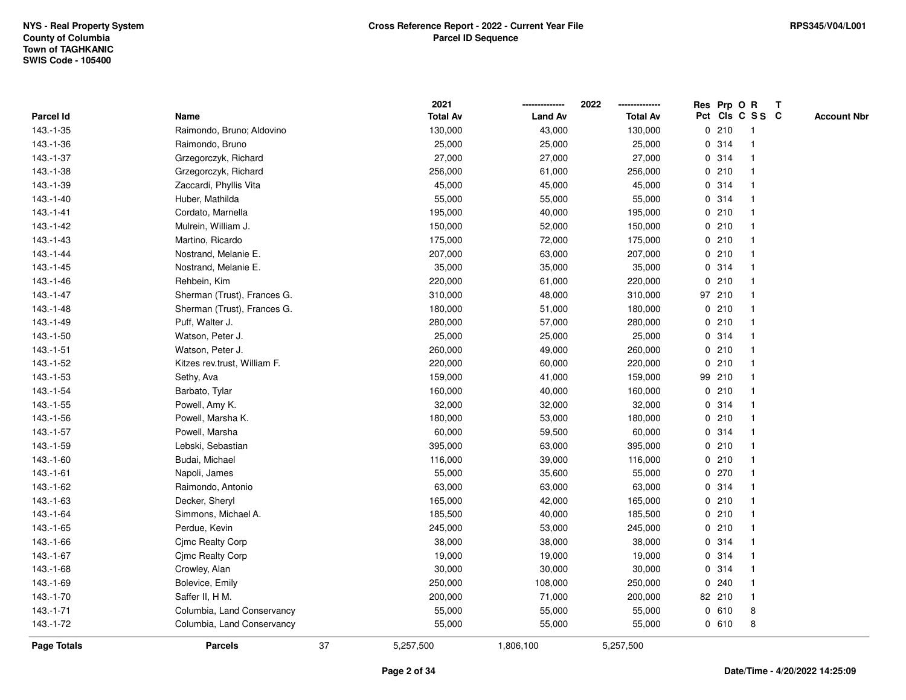NYS - Real Property System
County of Columbia
Town of TAGHKANIC
SWIS Code - 105400

**Cross Reference Report - 2022 - Current Year File**
**Parcel ID Sequence**

RPS345/V04/L001

| Parcel Id | Name | 2021 Total Av | 2022 Land Av | 2022 Total Av | Res Pct | Prp Cls | O C | R S S | T C | Account Nbr |
|---|---|---|---|---|---|---|---|---|---|---|
| 143.-1-35 | Raimondo, Bruno; Aldovino | 130,000 | 43,000 | 130,000 | 0 | 210 | 1 | | | |
| 143.-1-36 | Raimondo, Bruno | 25,000 | 25,000 | 25,000 | 0 | 314 | 1 | | | |
| 143.-1-37 | Grzegorczyk, Richard | 27,000 | 27,000 | 27,000 | 0 | 314 | 1 | | | |
| 143.-1-38 | Grzegorczyk, Richard | 256,000 | 61,000 | 256,000 | 0 | 210 | 1 | | | |
| 143.-1-39 | Zaccardi, Phyllis Vita | 45,000 | 45,000 | 45,000 | 0 | 314 | 1 | | | |
| 143.-1-40 | Huber, Mathilda | 55,000 | 55,000 | 55,000 | 0 | 314 | 1 | | | |
| 143.-1-41 | Cordato, Marnella | 195,000 | 40,000 | 195,000 | 0 | 210 | 1 | | | |
| 143.-1-42 | Mulrein, William J. | 150,000 | 52,000 | 150,000 | 0 | 210 | 1 | | | |
| 143.-1-43 | Martino, Ricardo | 175,000 | 72,000 | 175,000 | 0 | 210 | 1 | | | |
| 143.-1-44 | Nostrand, Melanie E. | 207,000 | 63,000 | 207,000 | 0 | 210 | 1 | | | |
| 143.-1-45 | Nostrand, Melanie E. | 35,000 | 35,000 | 35,000 | 0 | 314 | 1 | | | |
| 143.-1-46 | Rehbein, Kim | 220,000 | 61,000 | 220,000 | 0 | 210 | 1 | | | |
| 143.-1-47 | Sherman (Trust), Frances G. | 310,000 | 48,000 | 310,000 | 97 | 210 | 1 | | | |
| 143.-1-48 | Sherman (Trust), Frances G. | 180,000 | 51,000 | 180,000 | 0 | 210 | 1 | | | |
| 143.-1-49 | Puff, Walter J. | 280,000 | 57,000 | 280,000 | 0 | 210 | 1 | | | |
| 143.-1-50 | Watson, Peter J. | 25,000 | 25,000 | 25,000 | 0 | 314 | 1 | | | |
| 143.-1-51 | Watson, Peter J. | 260,000 | 49,000 | 260,000 | 0 | 210 | 1 | | | |
| 143.-1-52 | Kitzes rev.trust, William F. | 220,000 | 60,000 | 220,000 | 0 | 210 | 1 | | | |
| 143.-1-53 | Sethy, Ava | 159,000 | 41,000 | 159,000 | 99 | 210 | 1 | | | |
| 143.-1-54 | Barbato, Tylar | 160,000 | 40,000 | 160,000 | 0 | 210 | 1 | | | |
| 143.-1-55 | Powell, Amy K. | 32,000 | 32,000 | 32,000 | 0 | 314 | 1 | | | |
| 143.-1-56 | Powell, Marsha K. | 180,000 | 53,000 | 180,000 | 0 | 210 | 1 | | | |
| 143.-1-57 | Powell, Marsha | 60,000 | 59,500 | 60,000 | 0 | 314 | 1 | | | |
| 143.-1-59 | Lebski, Sebastian | 395,000 | 63,000 | 395,000 | 0 | 210 | 1 | | | |
| 143.-1-60 | Budai, Michael | 116,000 | 39,000 | 116,000 | 0 | 210 | 1 | | | |
| 143.-1-61 | Napoli, James | 55,000 | 35,600 | 55,000 | 0 | 270 | 1 | | | |
| 143.-1-62 | Raimondo, Antonio | 63,000 | 63,000 | 63,000 | 0 | 314 | 1 | | | |
| 143.-1-63 | Decker, Sheryl | 165,000 | 42,000 | 165,000 | 0 | 210 | 1 | | | |
| 143.-1-64 | Simmons, Michael A. | 185,500 | 40,000 | 185,500 | 0 | 210 | 1 | | | |
| 143.-1-65 | Perdue, Kevin | 245,000 | 53,000 | 245,000 | 0 | 210 | 1 | | | |
| 143.-1-66 | Cjmc Realty Corp | 38,000 | 38,000 | 38,000 | 0 | 314 | 1 | | | |
| 143.-1-67 | Cjmc Realty Corp | 19,000 | 19,000 | 19,000 | 0 | 314 | 1 | | | |
| 143.-1-68 | Crowley, Alan | 30,000 | 30,000 | 30,000 | 0 | 314 | 1 | | | |
| 143.-1-69 | Bolevice, Emily | 250,000 | 108,000 | 250,000 | 0 | 240 | 1 | | | |
| 143.-1-70 | Saffer II, H M. | 200,000 | 71,000 | 200,000 | 82 | 210 | 1 | | | |
| 143.-1-71 | Columbia, Land Conservancy | 55,000 | 55,000 | 55,000 | 0 | 610 | 8 | | | |
| 143.-1-72 | Columbia, Land Conservancy | 55,000 | 55,000 | 55,000 | 0 | 610 | 8 | | | |
| **Page Totals** | **Parcels** 37 | 5,257,500 | 1,806,100 | 5,257,500 | | | | | | |

Date/Time - 4/20/2022 14:25:09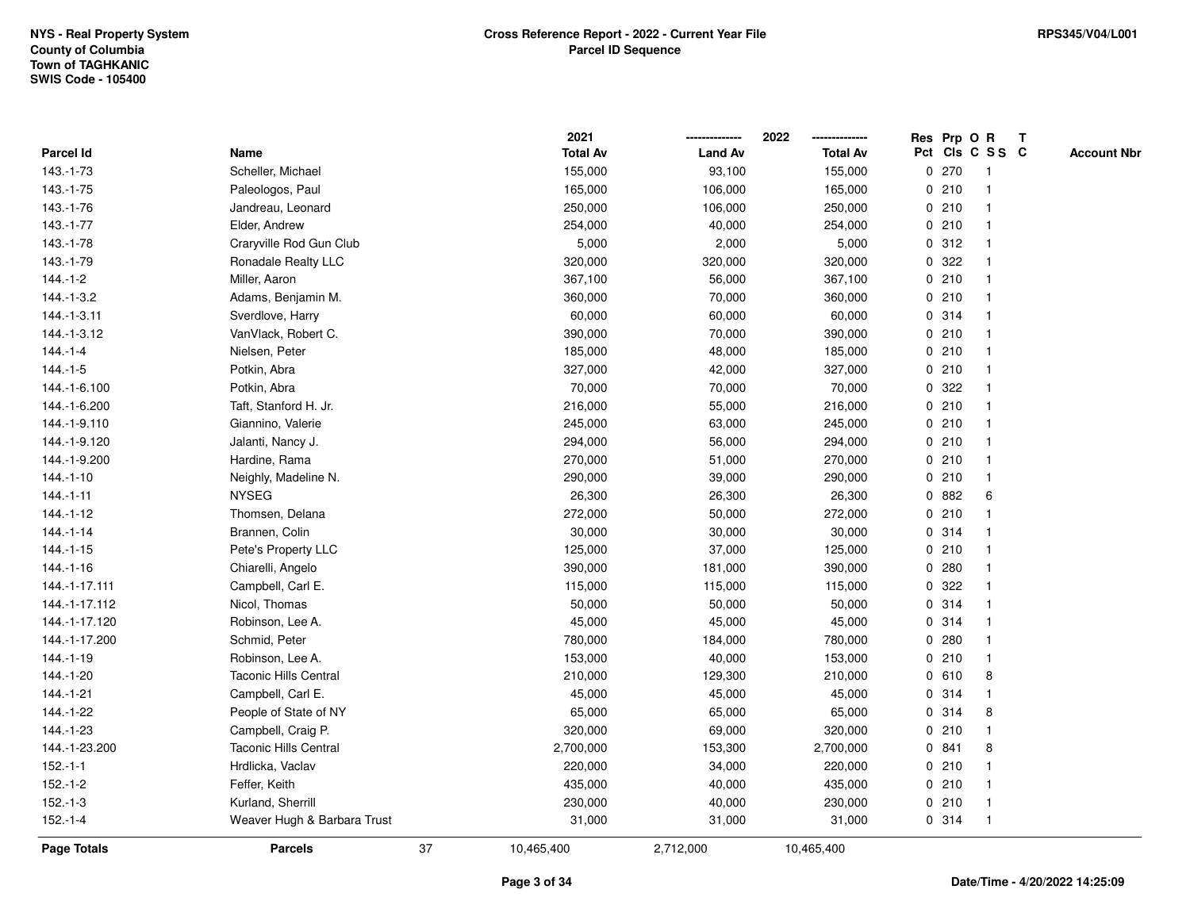NYS - Real Property System
County of Columbia
Town of TAGHKANIC
SWIS Code - 105400

**Cross Reference Report - 2022 - Current Year File**
**Parcel ID Sequence**

RPS345/V04/L001

| Parcel Id | Name | 2021 Total Av | 2022 Land Av | 2022 Total Av | Res Pct | Prp Cls | O C | R S S | T C | Account Nbr |
|---|---|---|---|---|---|---|---|---|---|---|
| 143.-1-73 | Scheller, Michael | 155,000 | 93,100 | 155,000 | 0 | 270 | | 1 | | |
| 143.-1-75 | Paleologos, Paul | 165,000 | 106,000 | 165,000 | 0 | 210 | | 1 | | |
| 143.-1-76 | Jandreau, Leonard | 250,000 | 106,000 | 250,000 | 0 | 210 | | 1 | | |
| 143.-1-77 | Elder, Andrew | 254,000 | 40,000 | 254,000 | 0 | 210 | | 1 | | |
| 143.-1-78 | Craryville Rod Gun Club | 5,000 | 2,000 | 5,000 | 0 | 312 | | 1 | | |
| 143.-1-79 | Ronadale Realty LLC | 320,000 | 320,000 | 320,000 | 0 | 322 | | 1 | | |
| 144.-1-2 | Miller, Aaron | 367,100 | 56,000 | 367,100 | 0 | 210 | | 1 | | |
| 144.-1-3.2 | Adams, Benjamin M. | 360,000 | 70,000 | 360,000 | 0 | 210 | | 1 | | |
| 144.-1-3.11 | Sverdlove, Harry | 60,000 | 60,000 | 60,000 | 0 | 314 | | 1 | | |
| 144.-1-3.12 | VanVlack, Robert C. | 390,000 | 70,000 | 390,000 | 0 | 210 | | 1 | | |
| 144.-1-4 | Nielsen, Peter | 185,000 | 48,000 | 185,000 | 0 | 210 | | 1 | | |
| 144.-1-5 | Potkin, Abra | 327,000 | 42,000 | 327,000 | 0 | 210 | | 1 | | |
| 144.-1-6.100 | Potkin, Abra | 70,000 | 70,000 | 70,000 | 0 | 322 | | 1 | | |
| 144.-1-6.200 | Taft, Stanford H. Jr. | 216,000 | 55,000 | 216,000 | 0 | 210 | | 1 | | |
| 144.-1-9.110 | Giannino, Valerie | 245,000 | 63,000 | 245,000 | 0 | 210 | | 1 | | |
| 144.-1-9.120 | Jalanti, Nancy J. | 294,000 | 56,000 | 294,000 | 0 | 210 | | 1 | | |
| 144.-1-9.200 | Hardine, Rama | 270,000 | 51,000 | 270,000 | 0 | 210 | | 1 | | |
| 144.-1-10 | Neighly, Madeline N. | 290,000 | 39,000 | 290,000 | 0 | 210 | | 1 | | |
| 144.-1-11 | NYSEG | 26,300 | 26,300 | 26,300 | 0 | 882 | | 6 | | |
| 144.-1-12 | Thomsen, Delana | 272,000 | 50,000 | 272,000 | 0 | 210 | | 1 | | |
| 144.-1-14 | Brannen, Colin | 30,000 | 30,000 | 30,000 | 0 | 314 | | 1 | | |
| 144.-1-15 | Pete's Property LLC | 125,000 | 37,000 | 125,000 | 0 | 210 | | 1 | | |
| 144.-1-16 | Chiarelli, Angelo | 390,000 | 181,000 | 390,000 | 0 | 280 | | 1 | | |
| 144.-1-17.111 | Campbell, Carl E. | 115,000 | 115,000 | 115,000 | 0 | 322 | | 1 | | |
| 144.-1-17.112 | Nicol, Thomas | 50,000 | 50,000 | 50,000 | 0 | 314 | | 1 | | |
| 144.-1-17.120 | Robinson, Lee A. | 45,000 | 45,000 | 45,000 | 0 | 314 | | 1 | | |
| 144.-1-17.200 | Schmid, Peter | 780,000 | 184,000 | 780,000 | 0 | 280 | | 1 | | |
| 144.-1-19 | Robinson, Lee A. | 153,000 | 40,000 | 153,000 | 0 | 210 | | 1 | | |
| 144.-1-20 | Taconic Hills Central | 210,000 | 129,300 | 210,000 | 0 | 610 | | 8 | | |
| 144.-1-21 | Campbell, Carl E. | 45,000 | 45,000 | 45,000 | 0 | 314 | | 1 | | |
| 144.-1-22 | People of State of NY | 65,000 | 65,000 | 65,000 | 0 | 314 | | 8 | | |
| 144.-1-23 | Campbell, Craig P. | 320,000 | 69,000 | 320,000 | 0 | 210 | | 1 | | |
| 144.-1-23.200 | Taconic Hills Central | 2,700,000 | 153,300 | 2,700,000 | 0 | 841 | | 8 | | |
| 152.-1-1 | Hrdlicka, Vaclav | 220,000 | 34,000 | 220,000 | 0 | 210 | | 1 | | |
| 152.-1-2 | Feffer, Keith | 435,000 | 40,000 | 435,000 | 0 | 210 | | 1 | | |
| 152.-1-3 | Kurland, Sherrill | 230,000 | 40,000 | 230,000 | 0 | 210 | | 1 | | |
| 152.-1-4 | Weaver Hugh & Barbara Trust | 31,000 | 31,000 | 31,000 | 0 | 314 | | 1 | | |
| **Page Totals** | **Parcels** 37 | 10,465,400 | 2,712,000 | 10,465,400 | | | | | | |

**Date/Time - 4/20/2022 14:25:09**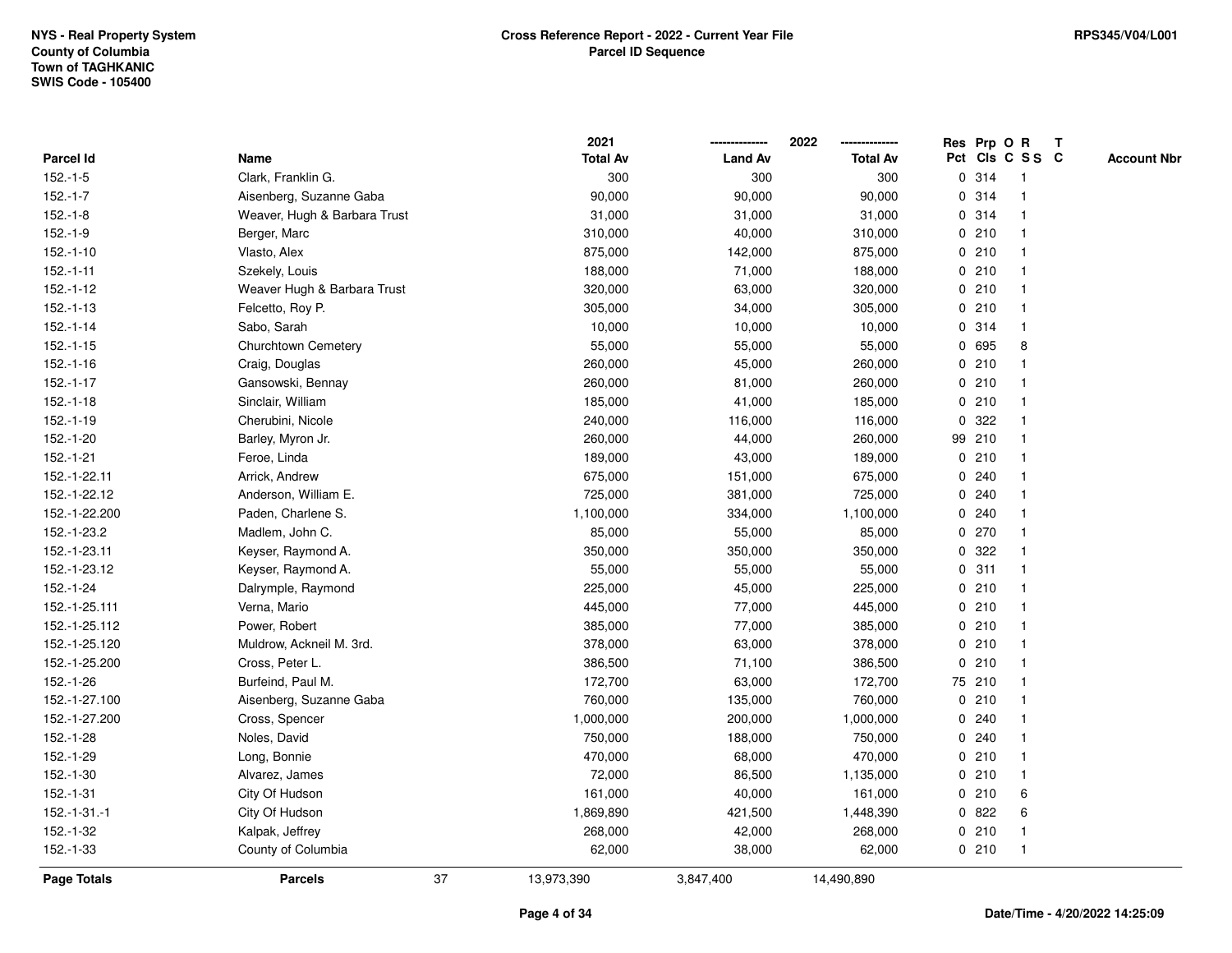NYS - Real Property System
County of Columbia
Town of TAGHKANIC
SWIS Code - 105400

**Cross Reference Report - 2022 - Current Year File**
**Parcel ID Sequence**

RPS345/V04/L001

| Parcel Id | Name | 2021 Total Av | 2022 Land Av | 2022 Total Av | Res Pct | Prp Cls | O C | R S S | T C | Account Nbr |
|---|---|---|---|---|---|---|---|---|---|---|
| 152.-1-5 | Clark, Franklin G. | 300 | 300 | 300 | 0 | 314 | | 1 | | |
| 152.-1-7 | Aisenberg, Suzanne Gaba | 90,000 | 90,000 | 90,000 | 0 | 314 | | 1 | | |
| 152.-1-8 | Weaver, Hugh & Barbara Trust | 31,000 | 31,000 | 31,000 | 0 | 314 | | 1 | | |
| 152.-1-9 | Berger, Marc | 310,000 | 40,000 | 310,000 | 0 | 210 | | 1 | | |
| 152.-1-10 | Vlasto, Alex | 875,000 | 142,000 | 875,000 | 0 | 210 | | 1 | | |
| 152.-1-11 | Szekely, Louis | 188,000 | 71,000 | 188,000 | 0 | 210 | | 1 | | |
| 152.-1-12 | Weaver Hugh & Barbara Trust | 320,000 | 63,000 | 320,000 | 0 | 210 | | 1 | | |
| 152.-1-13 | Felcetto, Roy P. | 305,000 | 34,000 | 305,000 | 0 | 210 | | 1 | | |
| 152.-1-14 | Sabo, Sarah | 10,000 | 10,000 | 10,000 | 0 | 314 | | 1 | | |
| 152.-1-15 | Churchtown Cemetery | 55,000 | 55,000 | 55,000 | 0 | 695 | | 8 | | |
| 152.-1-16 | Craig, Douglas | 260,000 | 45,000 | 260,000 | 0 | 210 | | 1 | | |
| 152.-1-17 | Gansowski, Bennay | 260,000 | 81,000 | 260,000 | 0 | 210 | | 1 | | |
| 152.-1-18 | Sinclair, William | 185,000 | 41,000 | 185,000 | 0 | 210 | | 1 | | |
| 152.-1-19 | Cherubini, Nicole | 240,000 | 116,000 | 116,000 | 0 | 322 | | 1 | | |
| 152.-1-20 | Barley, Myron Jr. | 260,000 | 44,000 | 260,000 | 99 | 210 | | 1 | | |
| 152.-1-21 | Feroe, Linda | 189,000 | 43,000 | 189,000 | 0 | 210 | | 1 | | |
| 152.-1-22.11 | Arrick, Andrew | 675,000 | 151,000 | 675,000 | 0 | 240 | | 1 | | |
| 152.-1-22.12 | Anderson, William E. | 725,000 | 381,000 | 725,000 | 0 | 240 | | 1 | | |
| 152.-1-22.200 | Paden, Charlene S. | 1,100,000 | 334,000 | 1,100,000 | 0 | 240 | | 1 | | |
| 152.-1-23.2 | Madlem, John C. | 85,000 | 55,000 | 85,000 | 0 | 270 | | 1 | | |
| 152.-1-23.11 | Keyser, Raymond A. | 350,000 | 350,000 | 350,000 | 0 | 322 | | 1 | | |
| 152.-1-23.12 | Keyser, Raymond A. | 55,000 | 55,000 | 55,000 | 0 | 311 | | 1 | | |
| 152.-1-24 | Dalrymple, Raymond | 225,000 | 45,000 | 225,000 | 0 | 210 | | 1 | | |
| 152.-1-25.111 | Verna, Mario | 445,000 | 77,000 | 445,000 | 0 | 210 | | 1 | | |
| 152.-1-25.112 | Power, Robert | 385,000 | 77,000 | 385,000 | 0 | 210 | | 1 | | |
| 152.-1-25.120 | Muldrow, Ackneil M. 3rd. | 378,000 | 63,000 | 378,000 | 0 | 210 | | 1 | | |
| 152.-1-25.200 | Cross, Peter L. | 386,500 | 71,100 | 386,500 | 0 | 210 | | 1 | | |
| 152.-1-26 | Burfeind, Paul M. | 172,700 | 63,000 | 172,700 | 75 | 210 | | 1 | | |
| 152.-1-27.100 | Aisenberg, Suzanne Gaba | 760,000 | 135,000 | 760,000 | 0 | 210 | | 1 | | |
| 152.-1-27.200 | Cross, Spencer | 1,000,000 | 200,000 | 1,000,000 | 0 | 240 | | 1 | | |
| 152.-1-28 | Noles, David | 750,000 | 188,000 | 750,000 | 0 | 240 | | 1 | | |
| 152.-1-29 | Long, Bonnie | 470,000 | 68,000 | 470,000 | 0 | 210 | | 1 | | |
| 152.-1-30 | Alvarez, James | 72,000 | 86,500 | 1,135,000 | 0 | 210 | | 1 | | |
| 152.-1-31 | City Of Hudson | 161,000 | 40,000 | 161,000 | 0 | 210 | | 6 | | |
| 152.-1-31.-1 | City Of Hudson | 1,869,890 | 421,500 | 1,448,390 | 0 | 822 | | 6 | | |
| 152.-1-32 | Kalpak, Jeffrey | 268,000 | 42,000 | 268,000 | 0 | 210 | | 1 | | |
| 152.-1-33 | County of Columbia | 62,000 | 38,000 | 62,000 | 0 | 210 | | 1 | | |
| **Page Totals** | **Parcels** 37 | 13,973,390 | 3,847,400 | 14,490,890 | | | | | | |

Date/Time - 4/20/2022 14:25:09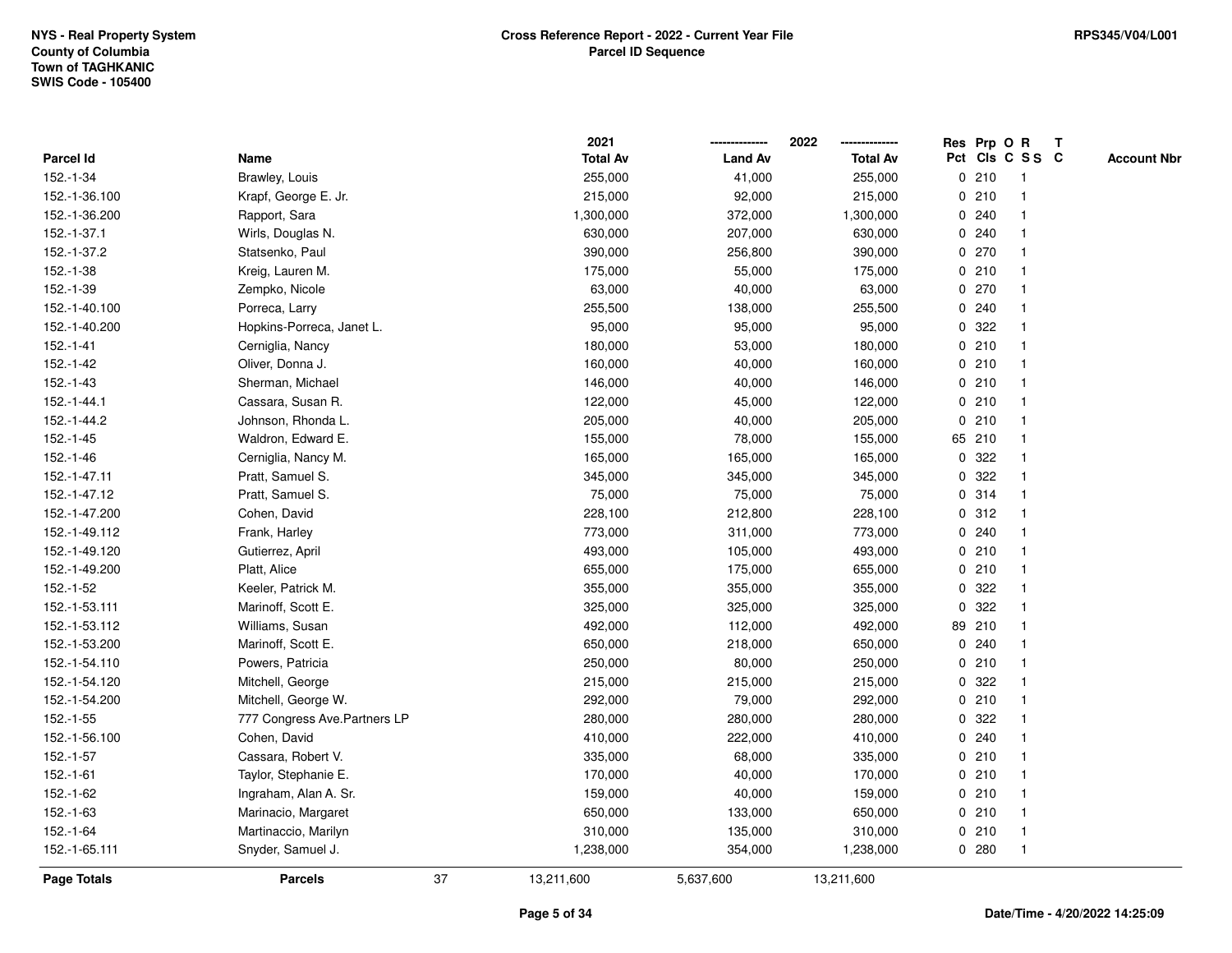| Parcel Id | Name | 2021 Total Av | 2022 Land Av | 2022 Total Av | Res Pct | Prp Cls | O C | R S S | T C | Account Nbr |
|---|---|---|---|---|---|---|---|---|---|---|
| 152.-1-34 | Brawley, Louis | 255,000 | 41,000 | 255,000 | 0 | 210 | | 1 | | |
| 152.-1-36.100 | Krapf, George E. Jr. | 215,000 | 92,000 | 215,000 | 0 | 210 | | 1 | | |
| 152.-1-36.200 | Rapport, Sara | 1,300,000 | 372,000 | 1,300,000 | 0 | 240 | | 1 | | |
| 152.-1-37.1 | Wirls, Douglas N. | 630,000 | 207,000 | 630,000 | 0 | 240 | | 1 | | |
| 152.-1-37.2 | Statsenko, Paul | 390,000 | 256,800 | 390,000 | 0 | 270 | | 1 | | |
| 152.-1-38 | Kreig, Lauren M. | 175,000 | 55,000 | 175,000 | 0 | 210 | | 1 | | |
| 152.-1-39 | Zempko, Nicole | 63,000 | 40,000 | 63,000 | 0 | 270 | | 1 | | |
| 152.-1-40.100 | Porreca, Larry | 255,500 | 138,000 | 255,500 | 0 | 240 | | 1 | | |
| 152.-1-40.200 | Hopkins-Porreca, Janet L. | 95,000 | 95,000 | 95,000 | 0 | 322 | | 1 | | |
| 152.-1-41 | Cerniglia, Nancy | 180,000 | 53,000 | 180,000 | 0 | 210 | | 1 | | |
| 152.-1-42 | Oliver, Donna J. | 160,000 | 40,000 | 160,000 | 0 | 210 | | 1 | | |
| 152.-1-43 | Sherman, Michael | 146,000 | 40,000 | 146,000 | 0 | 210 | | 1 | | |
| 152.-1-44.1 | Cassara, Susan R. | 122,000 | 45,000 | 122,000 | 0 | 210 | | 1 | | |
| 152.-1-44.2 | Johnson, Rhonda L. | 205,000 | 40,000 | 205,000 | 0 | 210 | | 1 | | |
| 152.-1-45 | Waldron, Edward E. | 155,000 | 78,000 | 155,000 | 65 | 210 | | 1 | | |
| 152.-1-46 | Cerniglia, Nancy M. | 165,000 | 165,000 | 165,000 | 0 | 322 | | 1 | | |
| 152.-1-47.11 | Pratt, Samuel S. | 345,000 | 345,000 | 345,000 | 0 | 322 | | 1 | | |
| 152.-1-47.12 | Pratt, Samuel S. | 75,000 | 75,000 | 75,000 | 0 | 314 | | 1 | | |
| 152.-1-47.200 | Cohen, David | 228,100 | 212,800 | 228,100 | 0 | 312 | | 1 | | |
| 152.-1-49.112 | Frank, Harley | 773,000 | 311,000 | 773,000 | 0 | 240 | | 1 | | |
| 152.-1-49.120 | Gutierrez, April | 493,000 | 105,000 | 493,000 | 0 | 210 | | 1 | | |
| 152.-1-49.200 | Platt, Alice | 655,000 | 175,000 | 655,000 | 0 | 210 | | 1 | | |
| 152.-1-52 | Keeler, Patrick M. | 355,000 | 355,000 | 355,000 | 0 | 322 | | 1 | | |
| 152.-1-53.111 | Marinoff, Scott E. | 325,000 | 325,000 | 325,000 | 0 | 322 | | 1 | | |
| 152.-1-53.112 | Williams, Susan | 492,000 | 112,000 | 492,000 | 89 | 210 | | 1 | | |
| 152.-1-53.200 | Marinoff, Scott E. | 650,000 | 218,000 | 650,000 | 0 | 240 | | 1 | | |
| 152.-1-54.110 | Powers, Patricia | 250,000 | 80,000 | 250,000 | 0 | 210 | | 1 | | |
| 152.-1-54.120 | Mitchell, George | 215,000 | 215,000 | 215,000 | 0 | 322 | | 1 | | |
| 152.-1-54.200 | Mitchell, George W. | 292,000 | 79,000 | 292,000 | 0 | 210 | | 1 | | |
| 152.-1-55 | 777 Congress Ave.Partners LP | 280,000 | 280,000 | 280,000 | 0 | 322 | | 1 | | |
| 152.-1-56.100 | Cohen, David | 410,000 | 222,000 | 410,000 | 0 | 240 | | 1 | | |
| 152.-1-57 | Cassara, Robert V. | 335,000 | 68,000 | 335,000 | 0 | 210 | | 1 | | |
| 152.-1-61 | Taylor, Stephanie E. | 170,000 | 40,000 | 170,000 | 0 | 210 | | 1 | | |
| 152.-1-62 | Ingraham, Alan A. Sr. | 159,000 | 40,000 | 159,000 | 0 | 210 | | 1 | | |
| 152.-1-63 | Marinacio, Margaret | 650,000 | 133,000 | 650,000 | 0 | 210 | | 1 | | |
| 152.-1-64 | Martinaccio, Marilyn | 310,000 | 135,000 | 310,000 | 0 | 210 | | 1 | | |
| 152.-1-65.111 | Snyder, Samuel J. | 1,238,000 | 354,000 | 1,238,000 | 0 | 280 | | 1 | | |
| **Page Totals** | **Parcels** 37 | 13,211,600 | 5,637,600 | 13,211,600 | | | | | | |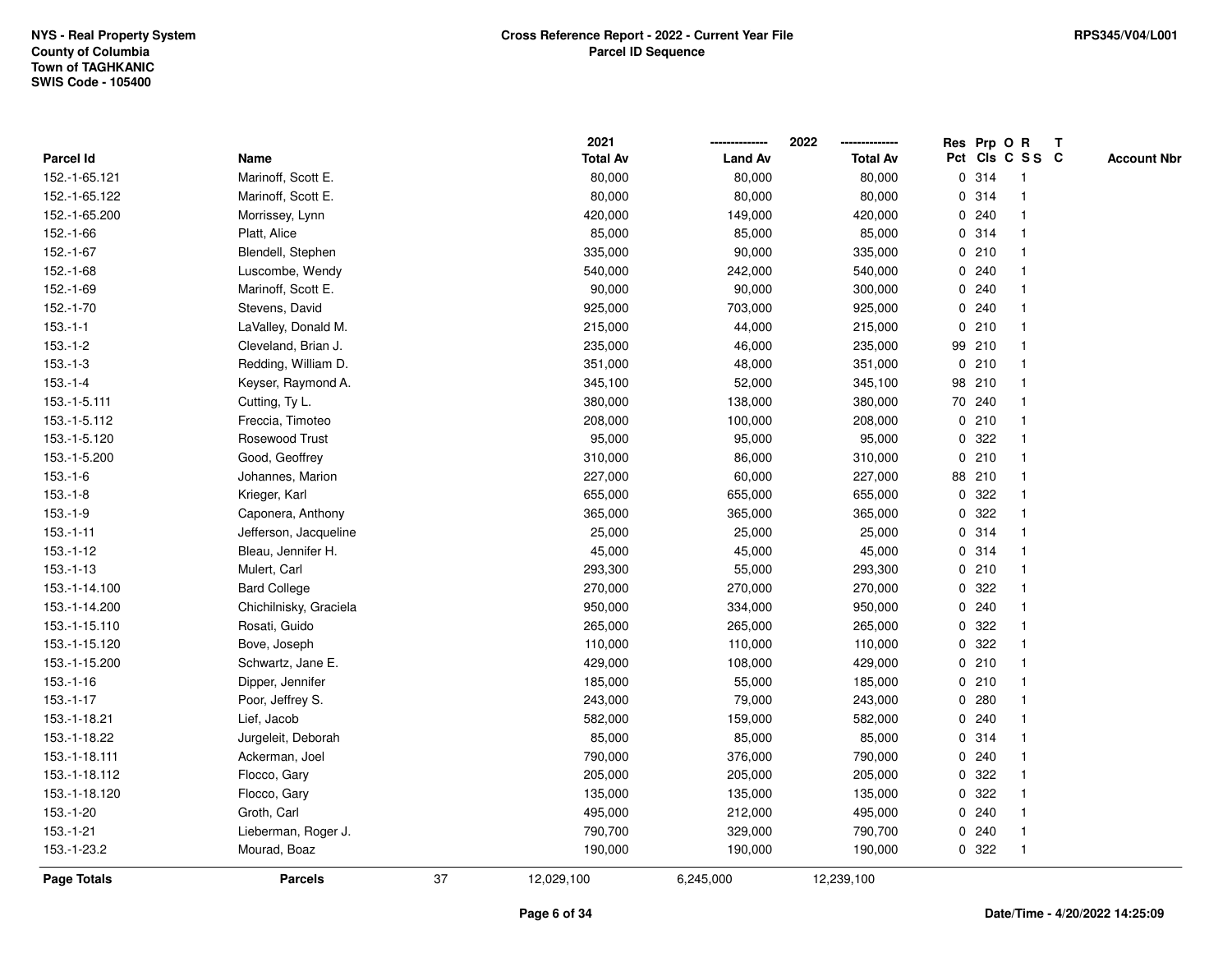NYS - Real Property System
County of Columbia
Town of TAGHKANIC
SWIS Code - 105400

**Cross Reference Report - 2022 - Current Year File**
**Parcel ID Sequence**

RPS345/V04/L001

| Parcel Id | Name | 2021 Total Av | 2022 Land Av | 2022 Total Av | Res Pct | Prp Cls | O C | R S S | T C | Account Nbr |
|---|---|---|---|---|---|---|---|---|---|---|
| 152.-1-65.121 | Marinoff, Scott E. | 80,000 | 80,000 | 80,000 | 0 | 314 | | 1 | | |
| 152.-1-65.122 | Marinoff, Scott E. | 80,000 | 80,000 | 80,000 | 0 | 314 | | 1 | | |
| 152.-1-65.200 | Morrissey, Lynn | 420,000 | 149,000 | 420,000 | 0 | 240 | | 1 | | |
| 152.-1-66 | Platt, Alice | 85,000 | 85,000 | 85,000 | 0 | 314 | | 1 | | |
| 152.-1-67 | Blendell, Stephen | 335,000 | 90,000 | 335,000 | 0 | 210 | | 1 | | |
| 152.-1-68 | Luscombe, Wendy | 540,000 | 242,000 | 540,000 | 0 | 240 | | 1 | | |
| 152.-1-69 | Marinoff, Scott E. | 90,000 | 90,000 | 300,000 | 0 | 240 | | 1 | | |
| 152.-1-70 | Stevens, David | 925,000 | 703,000 | 925,000 | 0 | 240 | | 1 | | |
| 153.-1-1 | LaValley, Donald M. | 215,000 | 44,000 | 215,000 | 0 | 210 | | 1 | | |
| 153.-1-2 | Cleveland, Brian J. | 235,000 | 46,000 | 235,000 | 99 | 210 | | 1 | | |
| 153.-1-3 | Redding, William D. | 351,000 | 48,000 | 351,000 | 0 | 210 | | 1 | | |
| 153.-1-4 | Keyser, Raymond A. | 345,100 | 52,000 | 345,100 | 98 | 210 | | 1 | | |
| 153.-1-5.111 | Cutting, Ty L. | 380,000 | 138,000 | 380,000 | 70 | 240 | | 1 | | |
| 153.-1-5.112 | Freccia, Timoteo | 208,000 | 100,000 | 208,000 | 0 | 210 | | 1 | | |
| 153.-1-5.120 | Rosewood Trust | 95,000 | 95,000 | 95,000 | 0 | 322 | | 1 | | |
| 153.-1-5.200 | Good, Geoffrey | 310,000 | 86,000 | 310,000 | 0 | 210 | | 1 | | |
| 153.-1-6 | Johannes, Marion | 227,000 | 60,000 | 227,000 | 88 | 210 | | 1 | | |
| 153.-1-8 | Krieger, Karl | 655,000 | 655,000 | 655,000 | 0 | 322 | | 1 | | |
| 153.-1-9 | Caponera, Anthony | 365,000 | 365,000 | 365,000 | 0 | 322 | | 1 | | |
| 153.-1-11 | Jefferson, Jacqueline | 25,000 | 25,000 | 25,000 | 0 | 314 | | 1 | | |
| 153.-1-12 | Bleau, Jennifer H. | 45,000 | 45,000 | 45,000 | 0 | 314 | | 1 | | |
| 153.-1-13 | Mulert, Carl | 293,300 | 55,000 | 293,300 | 0 | 210 | | 1 | | |
| 153.-1-14.100 | Bard College | 270,000 | 270,000 | 270,000 | 0 | 322 | | 1 | | |
| 153.-1-14.200 | Chichilnisky, Graciela | 950,000 | 334,000 | 950,000 | 0 | 240 | | 1 | | |
| 153.-1-15.110 | Rosati, Guido | 265,000 | 265,000 | 265,000 | 0 | 322 | | 1 | | |
| 153.-1-15.120 | Bove, Joseph | 110,000 | 110,000 | 110,000 | 0 | 322 | | 1 | | |
| 153.-1-15.200 | Schwartz, Jane E. | 429,000 | 108,000 | 429,000 | 0 | 210 | | 1 | | |
| 153.-1-16 | Dipper, Jennifer | 185,000 | 55,000 | 185,000 | 0 | 210 | | 1 | | |
| 153.-1-17 | Poor, Jeffrey S. | 243,000 | 79,000 | 243,000 | 0 | 280 | | 1 | | |
| 153.-1-18.21 | Lief, Jacob | 582,000 | 159,000 | 582,000 | 0 | 240 | | 1 | | |
| 153.-1-18.22 | Jurgeleit, Deborah | 85,000 | 85,000 | 85,000 | 0 | 314 | | 1 | | |
| 153.-1-18.111 | Ackerman, Joel | 790,000 | 376,000 | 790,000 | 0 | 240 | | 1 | | |
| 153.-1-18.112 | Flocco, Gary | 205,000 | 205,000 | 205,000 | 0 | 322 | | 1 | | |
| 153.-1-18.120 | Flocco, Gary | 135,000 | 135,000 | 135,000 | 0 | 322 | | 1 | | |
| 153.-1-20 | Groth, Carl | 495,000 | 212,000 | 495,000 | 0 | 240 | | 1 | | |
| 153.-1-21 | Lieberman, Roger J. | 790,700 | 329,000 | 790,700 | 0 | 240 | | 1 | | |
| 153.-1-23.2 | Mourad, Boaz | 190,000 | 190,000 | 190,000 | 0 | 322 | | 1 | | |
| **Page Totals** | **Parcels** 37 | 12,029,100 | 6,245,000 | 12,239,100 | | | | | | |

Date/Time - 4/20/2022 14:25:09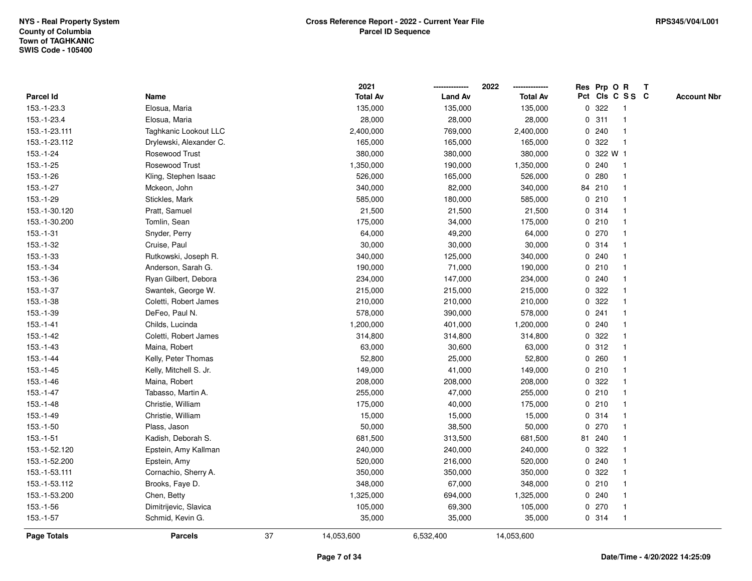NYS - Real Property System
County of Columbia
Town of TAGHKANIC
SWIS Code - 105400

**Cross Reference Report - 2022 - Current Year File**
**Parcel ID Sequence**

RPS345/V04/L001

| Parcel Id | Name | 2021 Total Av | 2022 Land Av | 2022 Total Av | Res Pct | Prp Cls | O C | R SS | T C | Account Nbr |
|---|---|---|---|---|---|---|---|---|---|---|
| 153.-1-23.3 | Elosua, Maria | 135,000 | 135,000 | 135,000 | 0 | 322 | | 1 | | |
| 153.-1-23.4 | Elosua, Maria | 28,000 | 28,000 | 28,000 | 0 | 311 | | 1 | | |
| 153.-1-23.111 | Taghkanic Lookout LLC | 2,400,000 | 769,000 | 2,400,000 | 0 | 240 | | 1 | | |
| 153.-1-23.112 | Drylewski, Alexander C. | 165,000 | 165,000 | 165,000 | 0 | 322 | | 1 | | |
| 153.-1-24 | Rosewood Trust | 380,000 | 380,000 | 380,000 | 0 | 322 | W | 1 | | |
| 153.-1-25 | Rosewood Trust | 1,350,000 | 190,000 | 1,350,000 | 0 | 240 | | 1 | | |
| 153.-1-26 | Kling, Stephen Isaac | 526,000 | 165,000 | 526,000 | 0 | 280 | | 1 | | |
| 153.-1-27 | Mckeon, John | 340,000 | 82,000 | 340,000 | 84 | 210 | | 1 | | |
| 153.-1-29 | Stickles, Mark | 585,000 | 180,000 | 585,000 | 0 | 210 | | 1 | | |
| 153.-1-30.120 | Pratt, Samuel | 21,500 | 21,500 | 21,500 | 0 | 314 | | 1 | | |
| 153.-1-30.200 | Tomlin, Sean | 175,000 | 34,000 | 175,000 | 0 | 210 | | 1 | | |
| 153.-1-31 | Snyder, Perry | 64,000 | 49,200 | 64,000 | 0 | 270 | | 1 | | |
| 153.-1-32 | Cruise, Paul | 30,000 | 30,000 | 30,000 | 0 | 314 | | 1 | | |
| 153.-1-33 | Rutkowski, Joseph R. | 340,000 | 125,000 | 340,000 | 0 | 240 | | 1 | | |
| 153.-1-34 | Anderson, Sarah G. | 190,000 | 71,000 | 190,000 | 0 | 210 | | 1 | | |
| 153.-1-36 | Ryan Gilbert, Debora | 234,000 | 147,000 | 234,000 | 0 | 240 | | 1 | | |
| 153.-1-37 | Swantek, George W. | 215,000 | 215,000 | 215,000 | 0 | 322 | | 1 | | |
| 153.-1-38 | Coletti, Robert James | 210,000 | 210,000 | 210,000 | 0 | 322 | | 1 | | |
| 153.-1-39 | DeFeo, Paul N. | 578,000 | 390,000 | 578,000 | 0 | 241 | | 1 | | |
| 153.-1-41 | Childs, Lucinda | 1,200,000 | 401,000 | 1,200,000 | 0 | 240 | | 1 | | |
| 153.-1-42 | Coletti, Robert James | 314,800 | 314,800 | 314,800 | 0 | 322 | | 1 | | |
| 153.-1-43 | Maina, Robert | 63,000 | 30,600 | 63,000 | 0 | 312 | | 1 | | |
| 153.-1-44 | Kelly, Peter Thomas | 52,800 | 25,000 | 52,800 | 0 | 260 | | 1 | | |
| 153.-1-45 | Kelly, Mitchell S. Jr. | 149,000 | 41,000 | 149,000 | 0 | 210 | | 1 | | |
| 153.-1-46 | Maina, Robert | 208,000 | 208,000 | 208,000 | 0 | 322 | | 1 | | |
| 153.-1-47 | Tabasso, Martin A. | 255,000 | 47,000 | 255,000 | 0 | 210 | | 1 | | |
| 153.-1-48 | Christie, William | 175,000 | 40,000 | 175,000 | 0 | 210 | | 1 | | |
| 153.-1-49 | Christie, William | 15,000 | 15,000 | 15,000 | 0 | 314 | | 1 | | |
| 153.-1-50 | Plass, Jason | 50,000 | 38,500 | 50,000 | 0 | 270 | | 1 | | |
| 153.-1-51 | Kadish, Deborah S. | 681,500 | 313,500 | 681,500 | 81 | 240 | | 1 | | |
| 153.-1-52.120 | Epstein, Amy Kallman | 240,000 | 240,000 | 240,000 | 0 | 322 | | 1 | | |
| 153.-1-52.200 | Epstein, Amy | 520,000 | 216,000 | 520,000 | 0 | 240 | | 1 | | |
| 153.-1-53.111 | Cornachio, Sherry A. | 350,000 | 350,000 | 350,000 | 0 | 322 | | 1 | | |
| 153.-1-53.112 | Brooks, Faye D. | 348,000 | 67,000 | 348,000 | 0 | 210 | | 1 | | |
| 153.-1-53.200 | Chen, Betty | 1,325,000 | 694,000 | 1,325,000 | 0 | 240 | | 1 | | |
| 153.-1-56 | Dimitrijevic, Slavica | 105,000 | 69,300 | 105,000 | 0 | 270 | | 1 | | |
| 153.-1-57 | Schmid, Kevin G. | 35,000 | 35,000 | 35,000 | 0 | 314 | | 1 | | |
| **Page Totals** | **Parcels** 37 | 14,053,600 | 6,532,400 | 14,053,600 | | | | | | |

Date/Time - 4/20/2022 14:25:09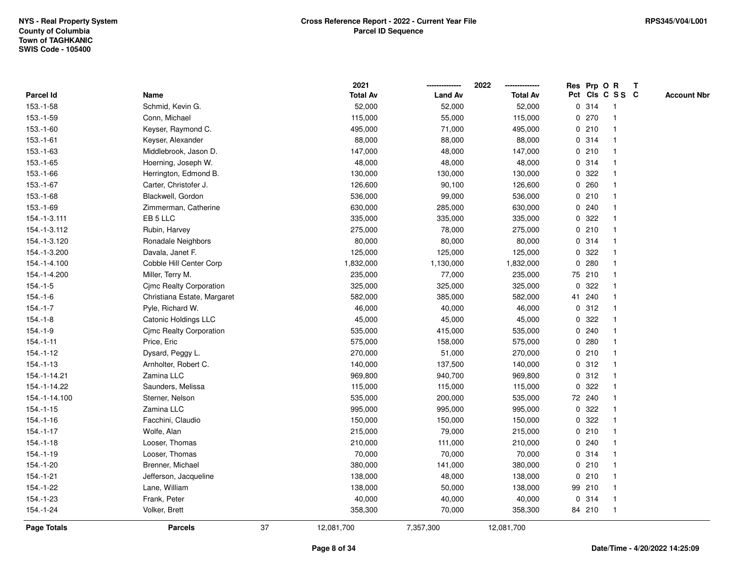NYS - Real Property System
County of Columbia
Town of TAGHKANIC
SWIS Code - 105400

**Cross Reference Report - 2022 - Current Year File**
**Parcel ID Sequence**

RPS345/V04/L001

| Parcel Id | Name | 2021 Total Av | 2022 Land Av | 2022 Total Av | Res Pct | Prp Cls | O C | R S S | T C | Account Nbr |
|---|---|---|---|---|---|---|---|---|---|---|
| 153.-1-58 | Schmid, Kevin G. | 52,000 | 52,000 | 52,000 | 0 | 314 | | 1 | | |
| 153.-1-59 | Conn, Michael | 115,000 | 55,000 | 115,000 | 0 | 270 | | 1 | | |
| 153.-1-60 | Keyser, Raymond C. | 495,000 | 71,000 | 495,000 | 0 | 210 | | 1 | | |
| 153.-1-61 | Keyser, Alexander | 88,000 | 88,000 | 88,000 | 0 | 314 | | 1 | | |
| 153.-1-63 | Middlebrook, Jason D. | 147,000 | 48,000 | 147,000 | 0 | 210 | | 1 | | |
| 153.-1-65 | Hoerning, Joseph W. | 48,000 | 48,000 | 48,000 | 0 | 314 | | 1 | | |
| 153.-1-66 | Herrington, Edmond B. | 130,000 | 130,000 | 130,000 | 0 | 322 | | 1 | | |
| 153.-1-67 | Carter, Christofer J. | 126,600 | 90,100 | 126,600 | 0 | 260 | | 1 | | |
| 153.-1-68 | Blackwell, Gordon | 536,000 | 99,000 | 536,000 | 0 | 210 | | 1 | | |
| 153.-1-69 | Zimmerman, Catherine | 630,000 | 285,000 | 630,000 | 0 | 240 | | 1 | | |
| 154.-1-3.111 | EB 5 LLC | 335,000 | 335,000 | 335,000 | 0 | 322 | | 1 | | |
| 154.-1-3.112 | Rubin, Harvey | 275,000 | 78,000 | 275,000 | 0 | 210 | | 1 | | |
| 154.-1-3.120 | Ronadale Neighbors | 80,000 | 80,000 | 80,000 | 0 | 314 | | 1 | | |
| 154.-1-3.200 | Davala, Janet F. | 125,000 | 125,000 | 125,000 | 0 | 322 | | 1 | | |
| 154.-1-4.100 | Cobble Hill Center Corp | 1,832,000 | 1,130,000 | 1,832,000 | 0 | 280 | | 1 | | |
| 154.-1-4.200 | Miller, Terry M. | 235,000 | 77,000 | 235,000 | 75 | 210 | | 1 | | |
| 154.-1-5 | Cjmc Realty Corporation | 325,000 | 325,000 | 325,000 | 0 | 322 | | 1 | | |
| 154.-1-6 | Christiana Estate, Margaret | 582,000 | 385,000 | 582,000 | 41 | 240 | | 1 | | |
| 154.-1-7 | Pyle, Richard W. | 46,000 | 40,000 | 46,000 | 0 | 312 | | 1 | | |
| 154.-1-8 | Catonic Holdings LLC | 45,000 | 45,000 | 45,000 | 0 | 322 | | 1 | | |
| 154.-1-9 | Cjmc Realty Corporation | 535,000 | 415,000 | 535,000 | 0 | 240 | | 1 | | |
| 154.-1-11 | Price, Eric | 575,000 | 158,000 | 575,000 | 0 | 280 | | 1 | | |
| 154.-1-12 | Dysard, Peggy L. | 270,000 | 51,000 | 270,000 | 0 | 210 | | 1 | | |
| 154.-1-13 | Arnholter, Robert C. | 140,000 | 137,500 | 140,000 | 0 | 312 | | 1 | | |
| 154.-1-14.21 | Zamina LLC | 969,800 | 940,700 | 969,800 | 0 | 312 | | 1 | | |
| 154.-1-14.22 | Saunders, Melissa | 115,000 | 115,000 | 115,000 | 0 | 322 | | 1 | | |
| 154.-1-14.100 | Sterner, Nelson | 535,000 | 200,000 | 535,000 | 72 | 240 | | 1 | | |
| 154.-1-15 | Zamina LLC | 995,000 | 995,000 | 995,000 | 0 | 322 | | 1 | | |
| 154.-1-16 | Facchini, Claudio | 150,000 | 150,000 | 150,000 | 0 | 322 | | 1 | | |
| 154.-1-17 | Wolfe, Alan | 215,000 | 79,000 | 215,000 | 0 | 210 | | 1 | | |
| 154.-1-18 | Looser, Thomas | 210,000 | 111,000 | 210,000 | 0 | 240 | | 1 | | |
| 154.-1-19 | Looser, Thomas | 70,000 | 70,000 | 70,000 | 0 | 314 | | 1 | | |
| 154.-1-20 | Brenner, Michael | 380,000 | 141,000 | 380,000 | 0 | 210 | | 1 | | |
| 154.-1-21 | Jefferson, Jacqueline | 138,000 | 48,000 | 138,000 | 0 | 210 | | 1 | | |
| 154.-1-22 | Lane, William | 138,000 | 50,000 | 138,000 | 99 | 210 | | 1 | | |
| 154.-1-23 | Frank, Peter | 40,000 | 40,000 | 40,000 | 0 | 314 | | 1 | | |
| 154.-1-24 | Volker, Brett | 358,300 | 70,000 | 358,300 | 84 | 210 | | 1 | | |
| **Page Totals** | **Parcels** 37 | 12,081,700 | 7,357,300 | 12,081,700 | | | | | | |

Date/Time - 4/20/2022 14:25:09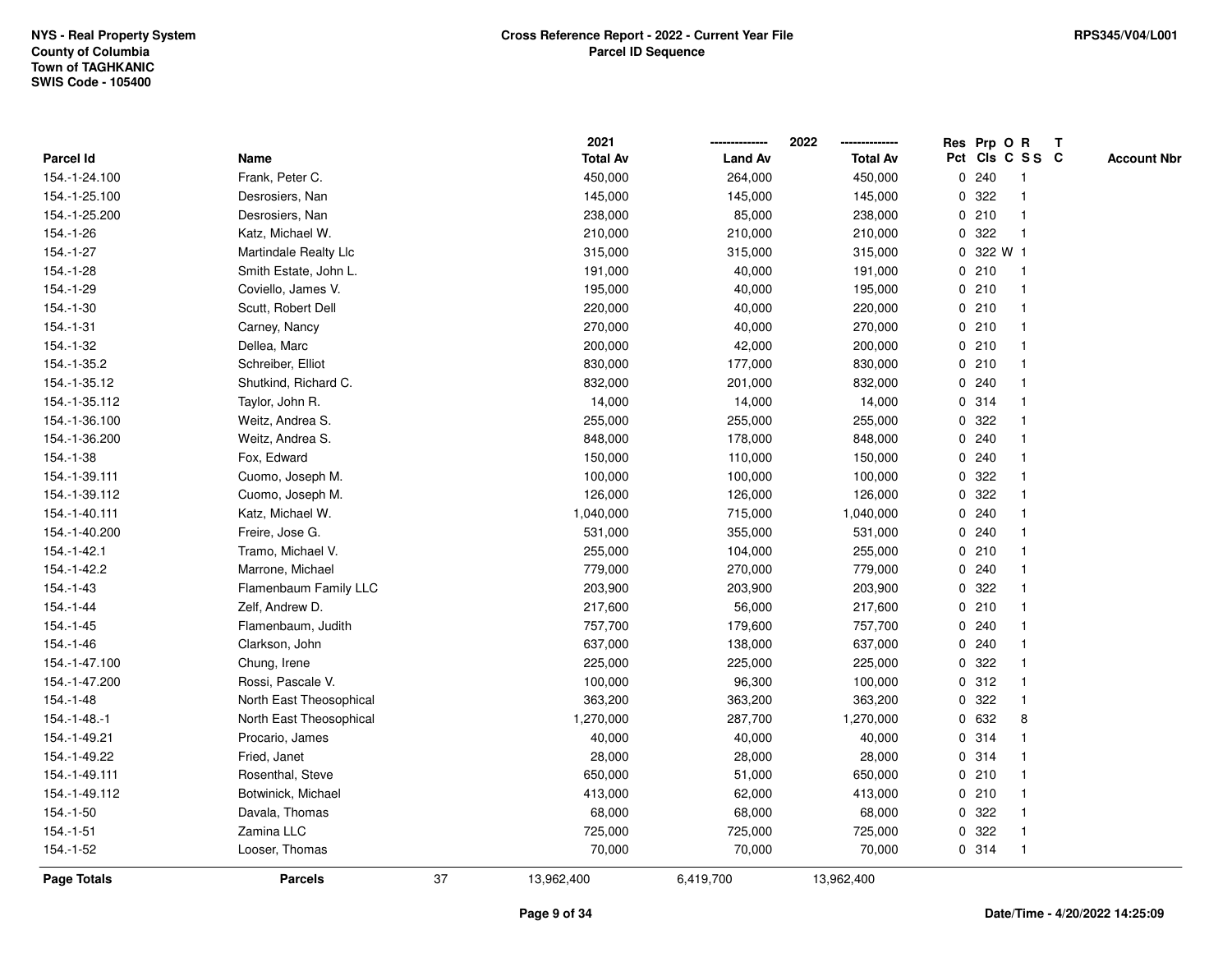NYS - Real Property System
County of Columbia
Town of TAGHKANIC
SWIS Code - 105400

**Cross Reference Report - 2022 - Current Year File**
**Parcel ID Sequence**

RPS345/V04/L001

| Parcel Id | Name | 2021 Total Av | 2022 Land Av | 2022 Total Av | Res Pct | Prp Cls | O C | R S S | T C | Account Nbr |
|---|---|---|---|---|---|---|---|---|---|---|
| 154.-1-24.100 | Frank, Peter C. | 450,000 | 264,000 | 450,000 | 0 | 240 | | 1 | | |
| 154.-1-25.100 | Desrosiers, Nan | 145,000 | 145,000 | 145,000 | 0 | 322 | | 1 | | |
| 154.-1-25.200 | Desrosiers, Nan | 238,000 | 85,000 | 238,000 | 0 | 210 | | 1 | | |
| 154.-1-26 | Katz, Michael W. | 210,000 | 210,000 | 210,000 | 0 | 322 | | 1 | | |
| 154.-1-27 | Martindale Realty Llc | 315,000 | 315,000 | 315,000 | 0 | 322 | W | 1 | | |
| 154.-1-28 | Smith Estate, John L. | 191,000 | 40,000 | 191,000 | 0 | 210 | | 1 | | |
| 154.-1-29 | Coviello, James V. | 195,000 | 40,000 | 195,000 | 0 | 210 | | 1 | | |
| 154.-1-30 | Scutt, Robert Dell | 220,000 | 40,000 | 220,000 | 0 | 210 | | 1 | | |
| 154.-1-31 | Carney, Nancy | 270,000 | 40,000 | 270,000 | 0 | 210 | | 1 | | |
| 154.-1-32 | Dellea, Marc | 200,000 | 42,000 | 200,000 | 0 | 210 | | 1 | | |
| 154.-1-35.2 | Schreiber, Elliot | 830,000 | 177,000 | 830,000 | 0 | 210 | | 1 | | |
| 154.-1-35.12 | Shutkind, Richard C. | 832,000 | 201,000 | 832,000 | 0 | 240 | | 1 | | |
| 154.-1-35.112 | Taylor, John R. | 14,000 | 14,000 | 14,000 | 0 | 314 | | 1 | | |
| 154.-1-36.100 | Weitz, Andrea S. | 255,000 | 255,000 | 255,000 | 0 | 322 | | 1 | | |
| 154.-1-36.200 | Weitz, Andrea S. | 848,000 | 178,000 | 848,000 | 0 | 240 | | 1 | | |
| 154.-1-38 | Fox, Edward | 150,000 | 110,000 | 150,000 | 0 | 240 | | 1 | | |
| 154.-1-39.111 | Cuomo, Joseph M. | 100,000 | 100,000 | 100,000 | 0 | 322 | | 1 | | |
| 154.-1-39.112 | Cuomo, Joseph M. | 126,000 | 126,000 | 126,000 | 0 | 322 | | 1 | | |
| 154.-1-40.111 | Katz, Michael W. | 1,040,000 | 715,000 | 1,040,000 | 0 | 240 | | 1 | | |
| 154.-1-40.200 | Freire, Jose G. | 531,000 | 355,000 | 531,000 | 0 | 240 | | 1 | | |
| 154.-1-42.1 | Tramo, Michael V. | 255,000 | 104,000 | 255,000 | 0 | 210 | | 1 | | |
| 154.-1-42.2 | Marrone, Michael | 779,000 | 270,000 | 779,000 | 0 | 240 | | 1 | | |
| 154.-1-43 | Flamenbaum Family LLC | 203,900 | 203,900 | 203,900 | 0 | 322 | | 1 | | |
| 154.-1-44 | Zelf, Andrew D. | 217,600 | 56,000 | 217,600 | 0 | 210 | | 1 | | |
| 154.-1-45 | Flamenbaum, Judith | 757,700 | 179,600 | 757,700 | 0 | 240 | | 1 | | |
| 154.-1-46 | Clarkson, John | 637,000 | 138,000 | 637,000 | 0 | 240 | | 1 | | |
| 154.-1-47.100 | Chung, Irene | 225,000 | 225,000 | 225,000 | 0 | 322 | | 1 | | |
| 154.-1-47.200 | Rossi, Pascale V. | 100,000 | 96,300 | 100,000 | 0 | 312 | | 1 | | |
| 154.-1-48 | North East Theosophical | 363,200 | 363,200 | 363,200 | 0 | 322 | | 1 | | |
| 154.-1-48.-1 | North East Theosophical | 1,270,000 | 287,700 | 1,270,000 | 0 | 632 | | 8 | | |
| 154.-1-49.21 | Procario, James | 40,000 | 40,000 | 40,000 | 0 | 314 | | 1 | | |
| 154.-1-49.22 | Fried, Janet | 28,000 | 28,000 | 28,000 | 0 | 314 | | 1 | | |
| 154.-1-49.111 | Rosenthal, Steve | 650,000 | 51,000 | 650,000 | 0 | 210 | | 1 | | |
| 154.-1-49.112 | Botwinick, Michael | 413,000 | 62,000 | 413,000 | 0 | 210 | | 1 | | |
| 154.-1-50 | Davala, Thomas | 68,000 | 68,000 | 68,000 | 0 | 322 | | 1 | | |
| 154.-1-51 | Zamina LLC | 725,000 | 725,000 | 725,000 | 0 | 322 | | 1 | | |
| 154.-1-52 | Looser, Thomas | 70,000 | 70,000 | 70,000 | 0 | 314 | | 1 | | |
| **Page Totals** | **Parcels** 37 | 13,962,400 | 6,419,700 | 13,962,400 | | | | | | |

**Date/Time - 4/20/2022 14:25:09**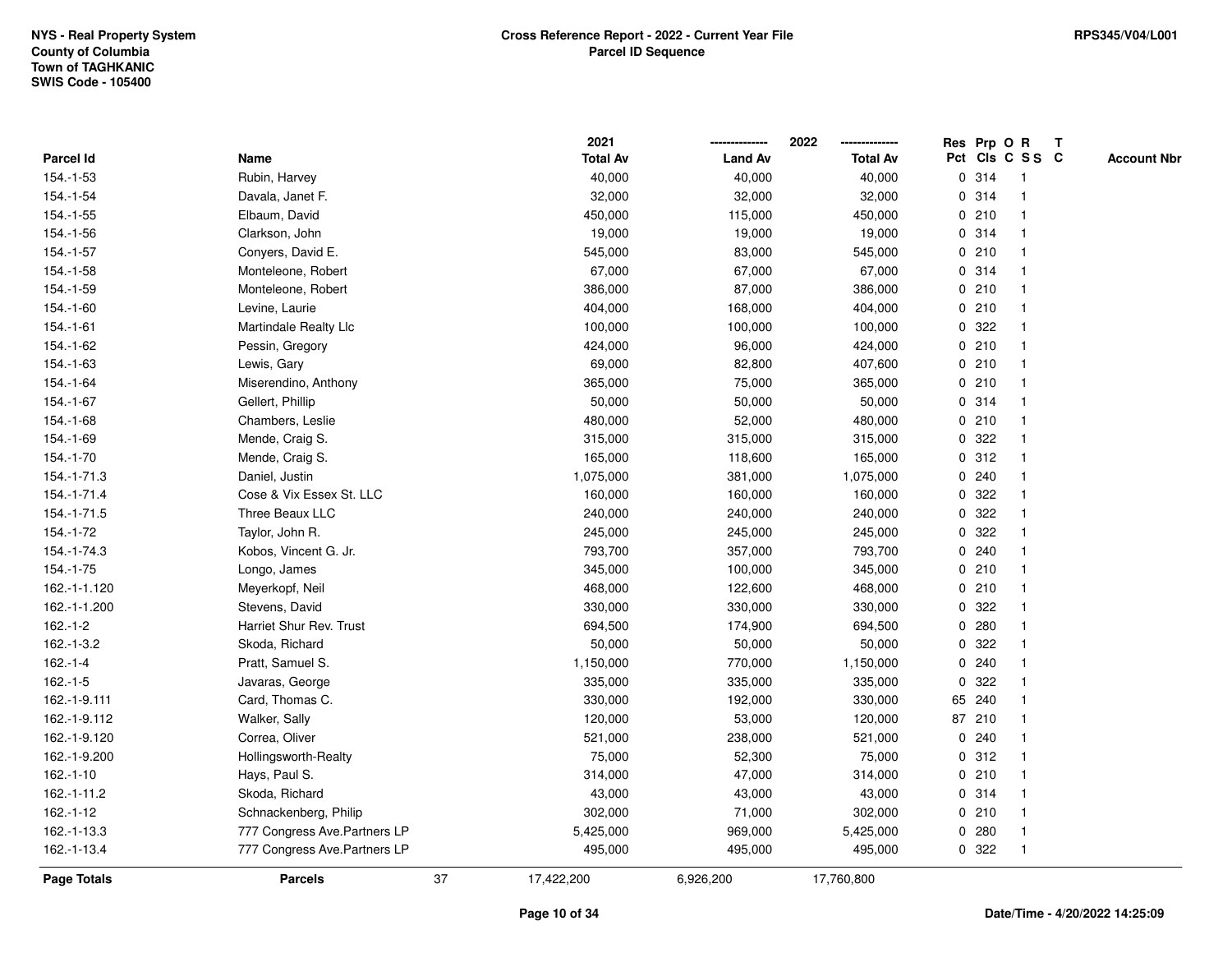NYS - Real Property System
County of Columbia
Town of TAGHKANIC
SWIS Code - 105400

**Cross Reference Report - 2022 - Current Year File**
**Parcel ID Sequence**

RPS345/V04/L001

| Parcel Id | Name | 2021 Total Av | 2022 Land Av | 2022 Total Av | Res Pct | Prp Cls | O C | R S S | T C | Account Nbr |
|---|---|---|---|---|---|---|---|---|---|---|
| 154.-1-53 | Rubin, Harvey | 40,000 | 40,000 | 40,000 | 0 | 314 | | 1 | | |
| 154.-1-54 | Davala, Janet F. | 32,000 | 32,000 | 32,000 | 0 | 314 | | 1 | | |
| 154.-1-55 | Elbaum, David | 450,000 | 115,000 | 450,000 | 0 | 210 | | 1 | | |
| 154.-1-56 | Clarkson, John | 19,000 | 19,000 | 19,000 | 0 | 314 | | 1 | | |
| 154.-1-57 | Conyers, David E. | 545,000 | 83,000 | 545,000 | 0 | 210 | | 1 | | |
| 154.-1-58 | Monteleone, Robert | 67,000 | 67,000 | 67,000 | 0 | 314 | | 1 | | |
| 154.-1-59 | Monteleone, Robert | 386,000 | 87,000 | 386,000 | 0 | 210 | | 1 | | |
| 154.-1-60 | Levine, Laurie | 404,000 | 168,000 | 404,000 | 0 | 210 | | 1 | | |
| 154.-1-61 | Martindale Realty Llc | 100,000 | 100,000 | 100,000 | 0 | 322 | | 1 | | |
| 154.-1-62 | Pessin, Gregory | 424,000 | 96,000 | 424,000 | 0 | 210 | | 1 | | |
| 154.-1-63 | Lewis, Gary | 69,000 | 82,800 | 407,600 | 0 | 210 | | 1 | | |
| 154.-1-64 | Miserendino, Anthony | 365,000 | 75,000 | 365,000 | 0 | 210 | | 1 | | |
| 154.-1-67 | Gellert, Phillip | 50,000 | 50,000 | 50,000 | 0 | 314 | | 1 | | |
| 154.-1-68 | Chambers, Leslie | 480,000 | 52,000 | 480,000 | 0 | 210 | | 1 | | |
| 154.-1-69 | Mende, Craig S. | 315,000 | 315,000 | 315,000 | 0 | 322 | | 1 | | |
| 154.-1-70 | Mende, Craig S. | 165,000 | 118,600 | 165,000 | 0 | 312 | | 1 | | |
| 154.-1-71.3 | Daniel, Justin | 1,075,000 | 381,000 | 1,075,000 | 0 | 240 | | 1 | | |
| 154.-1-71.4 | Cose & Vix Essex St. LLC | 160,000 | 160,000 | 160,000 | 0 | 322 | | 1 | | |
| 154.-1-71.5 | Three Beaux LLC | 240,000 | 240,000 | 240,000 | 0 | 322 | | 1 | | |
| 154.-1-72 | Taylor, John R. | 245,000 | 245,000 | 245,000 | 0 | 322 | | 1 | | |
| 154.-1-74.3 | Kobos, Vincent G. Jr. | 793,700 | 357,000 | 793,700 | 0 | 240 | | 1 | | |
| 154.-1-75 | Longo, James | 345,000 | 100,000 | 345,000 | 0 | 210 | | 1 | | |
| 162.-1-1.120 | Meyerkopf, Neil | 468,000 | 122,600 | 468,000 | 0 | 210 | | 1 | | |
| 162.-1-1.200 | Stevens, David | 330,000 | 330,000 | 330,000 | 0 | 322 | | 1 | | |
| 162.-1-2 | Harriet Shur Rev. Trust | 694,500 | 174,900 | 694,500 | 0 | 280 | | 1 | | |
| 162.-1-3.2 | Skoda, Richard | 50,000 | 50,000 | 50,000 | 0 | 322 | | 1 | | |
| 162.-1-4 | Pratt, Samuel S. | 1,150,000 | 770,000 | 1,150,000 | 0 | 240 | | 1 | | |
| 162.-1-5 | Javaras, George | 335,000 | 335,000 | 335,000 | 0 | 322 | | 1 | | |
| 162.-1-9.111 | Card, Thomas C. | 330,000 | 192,000 | 330,000 | 65 | 240 | | 1 | | |
| 162.-1-9.112 | Walker, Sally | 120,000 | 53,000 | 120,000 | 87 | 210 | | 1 | | |
| 162.-1-9.120 | Correa, Oliver | 521,000 | 238,000 | 521,000 | 0 | 240 | | 1 | | |
| 162.-1-9.200 | Hollingsworth-Realty | 75,000 | 52,300 | 75,000 | 0 | 312 | | 1 | | |
| 162.-1-10 | Hays, Paul S. | 314,000 | 47,000 | 314,000 | 0 | 210 | | 1 | | |
| 162.-1-11.2 | Skoda, Richard | 43,000 | 43,000 | 43,000 | 0 | 314 | | 1 | | |
| 162.-1-12 | Schnackenberg, Philip | 302,000 | 71,000 | 302,000 | 0 | 210 | | 1 | | |
| 162.-1-13.3 | 777 Congress Ave.Partners LP | 5,425,000 | 969,000 | 5,425,000 | 0 | 280 | | 1 | | |
| 162.-1-13.4 | 777 Congress Ave.Partners LP | 495,000 | 495,000 | 495,000 | 0 | 322 | | 1 | | |
| **Page Totals** | **Parcels** 37 | 17,422,200 | 6,926,200 | 17,760,800 | | | | | | |

**Date/Time - 4/20/2022 14:25:09**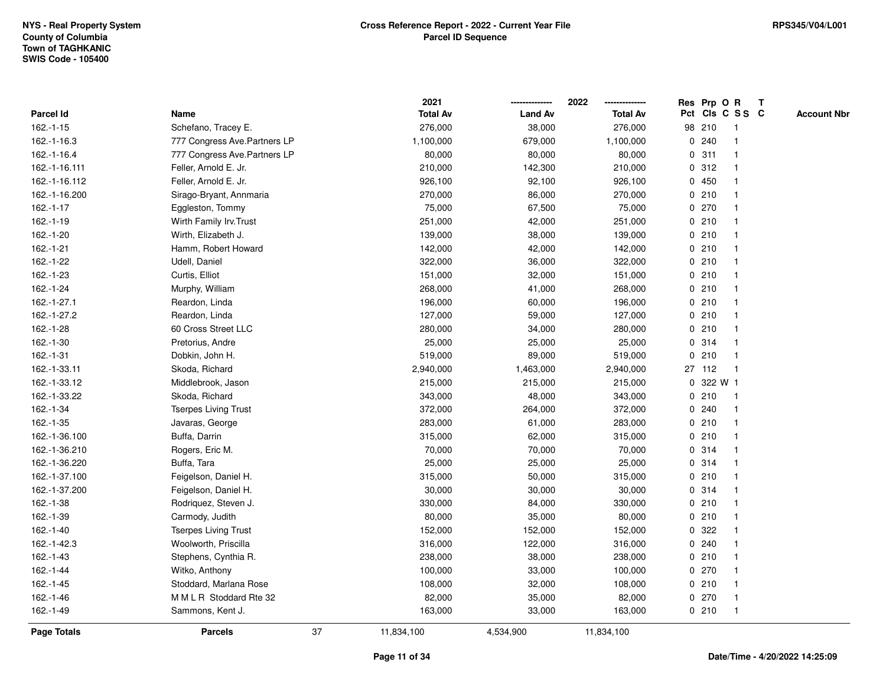**NYS - Real Property System**
**County of Columbia**
**Town of TAGHKANIC**
**SWIS Code - 105400**

**Cross Reference Report - 2022 - Current Year File**
**Parcel ID Sequence**

**RPS345/V04/L001**

| Parcel Id | Name | | 2021 Total Av | 2022 Land Av | 2022 Total Av | Res Pct | Prp Cls | O C | R S S | T C | Account Nbr |
|---|---|---|---|---|---|---|---|---|---|---|---|
| 162.-1-15 | Schefano, Tracey E. | | 276,000 | 38,000 | 276,000 | 98 | 210 | | 1 | | |
| 162.-1-16.3 | 777 Congress Ave.Partners LP | | 1,100,000 | 679,000 | 1,100,000 | 0 | 240 | | 1 | | |
| 162.-1-16.4 | 777 Congress Ave.Partners LP | | 80,000 | 80,000 | 80,000 | 0 | 311 | | 1 | | |
| 162.-1-16.111 | Feller, Arnold E. Jr. | | 210,000 | 142,300 | 210,000 | 0 | 312 | | 1 | | |
| 162.-1-16.112 | Feller, Arnold E. Jr. | | 926,100 | 92,100 | 926,100 | 0 | 450 | | 1 | | |
| 162.-1-16.200 | Sirago-Bryant, Annmaria | | 270,000 | 86,000 | 270,000 | 0 | 210 | | 1 | | |
| 162.-1-17 | Eggleston, Tommy | | 75,000 | 67,500 | 75,000 | 0 | 270 | | 1 | | |
| 162.-1-19 | Wirth Family Irv.Trust | | 251,000 | 42,000 | 251,000 | 0 | 210 | | 1 | | |
| 162.-1-20 | Wirth, Elizabeth J. | | 139,000 | 38,000 | 139,000 | 0 | 210 | | 1 | | |
| 162.-1-21 | Hamm, Robert Howard | | 142,000 | 42,000 | 142,000 | 0 | 210 | | 1 | | |
| 162.-1-22 | Udell, Daniel | | 322,000 | 36,000 | 322,000 | 0 | 210 | | 1 | | |
| 162.-1-23 | Curtis, Elliot | | 151,000 | 32,000 | 151,000 | 0 | 210 | | 1 | | |
| 162.-1-24 | Murphy, William | | 268,000 | 41,000 | 268,000 | 0 | 210 | | 1 | | |
| 162.-1-27.1 | Reardon, Linda | | 196,000 | 60,000 | 196,000 | 0 | 210 | | 1 | | |
| 162.-1-27.2 | Reardon, Linda | | 127,000 | 59,000 | 127,000 | 0 | 210 | | 1 | | |
| 162.-1-28 | 60 Cross Street LLC | | 280,000 | 34,000 | 280,000 | 0 | 210 | | 1 | | |
| 162.-1-30 | Pretorius, Andre | | 25,000 | 25,000 | 25,000 | 0 | 314 | | 1 | | |
| 162.-1-31 | Dobkin, John H. | | 519,000 | 89,000 | 519,000 | 0 | 210 | | 1 | | |
| 162.-1-33.11 | Skoda, Richard | | 2,940,000 | 1,463,000 | 2,940,000 | 27 | 112 | | 1 | | |
| 162.-1-33.12 | Middlebrook, Jason | | 215,000 | 215,000 | 215,000 | 0 | 322 | W | 1 | | |
| 162.-1-33.22 | Skoda, Richard | | 343,000 | 48,000 | 343,000 | 0 | 210 | | 1 | | |
| 162.-1-34 | Tserpes Living Trust | | 372,000 | 264,000 | 372,000 | 0 | 240 | | 1 | | |
| 162.-1-35 | Javaras, George | | 283,000 | 61,000 | 283,000 | 0 | 210 | | 1 | | |
| 162.-1-36.100 | Buffa, Darrin | | 315,000 | 62,000 | 315,000 | 0 | 210 | | 1 | | |
| 162.-1-36.210 | Rogers, Eric M. | | 70,000 | 70,000 | 70,000 | 0 | 314 | | 1 | | |
| 162.-1-36.220 | Buffa, Tara | | 25,000 | 25,000 | 25,000 | 0 | 314 | | 1 | | |
| 162.-1-37.100 | Feigelson, Daniel H. | | 315,000 | 50,000 | 315,000 | 0 | 210 | | 1 | | |
| 162.-1-37.200 | Feigelson, Daniel H. | | 30,000 | 30,000 | 30,000 | 0 | 314 | | 1 | | |
| 162.-1-38 | Rodriquez, Steven J. | | 330,000 | 84,000 | 330,000 | 0 | 210 | | 1 | | |
| 162.-1-39 | Carmody, Judith | | 80,000 | 35,000 | 80,000 | 0 | 210 | | 1 | | |
| 162.-1-40 | Tserpes Living Trust | | 152,000 | 152,000 | 152,000 | 0 | 322 | | 1 | | |
| 162.-1-42.3 | Woolworth, Priscilla | | 316,000 | 122,000 | 316,000 | 0 | 240 | | 1 | | |
| 162.-1-43 | Stephens, Cynthia R. | | 238,000 | 38,000 | 238,000 | 0 | 210 | | 1 | | |
| 162.-1-44 | Witko, Anthony | | 100,000 | 33,000 | 100,000 | 0 | 270 | | 1 | | |
| 162.-1-45 | Stoddard, Marlana Rose | | 108,000 | 32,000 | 108,000 | 0 | 210 | | 1 | | |
| 162.-1-46 | M M L R Stoddard Rte 32 | | 82,000 | 35,000 | 82,000 | 0 | 270 | | 1 | | |
| 162.-1-49 | Sammons, Kent J. | | 163,000 | 33,000 | 163,000 | 0 | 210 | | 1 | | |
| **Page Totals** | **Parcels** | 37 | 11,834,100 | 4,534,900 | 11,834,100 | | | | | | |

**Date/Time - 4/20/2022 14:25:09**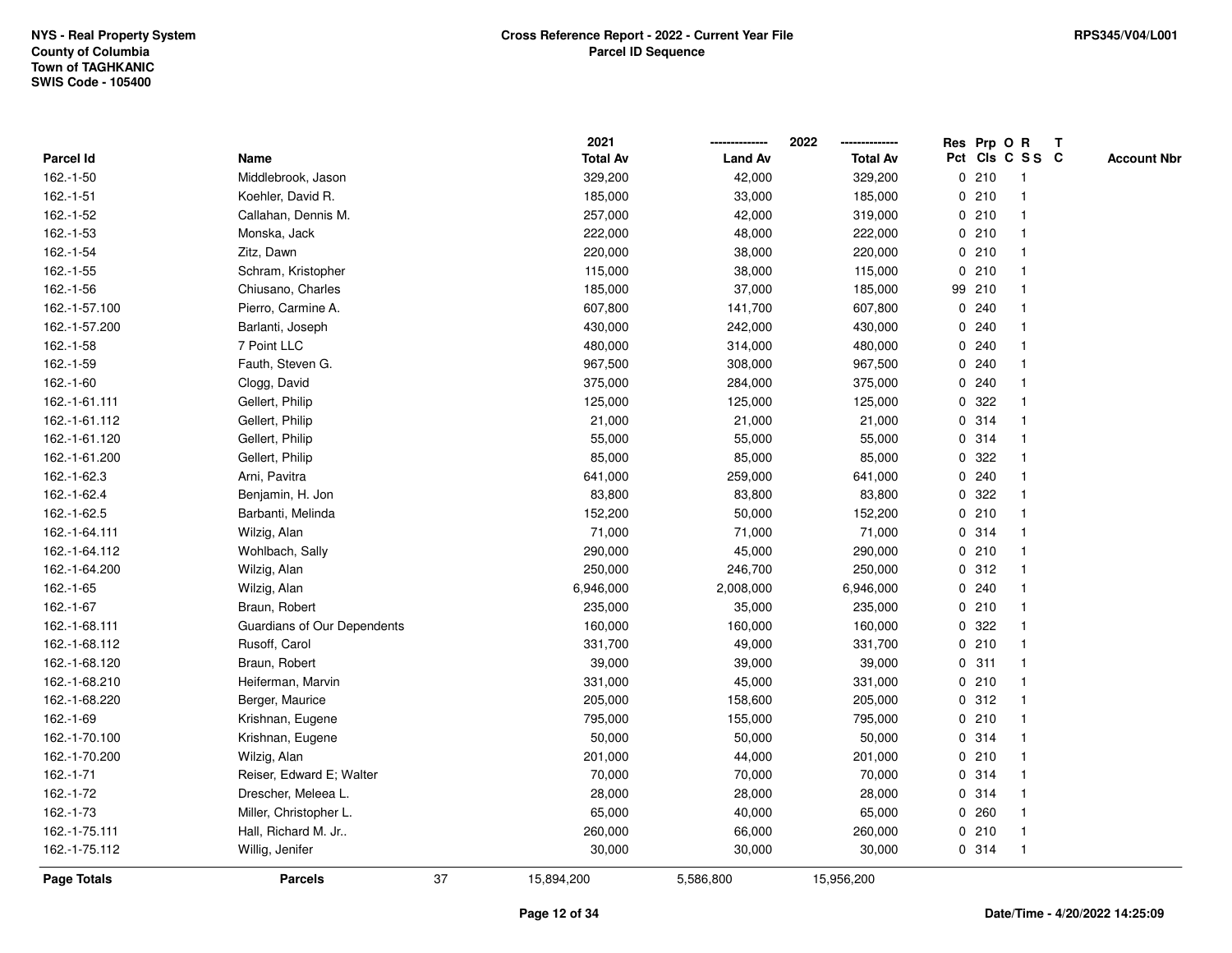NYS - Real Property System
County of Columbia
Town of TAGHKANIC
SWIS Code - 105400

**Cross Reference Report - 2022 - Current Year File**
**Parcel ID Sequence**

RPS345/V04/L001

| Parcel Id | Name | 2021 Total Av | 2022 Land Av | 2022 Total Av | Res Pct | Prp Cls | O C | R S S | T C | Account Nbr |
|---|---|---|---|---|---|---|---|---|---|---|
| 162.-1-50 | Middlebrook, Jason | 329,200 | 42,000 | 329,200 | 0 | 210 | | 1 | | |
| 162.-1-51 | Koehler, David R. | 185,000 | 33,000 | 185,000 | 0 | 210 | | 1 | | |
| 162.-1-52 | Callahan, Dennis M. | 257,000 | 42,000 | 319,000 | 0 | 210 | | 1 | | |
| 162.-1-53 | Monska, Jack | 222,000 | 48,000 | 222,000 | 0 | 210 | | 1 | | |
| 162.-1-54 | Zitz, Dawn | 220,000 | 38,000 | 220,000 | 0 | 210 | | 1 | | |
| 162.-1-55 | Schram, Kristopher | 115,000 | 38,000 | 115,000 | 0 | 210 | | 1 | | |
| 162.-1-56 | Chiusano, Charles | 185,000 | 37,000 | 185,000 | 99 | 210 | | 1 | | |
| 162.-1-57.100 | Pierro, Carmine A. | 607,800 | 141,700 | 607,800 | 0 | 240 | | 1 | | |
| 162.-1-57.200 | Barlanti, Joseph | 430,000 | 242,000 | 430,000 | 0 | 240 | | 1 | | |
| 162.-1-58 | 7 Point LLC | 480,000 | 314,000 | 480,000 | 0 | 240 | | 1 | | |
| 162.-1-59 | Fauth, Steven G. | 967,500 | 308,000 | 967,500 | 0 | 240 | | 1 | | |
| 162.-1-60 | Clogg, David | 375,000 | 284,000 | 375,000 | 0 | 240 | | 1 | | |
| 162.-1-61.111 | Gellert, Philip | 125,000 | 125,000 | 125,000 | 0 | 322 | | 1 | | |
| 162.-1-61.112 | Gellert, Philip | 21,000 | 21,000 | 21,000 | 0 | 314 | | 1 | | |
| 162.-1-61.120 | Gellert, Philip | 55,000 | 55,000 | 55,000 | 0 | 314 | | 1 | | |
| 162.-1-61.200 | Gellert, Philip | 85,000 | 85,000 | 85,000 | 0 | 322 | | 1 | | |
| 162.-1-62.3 | Arni, Pavitra | 641,000 | 259,000 | 641,000 | 0 | 240 | | 1 | | |
| 162.-1-62.4 | Benjamin, H. Jon | 83,800 | 83,800 | 83,800 | 0 | 322 | | 1 | | |
| 162.-1-62.5 | Barbanti, Melinda | 152,200 | 50,000 | 152,200 | 0 | 210 | | 1 | | |
| 162.-1-64.111 | Wilzig, Alan | 71,000 | 71,000 | 71,000 | 0 | 314 | | 1 | | |
| 162.-1-64.112 | Wohlbach, Sally | 290,000 | 45,000 | 290,000 | 0 | 210 | | 1 | | |
| 162.-1-64.200 | Wilzig, Alan | 250,000 | 246,700 | 250,000 | 0 | 312 | | 1 | | |
| 162.-1-65 | Wilzig, Alan | 6,946,000 | 2,008,000 | 6,946,000 | 0 | 240 | | 1 | | |
| 162.-1-67 | Braun, Robert | 235,000 | 35,000 | 235,000 | 0 | 210 | | 1 | | |
| 162.-1-68.111 | Guardians of Our Dependents | 160,000 | 160,000 | 160,000 | 0 | 322 | | 1 | | |
| 162.-1-68.112 | Rusoff, Carol | 331,700 | 49,000 | 331,700 | 0 | 210 | | 1 | | |
| 162.-1-68.120 | Braun, Robert | 39,000 | 39,000 | 39,000 | 0 | 311 | | 1 | | |
| 162.-1-68.210 | Heiferman, Marvin | 331,000 | 45,000 | 331,000 | 0 | 210 | | 1 | | |
| 162.-1-68.220 | Berger, Maurice | 205,000 | 158,600 | 205,000 | 0 | 312 | | 1 | | |
| 162.-1-69 | Krishnan, Eugene | 795,000 | 155,000 | 795,000 | 0 | 210 | | 1 | | |
| 162.-1-70.100 | Krishnan, Eugene | 50,000 | 50,000 | 50,000 | 0 | 314 | | 1 | | |
| 162.-1-70.200 | Wilzig, Alan | 201,000 | 44,000 | 201,000 | 0 | 210 | | 1 | | |
| 162.-1-71 | Reiser, Edward E; Walter | 70,000 | 70,000 | 70,000 | 0 | 314 | | 1 | | |
| 162.-1-72 | Drescher, Meleea L. | 28,000 | 28,000 | 28,000 | 0 | 314 | | 1 | | |
| 162.-1-73 | Miller, Christopher L. | 65,000 | 40,000 | 65,000 | 0 | 260 | | 1 | | |
| 162.-1-75.111 | Hall, Richard M. Jr.. | 260,000 | 66,000 | 260,000 | 0 | 210 | | 1 | | |
| 162.-1-75.112 | Willig, Jenifer | 30,000 | 30,000 | 30,000 | 0 | 314 | | 1 | | |
| **Page Totals** | **Parcels** 37 | 15,894,200 | 5,586,800 | 15,956,200 | | | | | | |

Date/Time - 4/20/2022 14:25:09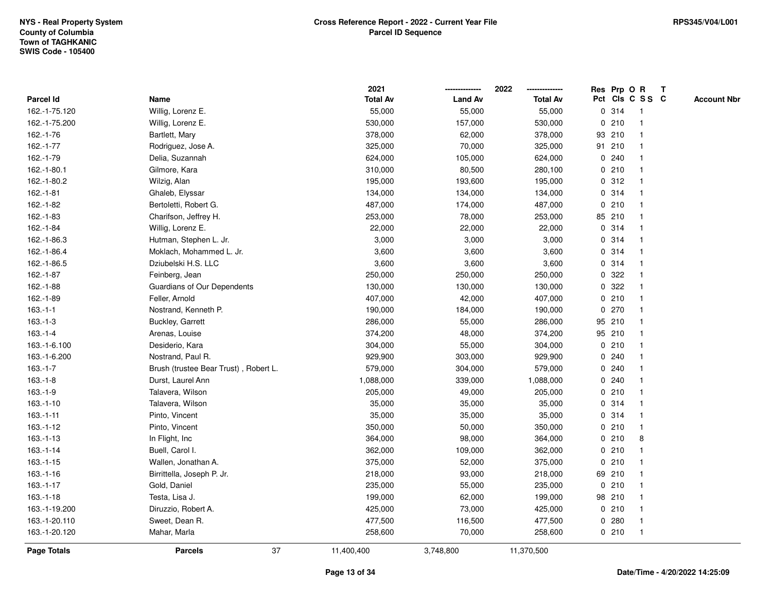NYS - Real Property System
County of Columbia
Town of TAGHKANIC
SWIS Code - 105400

# Cross Reference Report - 2022 - Current Year File
## Parcel ID Sequence

RPS345/V04/L001

| Parcel Id | Name | 2021 Total Av | 2022 Land Av | 2022 Total Av | Res Pct | Prp Cls | O C | R S S | T C | Account Nbr |
|---|---|---|---|---|---|---|---|---|---|---|
| 162.-1-75.120 | Willig, Lorenz E. | 55,000 | 55,000 | 55,000 | 0 | 314 | | 1 | | |
| 162.-1-75.200 | Willig, Lorenz E. | 530,000 | 157,000 | 530,000 | 0 | 210 | | 1 | | |
| 162.-1-76 | Bartlett, Mary | 378,000 | 62,000 | 378,000 | 93 | 210 | | 1 | | |
| 162.-1-77 | Rodriguez, Jose A. | 325,000 | 70,000 | 325,000 | 91 | 210 | | 1 | | |
| 162.-1-79 | Delia, Suzannah | 624,000 | 105,000 | 624,000 | 0 | 240 | | 1 | | |
| 162.-1-80.1 | Gilmore, Kara | 310,000 | 80,500 | 280,100 | 0 | 210 | | 1 | | |
| 162.-1-80.2 | Wilzig, Alan | 195,000 | 193,600 | 195,000 | 0 | 312 | | 1 | | |
| 162.-1-81 | Ghaleb, Elyssar | 134,000 | 134,000 | 134,000 | 0 | 314 | | 1 | | |
| 162.-1-82 | Bertoletti, Robert G. | 487,000 | 174,000 | 487,000 | 0 | 210 | | 1 | | |
| 162.-1-83 | Charifson, Jeffrey H. | 253,000 | 78,000 | 253,000 | 85 | 210 | | 1 | | |
| 162.-1-84 | Willig, Lorenz E. | 22,000 | 22,000 | 22,000 | 0 | 314 | | 1 | | |
| 162.-1-86.3 | Hutman, Stephen L. Jr. | 3,000 | 3,000 | 3,000 | 0 | 314 | | 1 | | |
| 162.-1-86.4 | Moklach, Mohammed L. Jr. | 3,600 | 3,600 | 3,600 | 0 | 314 | | 1 | | |
| 162.-1-86.5 | Dziubelski H.S. LLC | 3,600 | 3,600 | 3,600 | 0 | 314 | | 1 | | |
| 162.-1-87 | Feinberg, Jean | 250,000 | 250,000 | 250,000 | 0 | 322 | | 1 | | |
| 162.-1-88 | Guardians of Our Dependents | 130,000 | 130,000 | 130,000 | 0 | 322 | | 1 | | |
| 162.-1-89 | Feller, Arnold | 407,000 | 42,000 | 407,000 | 0 | 210 | | 1 | | |
| 163.-1-1 | Nostrand, Kenneth P. | 190,000 | 184,000 | 190,000 | 0 | 270 | | 1 | | |
| 163.-1-3 | Buckley, Garrett | 286,000 | 55,000 | 286,000 | 95 | 210 | | 1 | | |
| 163.-1-4 | Arenas, Louise | 374,200 | 48,000 | 374,200 | 95 | 210 | | 1 | | |
| 163.-1-6.100 | Desiderio, Kara | 304,000 | 55,000 | 304,000 | 0 | 210 | | 1 | | |
| 163.-1-6.200 | Nostrand, Paul R. | 929,900 | 303,000 | 929,900 | 0 | 240 | | 1 | | |
| 163.-1-7 | Brush (trustee Bear Trust) , Robert L. | 579,000 | 304,000 | 579,000 | 0 | 240 | | 1 | | |
| 163.-1-8 | Durst, Laurel Ann | 1,088,000 | 339,000 | 1,088,000 | 0 | 240 | | 1 | | |
| 163.-1-9 | Talavera, Wilson | 205,000 | 49,000 | 205,000 | 0 | 210 | | 1 | | |
| 163.-1-10 | Talavera, Wilson | 35,000 | 35,000 | 35,000 | 0 | 314 | | 1 | | |
| 163.-1-11 | Pinto, Vincent | 35,000 | 35,000 | 35,000 | 0 | 314 | | 1 | | |
| 163.-1-12 | Pinto, Vincent | 350,000 | 50,000 | 350,000 | 0 | 210 | | 1 | | |
| 163.-1-13 | In Flight, Inc | 364,000 | 98,000 | 364,000 | 0 | 210 | | 8 | | |
| 163.-1-14 | Buell, Carol I. | 362,000 | 109,000 | 362,000 | 0 | 210 | | 1 | | |
| 163.-1-15 | Wallen, Jonathan A. | 375,000 | 52,000 | 375,000 | 0 | 210 | | 1 | | |
| 163.-1-16 | Birrittella, Joseph P. Jr. | 218,000 | 93,000 | 218,000 | 69 | 210 | | 1 | | |
| 163.-1-17 | Gold, Daniel | 235,000 | 55,000 | 235,000 | 0 | 210 | | 1 | | |
| 163.-1-18 | Testa, Lisa J. | 199,000 | 62,000 | 199,000 | 98 | 210 | | 1 | | |
| 163.-1-19.200 | Diruzzio, Robert A. | 425,000 | 73,000 | 425,000 | 0 | 210 | | 1 | | |
| 163.-1-20.110 | Sweet, Dean R. | 477,500 | 116,500 | 477,500 | 0 | 280 | | 1 | | |
| 163.-1-20.120 | Mahar, Marla | 258,600 | 70,000 | 258,600 | 0 | 210 | | 1 | | |
| **Page Totals** | **Parcels** 37 | 11,400,400 | 3,748,800 | 11,370,500 | | | | | | |

Date/Time - 4/20/2022 14:25:09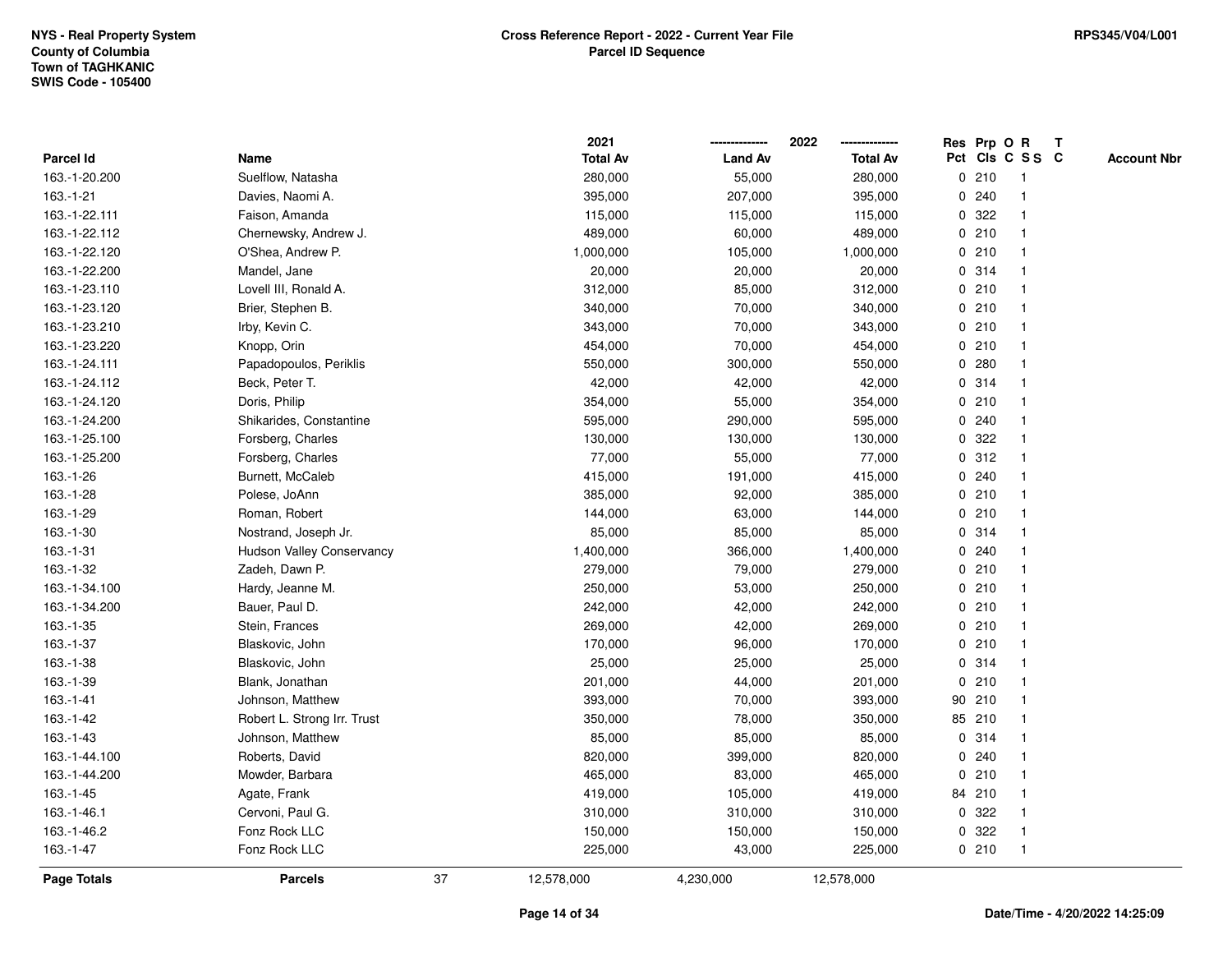NYS - Real Property System
County of Columbia
Town of TAGHKANIC
SWIS Code - 105400

**Cross Reference Report - 2022 - Current Year File**
**Parcel ID Sequence**

RPS345/V04/L001

| Parcel Id | Name | 2021 Total Av | 2022 Land Av | 2022 Total Av | Res Pct | Prp Cls | O C | R S S | T C | Account Nbr |
|---|---|---|---|---|---|---|---|---|---|---|
| 163.-1-20.200 | Suelflow, Natasha | 280,000 | 55,000 | 280,000 | 0 | 210 | | 1 | | |
| 163.-1-21 | Davies, Naomi A. | 395,000 | 207,000 | 395,000 | 0 | 240 | | 1 | | |
| 163.-1-22.111 | Faison, Amanda | 115,000 | 115,000 | 115,000 | 0 | 322 | | 1 | | |
| 163.-1-22.112 | Chernewsky, Andrew J. | 489,000 | 60,000 | 489,000 | 0 | 210 | | 1 | | |
| 163.-1-22.120 | O'Shea, Andrew P. | 1,000,000 | 105,000 | 1,000,000 | 0 | 210 | | 1 | | |
| 163.-1-22.200 | Mandel, Jane | 20,000 | 20,000 | 20,000 | 0 | 314 | | 1 | | |
| 163.-1-23.110 | Lovell III, Ronald A. | 312,000 | 85,000 | 312,000 | 0 | 210 | | 1 | | |
| 163.-1-23.120 | Brier, Stephen B. | 340,000 | 70,000 | 340,000 | 0 | 210 | | 1 | | |
| 163.-1-23.210 | Irby, Kevin C. | 343,000 | 70,000 | 343,000 | 0 | 210 | | 1 | | |
| 163.-1-23.220 | Knopp, Orin | 454,000 | 70,000 | 454,000 | 0 | 210 | | 1 | | |
| 163.-1-24.111 | Papadopoulos, Periklis | 550,000 | 300,000 | 550,000 | 0 | 280 | | 1 | | |
| 163.-1-24.112 | Beck, Peter T. | 42,000 | 42,000 | 42,000 | 0 | 314 | | 1 | | |
| 163.-1-24.120 | Doris, Philip | 354,000 | 55,000 | 354,000 | 0 | 210 | | 1 | | |
| 163.-1-24.200 | Shikarides, Constantine | 595,000 | 290,000 | 595,000 | 0 | 240 | | 1 | | |
| 163.-1-25.100 | Forsberg, Charles | 130,000 | 130,000 | 130,000 | 0 | 322 | | 1 | | |
| 163.-1-25.200 | Forsberg, Charles | 77,000 | 55,000 | 77,000 | 0 | 312 | | 1 | | |
| 163.-1-26 | Burnett, McCaleb | 415,000 | 191,000 | 415,000 | 0 | 240 | | 1 | | |
| 163.-1-28 | Polese, JoAnn | 385,000 | 92,000 | 385,000 | 0 | 210 | | 1 | | |
| 163.-1-29 | Roman, Robert | 144,000 | 63,000 | 144,000 | 0 | 210 | | 1 | | |
| 163.-1-30 | Nostrand, Joseph Jr. | 85,000 | 85,000 | 85,000 | 0 | 314 | | 1 | | |
| 163.-1-31 | Hudson Valley Conservancy | 1,400,000 | 366,000 | 1,400,000 | 0 | 240 | | 1 | | |
| 163.-1-32 | Zadeh, Dawn P. | 279,000 | 79,000 | 279,000 | 0 | 210 | | 1 | | |
| 163.-1-34.100 | Hardy, Jeanne M. | 250,000 | 53,000 | 250,000 | 0 | 210 | | 1 | | |
| 163.-1-34.200 | Bauer, Paul D. | 242,000 | 42,000 | 242,000 | 0 | 210 | | 1 | | |
| 163.-1-35 | Stein, Frances | 269,000 | 42,000 | 269,000 | 0 | 210 | | 1 | | |
| 163.-1-37 | Blaskovic, John | 170,000 | 96,000 | 170,000 | 0 | 210 | | 1 | | |
| 163.-1-38 | Blaskovic, John | 25,000 | 25,000 | 25,000 | 0 | 314 | | 1 | | |
| 163.-1-39 | Blank, Jonathan | 201,000 | 44,000 | 201,000 | 0 | 210 | | 1 | | |
| 163.-1-41 | Johnson, Matthew | 393,000 | 70,000 | 393,000 | 90 | 210 | | 1 | | |
| 163.-1-42 | Robert L. Strong Irr. Trust | 350,000 | 78,000 | 350,000 | 85 | 210 | | 1 | | |
| 163.-1-43 | Johnson, Matthew | 85,000 | 85,000 | 85,000 | 0 | 314 | | 1 | | |
| 163.-1-44.100 | Roberts, David | 820,000 | 399,000 | 820,000 | 0 | 240 | | 1 | | |
| 163.-1-44.200 | Mowder, Barbara | 465,000 | 83,000 | 465,000 | 0 | 210 | | 1 | | |
| 163.-1-45 | Agate, Frank | 419,000 | 105,000 | 419,000 | 84 | 210 | | 1 | | |
| 163.-1-46.1 | Cervoni, Paul G. | 310,000 | 310,000 | 310,000 | 0 | 322 | | 1 | | |
| 163.-1-46.2 | Fonz Rock LLC | 150,000 | 150,000 | 150,000 | 0 | 322 | | 1 | | |
| 163.-1-47 | Fonz Rock LLC | 225,000 | 43,000 | 225,000 | 0 | 210 | | 1 | | |
| **Page Totals** | **Parcels** 37 | 12,578,000 | 4,230,000 | 12,578,000 | | | | | | |

Date/Time - 4/20/2022 14:25:09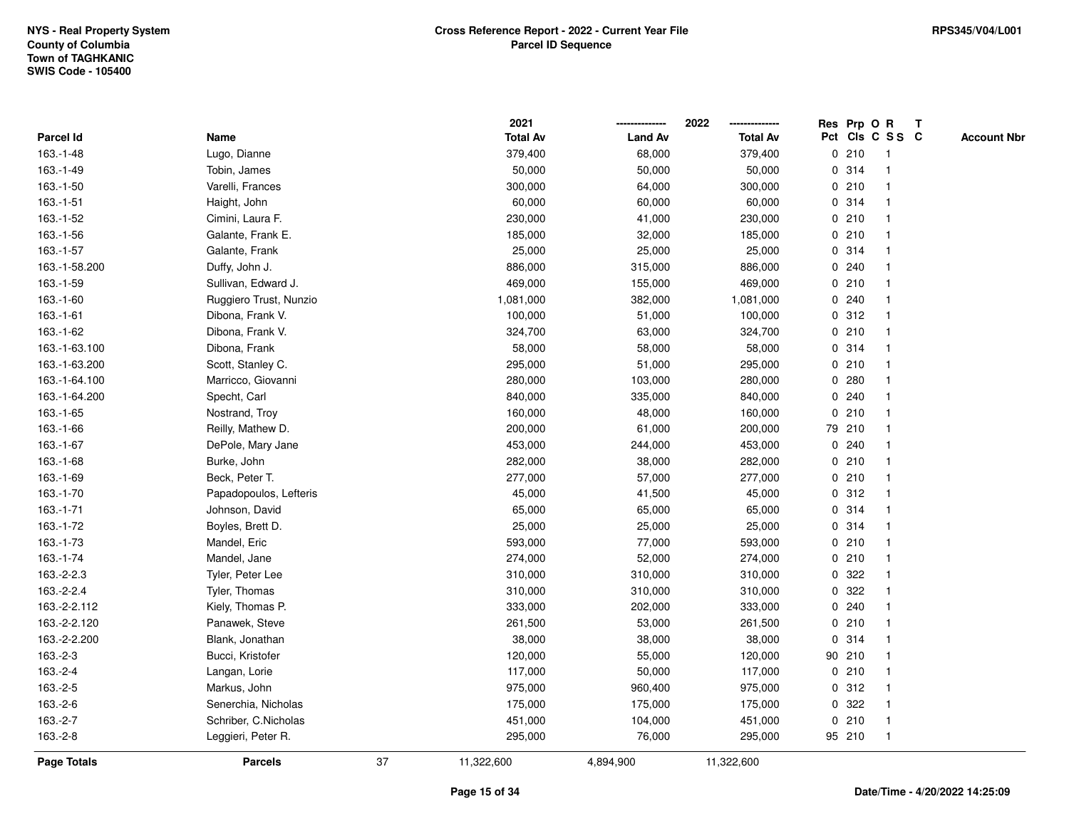**NYS - Real Property System**
**County of Columbia**
**Town of TAGHKANIC**
**SWIS Code - 105400**

**Cross Reference Report - 2022 - Current Year File**
**Parcel ID Sequence**

**RPS345/V04/L001**

| Parcel Id | Name | 2021 Total Av | 2022 Land Av | 2022 Total Av | Res Pct | Prp Cls | O C | R S S | T C | Account Nbr |
|---|---|---|---|---|---|---|---|---|---|---|
| 163.-1-48 | Lugo, Dianne | 379,400 | 68,000 | 379,400 | 0 | 210 | | 1 | | |
| 163.-1-49 | Tobin, James | 50,000 | 50,000 | 50,000 | 0 | 314 | | 1 | | |
| 163.-1-50 | Varelli, Frances | 300,000 | 64,000 | 300,000 | 0 | 210 | | 1 | | |
| 163.-1-51 | Haight, John | 60,000 | 60,000 | 60,000 | 0 | 314 | | 1 | | |
| 163.-1-52 | Cimini, Laura F. | 230,000 | 41,000 | 230,000 | 0 | 210 | | 1 | | |
| 163.-1-56 | Galante, Frank E. | 185,000 | 32,000 | 185,000 | 0 | 210 | | 1 | | |
| 163.-1-57 | Galante, Frank | 25,000 | 25,000 | 25,000 | 0 | 314 | | 1 | | |
| 163.-1-58.200 | Duffy, John J. | 886,000 | 315,000 | 886,000 | 0 | 240 | | 1 | | |
| 163.-1-59 | Sullivan, Edward J. | 469,000 | 155,000 | 469,000 | 0 | 210 | | 1 | | |
| 163.-1-60 | Ruggiero Trust, Nunzio | 1,081,000 | 382,000 | 1,081,000 | 0 | 240 | | 1 | | |
| 163.-1-61 | Dibona, Frank V. | 100,000 | 51,000 | 100,000 | 0 | 312 | | 1 | | |
| 163.-1-62 | Dibona, Frank V. | 324,700 | 63,000 | 324,700 | 0 | 210 | | 1 | | |
| 163.-1-63.100 | Dibona, Frank | 58,000 | 58,000 | 58,000 | 0 | 314 | | 1 | | |
| 163.-1-63.200 | Scott, Stanley C. | 295,000 | 51,000 | 295,000 | 0 | 210 | | 1 | | |
| 163.-1-64.100 | Marricco, Giovanni | 280,000 | 103,000 | 280,000 | 0 | 280 | | 1 | | |
| 163.-1-64.200 | Specht, Carl | 840,000 | 335,000 | 840,000 | 0 | 240 | | 1 | | |
| 163.-1-65 | Nostrand, Troy | 160,000 | 48,000 | 160,000 | 0 | 210 | | 1 | | |
| 163.-1-66 | Reilly, Mathew D. | 200,000 | 61,000 | 200,000 | 79 | 210 | | 1 | | |
| 163.-1-67 | DePole, Mary Jane | 453,000 | 244,000 | 453,000 | 0 | 240 | | 1 | | |
| 163.-1-68 | Burke, John | 282,000 | 38,000 | 282,000 | 0 | 210 | | 1 | | |
| 163.-1-69 | Beck, Peter T. | 277,000 | 57,000 | 277,000 | 0 | 210 | | 1 | | |
| 163.-1-70 | Papadopoulos, Lefteris | 45,000 | 41,500 | 45,000 | 0 | 312 | | 1 | | |
| 163.-1-71 | Johnson, David | 65,000 | 65,000 | 65,000 | 0 | 314 | | 1 | | |
| 163.-1-72 | Boyles, Brett D. | 25,000 | 25,000 | 25,000 | 0 | 314 | | 1 | | |
| 163.-1-73 | Mandel, Eric | 593,000 | 77,000 | 593,000 | 0 | 210 | | 1 | | |
| 163.-1-74 | Mandel, Jane | 274,000 | 52,000 | 274,000 | 0 | 210 | | 1 | | |
| 163.-2-2.3 | Tyler, Peter Lee | 310,000 | 310,000 | 310,000 | 0 | 322 | | 1 | | |
| 163.-2-2.4 | Tyler, Thomas | 310,000 | 310,000 | 310,000 | 0 | 322 | | 1 | | |
| 163.-2-2.112 | Kiely, Thomas P. | 333,000 | 202,000 | 333,000 | 0 | 240 | | 1 | | |
| 163.-2-2.120 | Panawek, Steve | 261,500 | 53,000 | 261,500 | 0 | 210 | | 1 | | |
| 163.-2-2.200 | Blank, Jonathan | 38,000 | 38,000 | 38,000 | 0 | 314 | | 1 | | |
| 163.-2-3 | Bucci, Kristofer | 120,000 | 55,000 | 120,000 | 90 | 210 | | 1 | | |
| 163.-2-4 | Langan, Lorie | 117,000 | 50,000 | 117,000 | 0 | 210 | | 1 | | |
| 163.-2-5 | Markus, John | 975,000 | 960,400 | 975,000 | 0 | 312 | | 1 | | |
| 163.-2-6 | Senerchia, Nicholas | 175,000 | 175,000 | 175,000 | 0 | 322 | | 1 | | |
| 163.-2-7 | Schriber, C.Nicholas | 451,000 | 104,000 | 451,000 | 0 | 210 | | 1 | | |
| 163.-2-8 | Leggieri, Peter R. | 295,000 | 76,000 | 295,000 | 95 | 210 | | 1 | | |
| **Page Totals** | **Parcels** 37 | 11,322,600 | 4,894,900 | 11,322,600 | | | | | | |

**Date/Time - 4/20/2022 14:25:09**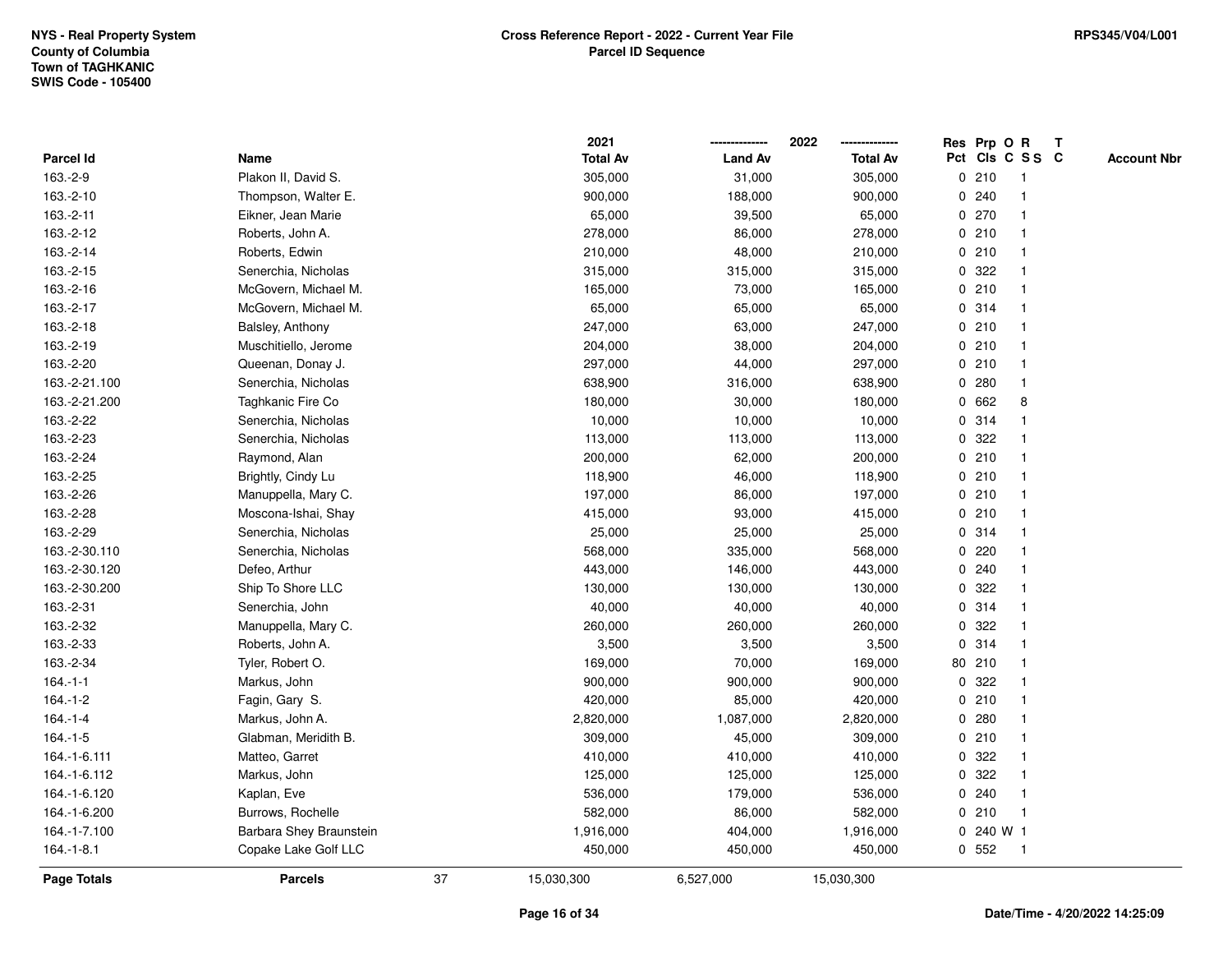NYS - Real Property System
County of Columbia
Town of TAGHKANIC
SWIS Code - 105400

**Cross Reference Report - 2022 - Current Year File**
**Parcel ID Sequence**

RPS345/V04/L001

| Parcel Id | Name | 2021 Total Av | 2022 Land Av | 2022 Total Av | Res Pct | Prp Cls | O C | R S S | T C | Account Nbr |
|---|---|---|---|---|---|---|---|---|---|---|
| 163.-2-9 | Plakon II, David S. | 305,000 | 31,000 | 305,000 | 0 | 210 | | 1 | | |
| 163.-2-10 | Thompson, Walter E. | 900,000 | 188,000 | 900,000 | 0 | 240 | | 1 | | |
| 163.-2-11 | Eikner, Jean Marie | 65,000 | 39,500 | 65,000 | 0 | 270 | | 1 | | |
| 163.-2-12 | Roberts, John A. | 278,000 | 86,000 | 278,000 | 0 | 210 | | 1 | | |
| 163.-2-14 | Roberts, Edwin | 210,000 | 48,000 | 210,000 | 0 | 210 | | 1 | | |
| 163.-2-15 | Senerchia, Nicholas | 315,000 | 315,000 | 315,000 | 0 | 322 | | 1 | | |
| 163.-2-16 | McGovern, Michael M. | 165,000 | 73,000 | 165,000 | 0 | 210 | | 1 | | |
| 163.-2-17 | McGovern, Michael M. | 65,000 | 65,000 | 65,000 | 0 | 314 | | 1 | | |
| 163.-2-18 | Balsley, Anthony | 247,000 | 63,000 | 247,000 | 0 | 210 | | 1 | | |
| 163.-2-19 | Muschitiello, Jerome | 204,000 | 38,000 | 204,000 | 0 | 210 | | 1 | | |
| 163.-2-20 | Queenan, Donay J. | 297,000 | 44,000 | 297,000 | 0 | 210 | | 1 | | |
| 163.-2-21.100 | Senerchia, Nicholas | 638,900 | 316,000 | 638,900 | 0 | 280 | | 1 | | |
| 163.-2-21.200 | Taghkanic Fire Co | 180,000 | 30,000 | 180,000 | 0 | 662 | | 8 | | |
| 163.-2-22 | Senerchia, Nicholas | 10,000 | 10,000 | 10,000 | 0 | 314 | | 1 | | |
| 163.-2-23 | Senerchia, Nicholas | 113,000 | 113,000 | 113,000 | 0 | 322 | | 1 | | |
| 163.-2-24 | Raymond, Alan | 200,000 | 62,000 | 200,000 | 0 | 210 | | 1 | | |
| 163.-2-25 | Brightly, Cindy Lu | 118,900 | 46,000 | 118,900 | 0 | 210 | | 1 | | |
| 163.-2-26 | Manuppella, Mary C. | 197,000 | 86,000 | 197,000 | 0 | 210 | | 1 | | |
| 163.-2-28 | Moscona-Ishai, Shay | 415,000 | 93,000 | 415,000 | 0 | 210 | | 1 | | |
| 163.-2-29 | Senerchia, Nicholas | 25,000 | 25,000 | 25,000 | 0 | 314 | | 1 | | |
| 163.-2-30.110 | Senerchia, Nicholas | 568,000 | 335,000 | 568,000 | 0 | 220 | | 1 | | |
| 163.-2-30.120 | Defeo, Arthur | 443,000 | 146,000 | 443,000 | 0 | 240 | | 1 | | |
| 163.-2-30.200 | Ship To Shore LLC | 130,000 | 130,000 | 130,000 | 0 | 322 | | 1 | | |
| 163.-2-31 | Senerchia, John | 40,000 | 40,000 | 40,000 | 0 | 314 | | 1 | | |
| 163.-2-32 | Manuppella, Mary C. | 260,000 | 260,000 | 260,000 | 0 | 322 | | 1 | | |
| 163.-2-33 | Roberts, John A. | 3,500 | 3,500 | 3,500 | 0 | 314 | | 1 | | |
| 163.-2-34 | Tyler, Robert O. | 169,000 | 70,000 | 169,000 | 80 | 210 | | 1 | | |
| 164.-1-1 | Markus, John | 900,000 | 900,000 | 900,000 | 0 | 322 | | 1 | | |
| 164.-1-2 | Fagin, Gary S. | 420,000 | 85,000 | 420,000 | 0 | 210 | | 1 | | |
| 164.-1-4 | Markus, John A. | 2,820,000 | 1,087,000 | 2,820,000 | 0 | 280 | | 1 | | |
| 164.-1-5 | Glabman, Meridith B. | 309,000 | 45,000 | 309,000 | 0 | 210 | | 1 | | |
| 164.-1-6.111 | Matteo, Garret | 410,000 | 410,000 | 410,000 | 0 | 322 | | 1 | | |
| 164.-1-6.112 | Markus, John | 125,000 | 125,000 | 125,000 | 0 | 322 | | 1 | | |
| 164.-1-6.120 | Kaplan, Eve | 536,000 | 179,000 | 536,000 | 0 | 240 | | 1 | | |
| 164.-1-6.200 | Burrows, Rochelle | 582,000 | 86,000 | 582,000 | 0 | 210 | | 1 | | |
| 164.-1-7.100 | Barbara Shey Braunstein | 1,916,000 | 404,000 | 1,916,000 | 0 | 240 | W | 1 | | |
| 164.-1-8.1 | Copake Lake Golf LLC | 450,000 | 450,000 | 450,000 | 0 | 552 | | 1 | | |
| **Page Totals** | **Parcels** 37 | 15,030,300 | 6,527,000 | 15,030,300 | | | | | | |

Date/Time - 4/20/2022 14:25:09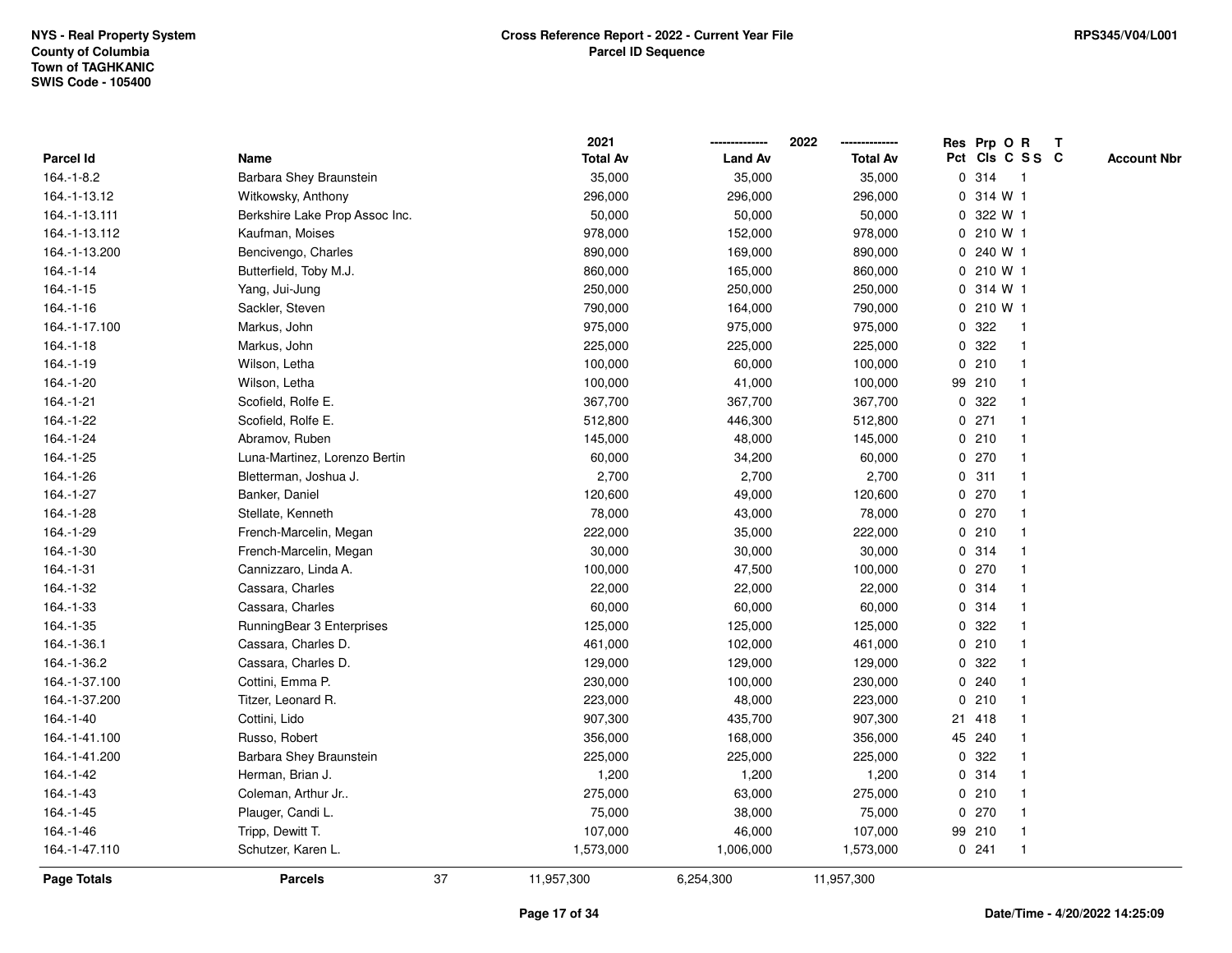NYS - Real Property System
County of Columbia
Town of TAGHKANIC
SWIS Code - 105400

**Cross Reference Report - 2022 - Current Year File**
**Parcel ID Sequence**

RPS345/V04/L001

| Parcel Id | Name | 2021 Total Av | 2022 Land Av | 2022 Total Av | Res Pct | Prp Cls | O C | R S S | T C | Account Nbr |
|---|---|---|---|---|---|---|---|---|---|---|
| 164.-1-8.2 | Barbara Shey Braunstein | 35,000 | 35,000 | 35,000 | 0 | 314 | | 1 | | |
| 164.-1-13.12 | Witkowsky, Anthony | 296,000 | 296,000 | 296,000 | 0 | 314 | W | 1 | | |
| 164.-1-13.111 | Berkshire Lake Prop Assoc Inc. | 50,000 | 50,000 | 50,000 | 0 | 322 | W | 1 | | |
| 164.-1-13.112 | Kaufman, Moises | 978,000 | 152,000 | 978,000 | 0 | 210 | W | 1 | | |
| 164.-1-13.200 | Bencivengo, Charles | 890,000 | 169,000 | 890,000 | 0 | 240 | W | 1 | | |
| 164.-1-14 | Butterfield, Toby M.J. | 860,000 | 165,000 | 860,000 | 0 | 210 | W | 1 | | |
| 164.-1-15 | Yang, Jui-Jung | 250,000 | 250,000 | 250,000 | 0 | 314 | W | 1 | | |
| 164.-1-16 | Sackler, Steven | 790,000 | 164,000 | 790,000 | 0 | 210 | W | 1 | | |
| 164.-1-17.100 | Markus, John | 975,000 | 975,000 | 975,000 | 0 | 322 | | 1 | | |
| 164.-1-18 | Markus, John | 225,000 | 225,000 | 225,000 | 0 | 322 | | 1 | | |
| 164.-1-19 | Wilson, Letha | 100,000 | 60,000 | 100,000 | 0 | 210 | | 1 | | |
| 164.-1-20 | Wilson, Letha | 100,000 | 41,000 | 100,000 | 99 | 210 | | 1 | | |
| 164.-1-21 | Scofield, Rolfe E. | 367,700 | 367,700 | 367,700 | 0 | 322 | | 1 | | |
| 164.-1-22 | Scofield, Rolfe E. | 512,800 | 446,300 | 512,800 | 0 | 271 | | 1 | | |
| 164.-1-24 | Abramov, Ruben | 145,000 | 48,000 | 145,000 | 0 | 210 | | 1 | | |
| 164.-1-25 | Luna-Martinez, Lorenzo Bertin | 60,000 | 34,200 | 60,000 | 0 | 270 | | 1 | | |
| 164.-1-26 | Bletterman, Joshua J. | 2,700 | 2,700 | 2,700 | 0 | 311 | | 1 | | |
| 164.-1-27 | Banker, Daniel | 120,600 | 49,000 | 120,600 | 0 | 270 | | 1 | | |
| 164.-1-28 | Stellate, Kenneth | 78,000 | 43,000 | 78,000 | 0 | 270 | | 1 | | |
| 164.-1-29 | French-Marcelin, Megan | 222,000 | 35,000 | 222,000 | 0 | 210 | | 1 | | |
| 164.-1-30 | French-Marcelin, Megan | 30,000 | 30,000 | 30,000 | 0 | 314 | | 1 | | |
| 164.-1-31 | Cannizzaro, Linda A. | 100,000 | 47,500 | 100,000 | 0 | 270 | | 1 | | |
| 164.-1-32 | Cassara, Charles | 22,000 | 22,000 | 22,000 | 0 | 314 | | 1 | | |
| 164.-1-33 | Cassara, Charles | 60,000 | 60,000 | 60,000 | 0 | 314 | | 1 | | |
| 164.-1-35 | RunningBear 3 Enterprises | 125,000 | 125,000 | 125,000 | 0 | 322 | | 1 | | |
| 164.-1-36.1 | Cassara, Charles D. | 461,000 | 102,000 | 461,000 | 0 | 210 | | 1 | | |
| 164.-1-36.2 | Cassara, Charles D. | 129,000 | 129,000 | 129,000 | 0 | 322 | | 1 | | |
| 164.-1-37.100 | Cottini, Emma P. | 230,000 | 100,000 | 230,000 | 0 | 240 | | 1 | | |
| 164.-1-37.200 | Titzer, Leonard R. | 223,000 | 48,000 | 223,000 | 0 | 210 | | 1 | | |
| 164.-1-40 | Cottini, Lido | 907,300 | 435,700 | 907,300 | 21 | 418 | | 1 | | |
| 164.-1-41.100 | Russo, Robert | 356,000 | 168,000 | 356,000 | 45 | 240 | | 1 | | |
| 164.-1-41.200 | Barbara Shey Braunstein | 225,000 | 225,000 | 225,000 | 0 | 322 | | 1 | | |
| 164.-1-42 | Herman, Brian J. | 1,200 | 1,200 | 1,200 | 0 | 314 | | 1 | | |
| 164.-1-43 | Coleman, Arthur Jr.. | 275,000 | 63,000 | 275,000 | 0 | 210 | | 1 | | |
| 164.-1-45 | Plauger, Candi L. | 75,000 | 38,000 | 75,000 | 0 | 270 | | 1 | | |
| 164.-1-46 | Tripp, Dewitt T. | 107,000 | 46,000 | 107,000 | 99 | 210 | | 1 | | |
| 164.-1-47.110 | Schutzer, Karen L. | 1,573,000 | 1,006,000 | 1,573,000 | 0 | 241 | | 1 | | |
| **Page Totals** | **Parcels** 37 | 11,957,300 | 6,254,300 | 11,957,300 | | | | | | |

Date/Time - 4/20/2022 14:25:09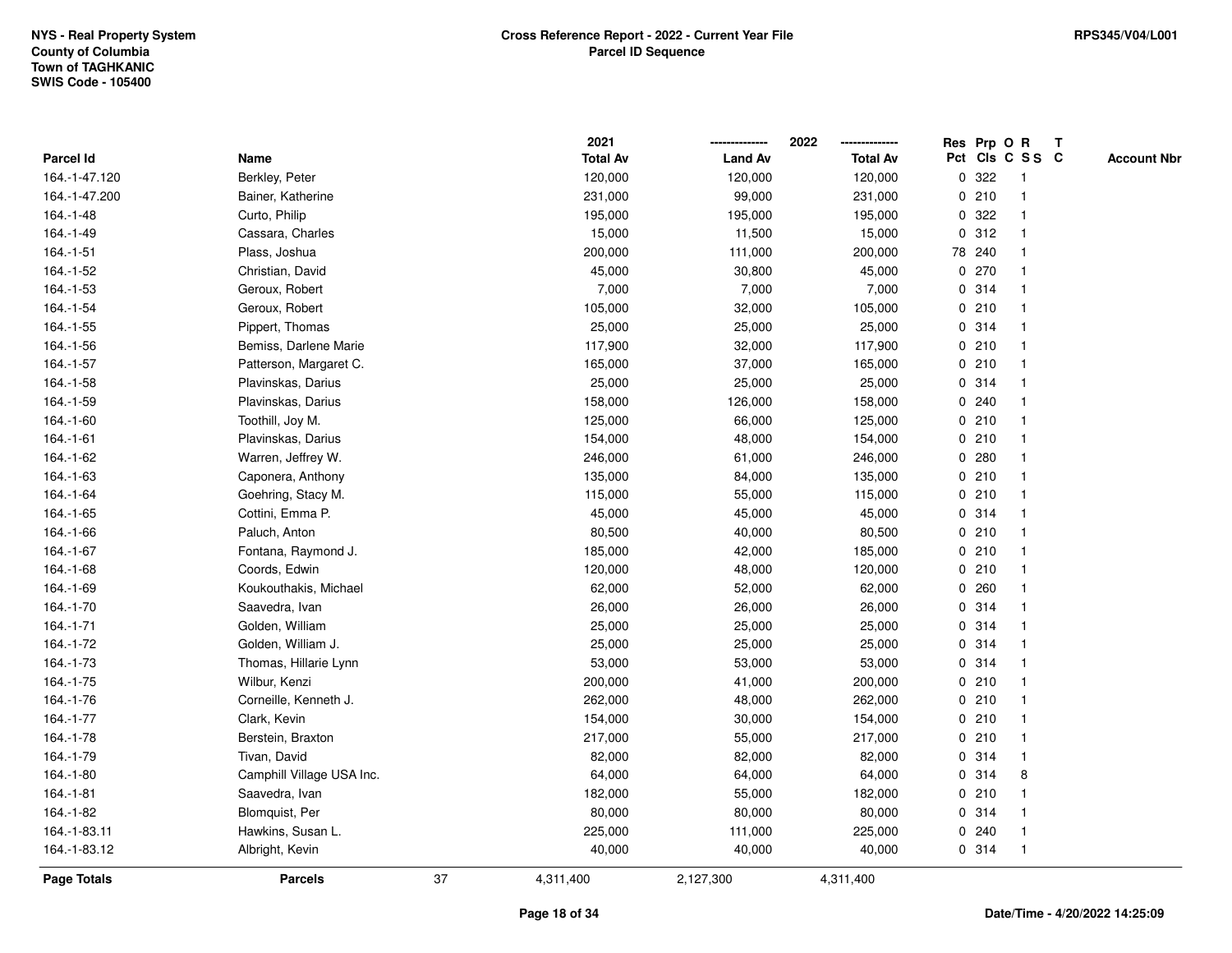NYS - Real Property System
County of Columbia
Town of TAGHKANIC
SWIS Code - 105400

**Cross Reference Report - 2022 - Current Year File**
**Parcel ID Sequence**

RPS345/V04/L001

| Parcel Id | Name | 2021 Total Av | 2022 Land Av | 2022 Total Av | Res Pct | Prp Cls | O C | R S S | T C | Account Nbr |
|---|---|---|---|---|---|---|---|---|---|---|
| 164.-1-47.120 | Berkley, Peter | 120,000 | 120,000 | 120,000 | 0 | 322 | | 1 | | |
| 164.-1-47.200 | Bainer, Katherine | 231,000 | 99,000 | 231,000 | 0 | 210 | | 1 | | |
| 164.-1-48 | Curto, Philip | 195,000 | 195,000 | 195,000 | 0 | 322 | | 1 | | |
| 164.-1-49 | Cassara, Charles | 15,000 | 11,500 | 15,000 | 0 | 312 | | 1 | | |
| 164.-1-51 | Plass, Joshua | 200,000 | 111,000 | 200,000 | 78 | 240 | | 1 | | |
| 164.-1-52 | Christian, David | 45,000 | 30,800 | 45,000 | 0 | 270 | | 1 | | |
| 164.-1-53 | Geroux, Robert | 7,000 | 7,000 | 7,000 | 0 | 314 | | 1 | | |
| 164.-1-54 | Geroux, Robert | 105,000 | 32,000 | 105,000 | 0 | 210 | | 1 | | |
| 164.-1-55 | Pippert, Thomas | 25,000 | 25,000 | 25,000 | 0 | 314 | | 1 | | |
| 164.-1-56 | Bemiss, Darlene Marie | 117,900 | 32,000 | 117,900 | 0 | 210 | | 1 | | |
| 164.-1-57 | Patterson, Margaret C. | 165,000 | 37,000 | 165,000 | 0 | 210 | | 1 | | |
| 164.-1-58 | Plavinskas, Darius | 25,000 | 25,000 | 25,000 | 0 | 314 | | 1 | | |
| 164.-1-59 | Plavinskas, Darius | 158,000 | 126,000 | 158,000 | 0 | 240 | | 1 | | |
| 164.-1-60 | Toothill, Joy M. | 125,000 | 66,000 | 125,000 | 0 | 210 | | 1 | | |
| 164.-1-61 | Plavinskas, Darius | 154,000 | 48,000 | 154,000 | 0 | 210 | | 1 | | |
| 164.-1-62 | Warren, Jeffrey W. | 246,000 | 61,000 | 246,000 | 0 | 280 | | 1 | | |
| 164.-1-63 | Caponera, Anthony | 135,000 | 84,000 | 135,000 | 0 | 210 | | 1 | | |
| 164.-1-64 | Goehring, Stacy M. | 115,000 | 55,000 | 115,000 | 0 | 210 | | 1 | | |
| 164.-1-65 | Cottini, Emma P. | 45,000 | 45,000 | 45,000 | 0 | 314 | | 1 | | |
| 164.-1-66 | Paluch, Anton | 80,500 | 40,000 | 80,500 | 0 | 210 | | 1 | | |
| 164.-1-67 | Fontana, Raymond J. | 185,000 | 42,000 | 185,000 | 0 | 210 | | 1 | | |
| 164.-1-68 | Coords, Edwin | 120,000 | 48,000 | 120,000 | 0 | 210 | | 1 | | |
| 164.-1-69 | Koukouthakis, Michael | 62,000 | 52,000 | 62,000 | 0 | 260 | | 1 | | |
| 164.-1-70 | Saavedra, Ivan | 26,000 | 26,000 | 26,000 | 0 | 314 | | 1 | | |
| 164.-1-71 | Golden, William | 25,000 | 25,000 | 25,000 | 0 | 314 | | 1 | | |
| 164.-1-72 | Golden, William J. | 25,000 | 25,000 | 25,000 | 0 | 314 | | 1 | | |
| 164.-1-73 | Thomas, Hillarie Lynn | 53,000 | 53,000 | 53,000 | 0 | 314 | | 1 | | |
| 164.-1-75 | Wilbur, Kenzi | 200,000 | 41,000 | 200,000 | 0 | 210 | | 1 | | |
| 164.-1-76 | Corneille, Kenneth J. | 262,000 | 48,000 | 262,000 | 0 | 210 | | 1 | | |
| 164.-1-77 | Clark, Kevin | 154,000 | 30,000 | 154,000 | 0 | 210 | | 1 | | |
| 164.-1-78 | Berstein, Braxton | 217,000 | 55,000 | 217,000 | 0 | 210 | | 1 | | |
| 164.-1-79 | Tivan, David | 82,000 | 82,000 | 82,000 | 0 | 314 | | 1 | | |
| 164.-1-80 | Camphill Village USA Inc. | 64,000 | 64,000 | 64,000 | 0 | 314 | | 8 | | |
| 164.-1-81 | Saavedra, Ivan | 182,000 | 55,000 | 182,000 | 0 | 210 | | 1 | | |
| 164.-1-82 | Blomquist, Per | 80,000 | 80,000 | 80,000 | 0 | 314 | | 1 | | |
| 164.-1-83.11 | Hawkins, Susan L. | 225,000 | 111,000 | 225,000 | 0 | 240 | | 1 | | |
| 164.-1-83.12 | Albright, Kevin | 40,000 | 40,000 | 40,000 | 0 | 314 | | 1 | | |
| **Page Totals** | **Parcels** 37 | 4,311,400 | 2,127,300 | 4,311,400 | | | | | | |

Date/Time - 4/20/2022 14:25:09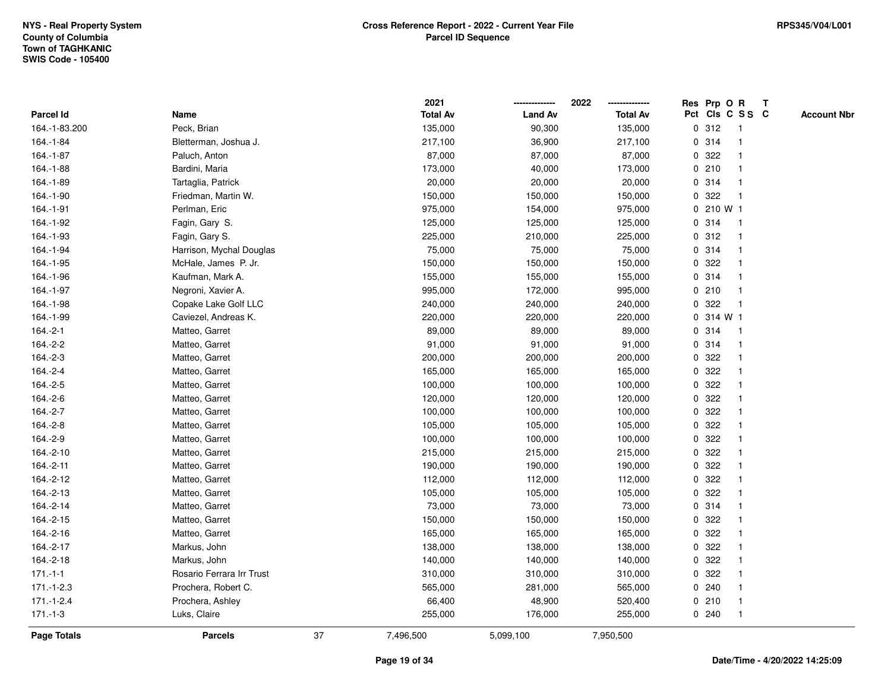**NYS - Real Property System**
**County of Columbia**
**Town of TAGHKANIC**
**SWIS Code - 105400**

**Cross Reference Report - 2022 - Current Year File**
**Parcel ID Sequence**

**RPS345/V04/L001**

| Parcel Id | Name | 2021 Total Av | 2022 Land Av | 2022 Total Av | Res Pct | Prp Cls | O C | R S S | T C | Account Nbr |
|---|---|---|---|---|---|---|---|---|---|---|
| 164.-1-83.200 | Peck, Brian | 135,000 | 90,300 | 135,000 | 0 | 312 | | 1 | | |
| 164.-1-84 | Bletterman, Joshua J. | 217,100 | 36,900 | 217,100 | 0 | 314 | | 1 | | |
| 164.-1-87 | Paluch, Anton | 87,000 | 87,000 | 87,000 | 0 | 322 | | 1 | | |
| 164.-1-88 | Bardini, Maria | 173,000 | 40,000 | 173,000 | 0 | 210 | | 1 | | |
| 164.-1-89 | Tartaglia, Patrick | 20,000 | 20,000 | 20,000 | 0 | 314 | | 1 | | |
| 164.-1-90 | Friedman, Martin W. | 150,000 | 150,000 | 150,000 | 0 | 322 | | 1 | | |
| 164.-1-91 | Perlman, Eric | 975,000 | 154,000 | 975,000 | 0 | 210 | W | 1 | | |
| 164.-1-92 | Fagin, Gary S. | 125,000 | 125,000 | 125,000 | 0 | 314 | | 1 | | |
| 164.-1-93 | Fagin, Gary S. | 225,000 | 210,000 | 225,000 | 0 | 312 | | 1 | | |
| 164.-1-94 | Harrison, Mychal Douglas | 75,000 | 75,000 | 75,000 | 0 | 314 | | 1 | | |
| 164.-1-95 | McHale, James P. Jr. | 150,000 | 150,000 | 150,000 | 0 | 322 | | 1 | | |
| 164.-1-96 | Kaufman, Mark A. | 155,000 | 155,000 | 155,000 | 0 | 314 | | 1 | | |
| 164.-1-97 | Negroni, Xavier A. | 995,000 | 172,000 | 995,000 | 0 | 210 | | 1 | | |
| 164.-1-98 | Copake Lake Golf LLC | 240,000 | 240,000 | 240,000 | 0 | 322 | | 1 | | |
| 164.-1-99 | Caviezel, Andreas K. | 220,000 | 220,000 | 220,000 | 0 | 314 | W | 1 | | |
| 164.-2-1 | Matteo, Garret | 89,000 | 89,000 | 89,000 | 0 | 314 | | 1 | | |
| 164.-2-2 | Matteo, Garret | 91,000 | 91,000 | 91,000 | 0 | 314 | | 1 | | |
| 164.-2-3 | Matteo, Garret | 200,000 | 200,000 | 200,000 | 0 | 322 | | 1 | | |
| 164.-2-4 | Matteo, Garret | 165,000 | 165,000 | 165,000 | 0 | 322 | | 1 | | |
| 164.-2-5 | Matteo, Garret | 100,000 | 100,000 | 100,000 | 0 | 322 | | 1 | | |
| 164.-2-6 | Matteo, Garret | 120,000 | 120,000 | 120,000 | 0 | 322 | | 1 | | |
| 164.-2-7 | Matteo, Garret | 100,000 | 100,000 | 100,000 | 0 | 322 | | 1 | | |
| 164.-2-8 | Matteo, Garret | 105,000 | 105,000 | 105,000 | 0 | 322 | | 1 | | |
| 164.-2-9 | Matteo, Garret | 100,000 | 100,000 | 100,000 | 0 | 322 | | 1 | | |
| 164.-2-10 | Matteo, Garret | 215,000 | 215,000 | 215,000 | 0 | 322 | | 1 | | |
| 164.-2-11 | Matteo, Garret | 190,000 | 190,000 | 190,000 | 0 | 322 | | 1 | | |
| 164.-2-12 | Matteo, Garret | 112,000 | 112,000 | 112,000 | 0 | 322 | | 1 | | |
| 164.-2-13 | Matteo, Garret | 105,000 | 105,000 | 105,000 | 0 | 322 | | 1 | | |
| 164.-2-14 | Matteo, Garret | 73,000 | 73,000 | 73,000 | 0 | 314 | | 1 | | |
| 164.-2-15 | Matteo, Garret | 150,000 | 150,000 | 150,000 | 0 | 322 | | 1 | | |
| 164.-2-16 | Matteo, Garret | 165,000 | 165,000 | 165,000 | 0 | 322 | | 1 | | |
| 164.-2-17 | Markus, John | 138,000 | 138,000 | 138,000 | 0 | 322 | | 1 | | |
| 164.-2-18 | Markus, John | 140,000 | 140,000 | 140,000 | 0 | 322 | | 1 | | |
| 171.-1-1 | Rosario Ferrara Irr Trust | 310,000 | 310,000 | 310,000 | 0 | 322 | | 1 | | |
| 171.-1-2.3 | Prochera, Robert C. | 565,000 | 281,000 | 565,000 | 0 | 240 | | 1 | | |
| 171.-1-2.4 | Prochera, Ashley | 66,400 | 48,900 | 520,400 | 0 | 210 | | 1 | | |
| 171.-1-3 | Luks, Claire | 255,000 | 176,000 | 255,000 | 0 | 240 | | 1 | | |
| **Page Totals** | **Parcels** 37 | 7,496,500 | 5,099,100 | 7,950,500 | | | | | | |

**Date/Time - 4/20/2022 14:25:09**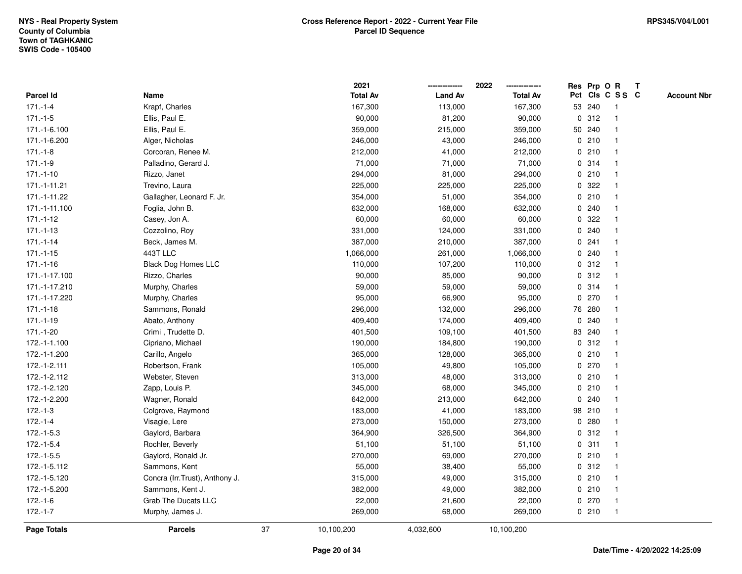NYS - Real Property System
County of Columbia
Town of TAGHKANIC
SWIS Code - 105400

**Cross Reference Report - 2022 - Current Year File**
**Parcel ID Sequence**

RPS345/V04/L001

| Parcel Id | Name | 2021 Total Av | 2022 Land Av | 2022 Total Av | Res Pct | Prp Cls | O C | R SS | T C | Account Nbr |
|---|---|---|---|---|---|---|---|---|---|---|
| 171.-1-4 | Krapf, Charles | 167,300 | 113,000 | 167,300 | 53 | 240 | | 1 | | |
| 171.-1-5 | Ellis, Paul E. | 90,000 | 81,200 | 90,000 | 0 | 312 | | 1 | | |
| 171.-1-6.100 | Ellis, Paul E. | 359,000 | 215,000 | 359,000 | 50 | 240 | | 1 | | |
| 171.-1-6.200 | Alger, Nicholas | 246,000 | 43,000 | 246,000 | 0 | 210 | | 1 | | |
| 171.-1-8 | Corcoran, Renee M. | 212,000 | 41,000 | 212,000 | 0 | 210 | | 1 | | |
| 171.-1-9 | Palladino, Gerard J. | 71,000 | 71,000 | 71,000 | 0 | 314 | | 1 | | |
| 171.-1-10 | Rizzo, Janet | 294,000 | 81,000 | 294,000 | 0 | 210 | | 1 | | |
| 171.-1-11.21 | Trevino, Laura | 225,000 | 225,000 | 225,000 | 0 | 322 | | 1 | | |
| 171.-1-11.22 | Gallagher, Leonard F. Jr. | 354,000 | 51,000 | 354,000 | 0 | 210 | | 1 | | |
| 171.-1-11.100 | Foglia, John B. | 632,000 | 168,000 | 632,000 | 0 | 240 | | 1 | | |
| 171.-1-12 | Casey, Jon A. | 60,000 | 60,000 | 60,000 | 0 | 322 | | 1 | | |
| 171.-1-13 | Cozzolino, Roy | 331,000 | 124,000 | 331,000 | 0 | 240 | | 1 | | |
| 171.-1-14 | Beck, James M. | 387,000 | 210,000 | 387,000 | 0 | 241 | | 1 | | |
| 171.-1-15 | 443T LLC | 1,066,000 | 261,000 | 1,066,000 | 0 | 240 | | 1 | | |
| 171.-1-16 | Black Dog Homes LLC | 110,000 | 107,200 | 110,000 | 0 | 312 | | 1 | | |
| 171.-1-17.100 | Rizzo, Charles | 90,000 | 85,000 | 90,000 | 0 | 312 | | 1 | | |
| 171.-1-17.210 | Murphy, Charles | 59,000 | 59,000 | 59,000 | 0 | 314 | | 1 | | |
| 171.-1-17.220 | Murphy, Charles | 95,000 | 66,900 | 95,000 | 0 | 270 | | 1 | | |
| 171.-1-18 | Sammons, Ronald | 296,000 | 132,000 | 296,000 | 76 | 280 | | 1 | | |
| 171.-1-19 | Abato, Anthony | 409,400 | 174,000 | 409,400 | 0 | 240 | | 1 | | |
| 171.-1-20 | Crimi , Trudette D. | 401,500 | 109,100 | 401,500 | 83 | 240 | | 1 | | |
| 172.-1-1.100 | Cipriano, Michael | 190,000 | 184,800 | 190,000 | 0 | 312 | | 1 | | |
| 172.-1-1.200 | Carillo, Angelo | 365,000 | 128,000 | 365,000 | 0 | 210 | | 1 | | |
| 172.-1-2.111 | Robertson, Frank | 105,000 | 49,800 | 105,000 | 0 | 270 | | 1 | | |
| 172.-1-2.112 | Webster, Steven | 313,000 | 48,000 | 313,000 | 0 | 210 | | 1 | | |
| 172.-1-2.120 | Zapp, Louis P. | 345,000 | 68,000 | 345,000 | 0 | 210 | | 1 | | |
| 172.-1-2.200 | Wagner, Ronald | 642,000 | 213,000 | 642,000 | 0 | 240 | | 1 | | |
| 172.-1-3 | Colgrove, Raymond | 183,000 | 41,000 | 183,000 | 98 | 210 | | 1 | | |
| 172.-1-4 | Visagie, Lere | 273,000 | 150,000 | 273,000 | 0 | 280 | | 1 | | |
| 172.-1-5.3 | Gaylord, Barbara | 364,900 | 326,500 | 364,900 | 0 | 312 | | 1 | | |
| 172.-1-5.4 | Rochler, Beverly | 51,100 | 51,100 | 51,100 | 0 | 311 | | 1 | | |
| 172.-1-5.5 | Gaylord, Ronald Jr. | 270,000 | 69,000 | 270,000 | 0 | 210 | | 1 | | |
| 172.-1-5.112 | Sammons, Kent | 55,000 | 38,400 | 55,000 | 0 | 312 | | 1 | | |
| 172.-1-5.120 | Concra (Irr.Trust), Anthony J. | 315,000 | 49,000 | 315,000 | 0 | 210 | | 1 | | |
| 172.-1-5.200 | Sammons, Kent J. | 382,000 | 49,000 | 382,000 | 0 | 210 | | 1 | | |
| 172.-1-6 | Grab The Ducats LLC | 22,000 | 21,600 | 22,000 | 0 | 270 | | 1 | | |
| 172.-1-7 | Murphy, James J. | 269,000 | 68,000 | 269,000 | 0 | 210 | | 1 | | |
| **Page Totals** | **Parcels** 37 | 10,100,200 | 4,032,600 | 10,100,200 | | | | | | |

Date/Time - 4/20/2022 14:25:09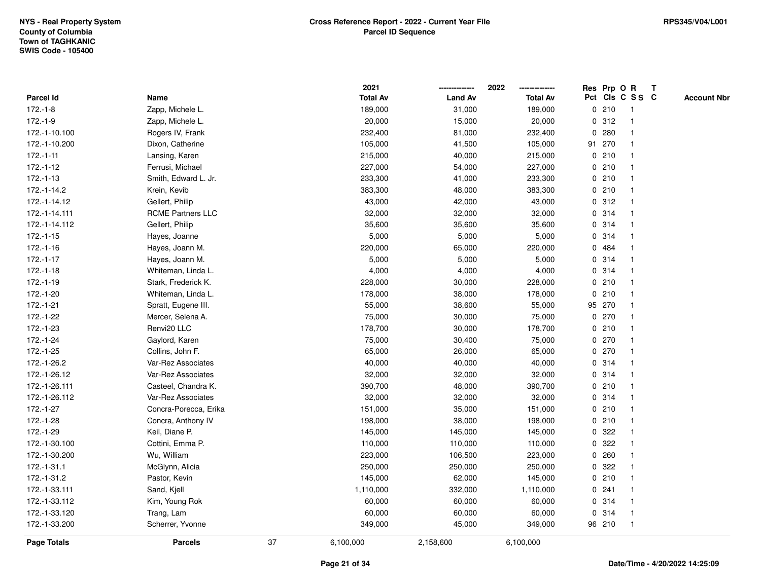NYS - Real Property System
County of Columbia
Town of TAGHKANIC
SWIS Code - 105400

**Cross Reference Report - 2022 - Current Year File**
**Parcel ID Sequence**

RPS345/V04/L001

| Parcel Id | Name | 2021 Total Av | 2022 Land Av | 2022 Total Av | Res Pct | Prp Cls | O C | R S S | T C | Account Nbr |
|---|---|---|---|---|---|---|---|---|---|---|
| 172.-1-8 | Zapp, Michele L. | 189,000 | 31,000 | 189,000 | 0 | 210 | | 1 | | |
| 172.-1-9 | Zapp, Michele L. | 20,000 | 15,000 | 20,000 | 0 | 312 | | 1 | | |
| 172.-1-10.100 | Rogers IV, Frank | 232,400 | 81,000 | 232,400 | 0 | 280 | | 1 | | |
| 172.-1-10.200 | Dixon, Catherine | 105,000 | 41,500 | 105,000 | 91 | 270 | | 1 | | |
| 172.-1-11 | Lansing, Karen | 215,000 | 40,000 | 215,000 | 0 | 210 | | 1 | | |
| 172.-1-12 | Ferrusi, Michael | 227,000 | 54,000 | 227,000 | 0 | 210 | | 1 | | |
| 172.-1-13 | Smith, Edward L. Jr. | 233,300 | 41,000 | 233,300 | 0 | 210 | | 1 | | |
| 172.-1-14.2 | Krein, Kevib | 383,300 | 48,000 | 383,300 | 0 | 210 | | 1 | | |
| 172.-1-14.12 | Gellert, Philip | 43,000 | 42,000 | 43,000 | 0 | 312 | | 1 | | |
| 172.-1-14.111 | RCME Partners LLC | 32,000 | 32,000 | 32,000 | 0 | 314 | | 1 | | |
| 172.-1-14.112 | Gellert, Philip | 35,600 | 35,600 | 35,600 | 0 | 314 | | 1 | | |
| 172.-1-15 | Hayes, Joanne | 5,000 | 5,000 | 5,000 | 0 | 314 | | 1 | | |
| 172.-1-16 | Hayes, Joann M. | 220,000 | 65,000 | 220,000 | 0 | 484 | | 1 | | |
| 172.-1-17 | Hayes, Joann M. | 5,000 | 5,000 | 5,000 | 0 | 314 | | 1 | | |
| 172.-1-18 | Whiteman, Linda L. | 4,000 | 4,000 | 4,000 | 0 | 314 | | 1 | | |
| 172.-1-19 | Stark, Frederick K. | 228,000 | 30,000 | 228,000 | 0 | 210 | | 1 | | |
| 172.-1-20 | Whiteman, Linda L. | 178,000 | 38,000 | 178,000 | 0 | 210 | | 1 | | |
| 172.-1-21 | Spratt, Eugene III. | 55,000 | 38,600 | 55,000 | 95 | 270 | | 1 | | |
| 172.-1-22 | Mercer, Selena A. | 75,000 | 30,000 | 75,000 | 0 | 270 | | 1 | | |
| 172.-1-23 | Renvi20 LLC | 178,700 | 30,000 | 178,700 | 0 | 210 | | 1 | | |
| 172.-1-24 | Gaylord, Karen | 75,000 | 30,400 | 75,000 | 0 | 270 | | 1 | | |
| 172.-1-25 | Collins, John F. | 65,000 | 26,000 | 65,000 | 0 | 270 | | 1 | | |
| 172.-1-26.2 | Var-Rez Associates | 40,000 | 40,000 | 40,000 | 0 | 314 | | 1 | | |
| 172.-1-26.12 | Var-Rez Associates | 32,000 | 32,000 | 32,000 | 0 | 314 | | 1 | | |
| 172.-1-26.111 | Casteel, Chandra K. | 390,700 | 48,000 | 390,700 | 0 | 210 | | 1 | | |
| 172.-1-26.112 | Var-Rez Associates | 32,000 | 32,000 | 32,000 | 0 | 314 | | 1 | | |
| 172.-1-27 | Concra-Porecca, Erika | 151,000 | 35,000 | 151,000 | 0 | 210 | | 1 | | |
| 172.-1-28 | Concra, Anthony IV | 198,000 | 38,000 | 198,000 | 0 | 210 | | 1 | | |
| 172.-1-29 | Keil, Diane P. | 145,000 | 145,000 | 145,000 | 0 | 322 | | 1 | | |
| 172.-1-30.100 | Cottini, Emma P. | 110,000 | 110,000 | 110,000 | 0 | 322 | | 1 | | |
| 172.-1-30.200 | Wu, William | 223,000 | 106,500 | 223,000 | 0 | 260 | | 1 | | |
| 172.-1-31.1 | McGlynn, Alicia | 250,000 | 250,000 | 250,000 | 0 | 322 | | 1 | | |
| 172.-1-31.2 | Pastor, Kevin | 145,000 | 62,000 | 145,000 | 0 | 210 | | 1 | | |
| 172.-1-33.111 | Sand, Kjell | 1,110,000 | 332,000 | 1,110,000 | 0 | 241 | | 1 | | |
| 172.-1-33.112 | Kim, Young Rok | 60,000 | 60,000 | 60,000 | 0 | 314 | | 1 | | |
| 172.-1-33.120 | Trang, Lam | 60,000 | 60,000 | 60,000 | 0 | 314 | | 1 | | |
| 172.-1-33.200 | Scherrer, Yvonne | 349,000 | 45,000 | 349,000 | 96 | 210 | | 1 | | |
| **Page Totals** | **Parcels** 37 | 6,100,000 | 2,158,600 | 6,100,000 | | | | | | |

Date/Time - 4/20/2022 14:25:09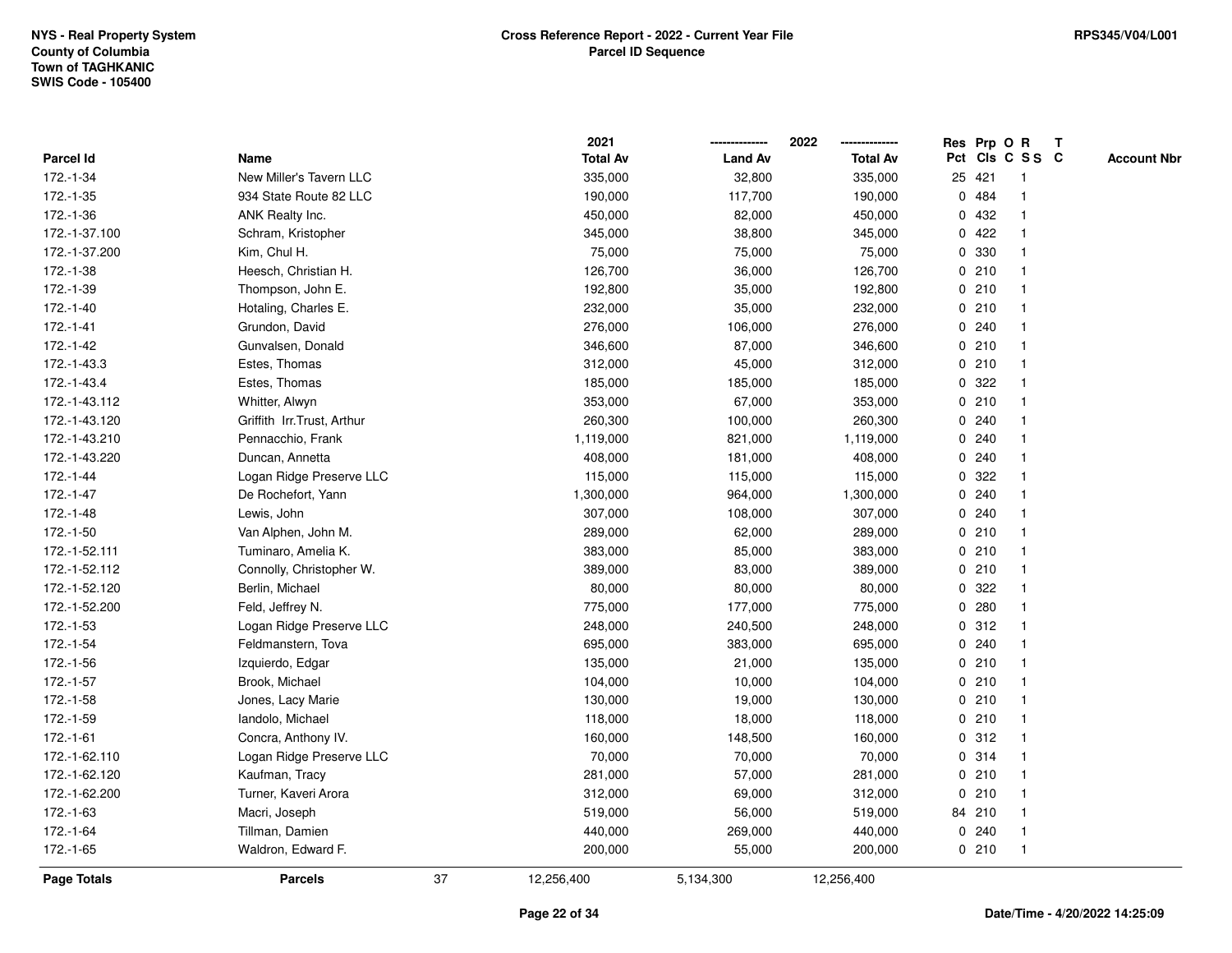NYS - Real Property System
County of Columbia
Town of TAGHKANIC
SWIS Code - 105400

**Cross Reference Report - 2022 - Current Year File**
**Parcel ID Sequence**

RPS345/V04/L001

| Parcel Id | Name | 2021 Total Av | 2022 Land Av | 2022 Total Av | Res Pct | Prp Cls | O C | R S S | T C | Account Nbr |
|---|---|---|---|---|---|---|---|---|---|---|
| 172.-1-34 | New Miller's Tavern LLC | 335,000 | 32,800 | 335,000 | 25 | 421 | | 1 | | |
| 172.-1-35 | 934 State Route 82 LLC | 190,000 | 117,700 | 190,000 | 0 | 484 | | 1 | | |
| 172.-1-36 | ANK Realty Inc. | 450,000 | 82,000 | 450,000 | 0 | 432 | | 1 | | |
| 172.-1-37.100 | Schram, Kristopher | 345,000 | 38,800 | 345,000 | 0 | 422 | | 1 | | |
| 172.-1-37.200 | Kim, Chul H. | 75,000 | 75,000 | 75,000 | 0 | 330 | | 1 | | |
| 172.-1-38 | Heesch, Christian H. | 126,700 | 36,000 | 126,700 | 0 | 210 | | 1 | | |
| 172.-1-39 | Thompson, John E. | 192,800 | 35,000 | 192,800 | 0 | 210 | | 1 | | |
| 172.-1-40 | Hotaling, Charles E. | 232,000 | 35,000 | 232,000 | 0 | 210 | | 1 | | |
| 172.-1-41 | Grundon, David | 276,000 | 106,000 | 276,000 | 0 | 240 | | 1 | | |
| 172.-1-42 | Gunvalsen, Donald | 346,600 | 87,000 | 346,600 | 0 | 210 | | 1 | | |
| 172.-1-43.3 | Estes, Thomas | 312,000 | 45,000 | 312,000 | 0 | 210 | | 1 | | |
| 172.-1-43.4 | Estes, Thomas | 185,000 | 185,000 | 185,000 | 0 | 322 | | 1 | | |
| 172.-1-43.112 | Whitter, Alwyn | 353,000 | 67,000 | 353,000 | 0 | 210 | | 1 | | |
| 172.-1-43.120 | Griffith Irr.Trust, Arthur | 260,300 | 100,000 | 260,300 | 0 | 240 | | 1 | | |
| 172.-1-43.210 | Pennacchio, Frank | 1,119,000 | 821,000 | 1,119,000 | 0 | 240 | | 1 | | |
| 172.-1-43.220 | Duncan, Annetta | 408,000 | 181,000 | 408,000 | 0 | 240 | | 1 | | |
| 172.-1-44 | Logan Ridge Preserve LLC | 115,000 | 115,000 | 115,000 | 0 | 322 | | 1 | | |
| 172.-1-47 | De Rochefort, Yann | 1,300,000 | 964,000 | 1,300,000 | 0 | 240 | | 1 | | |
| 172.-1-48 | Lewis, John | 307,000 | 108,000 | 307,000 | 0 | 240 | | 1 | | |
| 172.-1-50 | Van Alphen, John M. | 289,000 | 62,000 | 289,000 | 0 | 210 | | 1 | | |
| 172.-1-52.111 | Tuminaro, Amelia K. | 383,000 | 85,000 | 383,000 | 0 | 210 | | 1 | | |
| 172.-1-52.112 | Connolly, Christopher W. | 389,000 | 83,000 | 389,000 | 0 | 210 | | 1 | | |
| 172.-1-52.120 | Berlin, Michael | 80,000 | 80,000 | 80,000 | 0 | 322 | | 1 | | |
| 172.-1-52.200 | Feld, Jeffrey N. | 775,000 | 177,000 | 775,000 | 0 | 280 | | 1 | | |
| 172.-1-53 | Logan Ridge Preserve LLC | 248,000 | 240,500 | 248,000 | 0 | 312 | | 1 | | |
| 172.-1-54 | Feldmanstern, Tova | 695,000 | 383,000 | 695,000 | 0 | 240 | | 1 | | |
| 172.-1-56 | Izquierdo, Edgar | 135,000 | 21,000 | 135,000 | 0 | 210 | | 1 | | |
| 172.-1-57 | Brook, Michael | 104,000 | 10,000 | 104,000 | 0 | 210 | | 1 | | |
| 172.-1-58 | Jones, Lacy Marie | 130,000 | 19,000 | 130,000 | 0 | 210 | | 1 | | |
| 172.-1-59 | Iandolo, Michael | 118,000 | 18,000 | 118,000 | 0 | 210 | | 1 | | |
| 172.-1-61 | Concra, Anthony IV. | 160,000 | 148,500 | 160,000 | 0 | 312 | | 1 | | |
| 172.-1-62.110 | Logan Ridge Preserve LLC | 70,000 | 70,000 | 70,000 | 0 | 314 | | 1 | | |
| 172.-1-62.120 | Kaufman, Tracy | 281,000 | 57,000 | 281,000 | 0 | 210 | | 1 | | |
| 172.-1-62.200 | Turner, Kaveri Arora | 312,000 | 69,000 | 312,000 | 0 | 210 | | 1 | | |
| 172.-1-63 | Macri, Joseph | 519,000 | 56,000 | 519,000 | 84 | 210 | | 1 | | |
| 172.-1-64 | Tillman, Damien | 440,000 | 269,000 | 440,000 | 0 | 240 | | 1 | | |
| 172.-1-65 | Waldron, Edward F. | 200,000 | 55,000 | 200,000 | 0 | 210 | | 1 | | |
| **Page Totals** | **Parcels** 37 | 12,256,400 | 5,134,300 | 12,256,400 | | | | | | |

**Date/Time - 4/20/2022 14:25:09**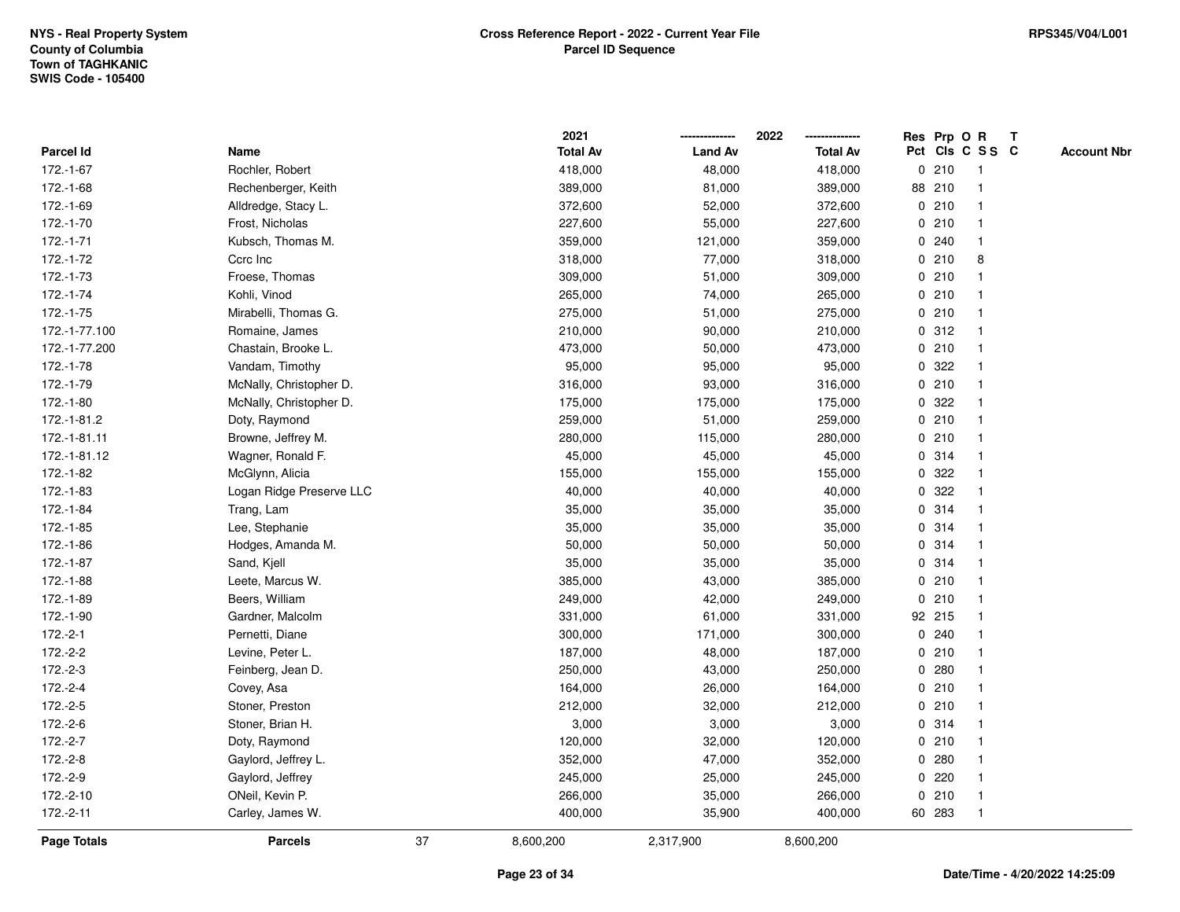NYS - Real Property System
County of Columbia
Town of TAGHKANIC
SWIS Code - 105400

**Cross Reference Report - 2022 - Current Year File**
**Parcel ID Sequence**

RPS345/V04/L001

| Parcel Id | Name | 2021 Total Av | 2022 Land Av | 2022 Total Av | Res Pct | Prp Cls | O C | R S S | T C | Account Nbr |
|---|---|---|---|---|---|---|---|---|---|---|
| 172.-1-67 | Rochler, Robert | 418,000 | 48,000 | 418,000 | 0 | 210 | | 1 | | |
| 172.-1-68 | Rechenberger, Keith | 389,000 | 81,000 | 389,000 | 88 | 210 | | 1 | | |
| 172.-1-69 | Alldredge, Stacy L. | 372,600 | 52,000 | 372,600 | 0 | 210 | | 1 | | |
| 172.-1-70 | Frost, Nicholas | 227,600 | 55,000 | 227,600 | 0 | 210 | | 1 | | |
| 172.-1-71 | Kubsch, Thomas M. | 359,000 | 121,000 | 359,000 | 0 | 240 | | 1 | | |
| 172.-1-72 | Ccrc Inc | 318,000 | 77,000 | 318,000 | 0 | 210 | | 8 | | |
| 172.-1-73 | Froese, Thomas | 309,000 | 51,000 | 309,000 | 0 | 210 | | 1 | | |
| 172.-1-74 | Kohli, Vinod | 265,000 | 74,000 | 265,000 | 0 | 210 | | 1 | | |
| 172.-1-75 | Mirabelli, Thomas G. | 275,000 | 51,000 | 275,000 | 0 | 210 | | 1 | | |
| 172.-1-77.100 | Romaine, James | 210,000 | 90,000 | 210,000 | 0 | 312 | | 1 | | |
| 172.-1-77.200 | Chastain, Brooke L. | 473,000 | 50,000 | 473,000 | 0 | 210 | | 1 | | |
| 172.-1-78 | Vandam, Timothy | 95,000 | 95,000 | 95,000 | 0 | 322 | | 1 | | |
| 172.-1-79 | McNally, Christopher D. | 316,000 | 93,000 | 316,000 | 0 | 210 | | 1 | | |
| 172.-1-80 | McNally, Christopher D. | 175,000 | 175,000 | 175,000 | 0 | 322 | | 1 | | |
| 172.-1-81.2 | Doty, Raymond | 259,000 | 51,000 | 259,000 | 0 | 210 | | 1 | | |
| 172.-1-81.11 | Browne, Jeffrey M. | 280,000 | 115,000 | 280,000 | 0 | 210 | | 1 | | |
| 172.-1-81.12 | Wagner, Ronald F. | 45,000 | 45,000 | 45,000 | 0 | 314 | | 1 | | |
| 172.-1-82 | McGlynn, Alicia | 155,000 | 155,000 | 155,000 | 0 | 322 | | 1 | | |
| 172.-1-83 | Logan Ridge Preserve LLC | 40,000 | 40,000 | 40,000 | 0 | 322 | | 1 | | |
| 172.-1-84 | Trang, Lam | 35,000 | 35,000 | 35,000 | 0 | 314 | | 1 | | |
| 172.-1-85 | Lee, Stephanie | 35,000 | 35,000 | 35,000 | 0 | 314 | | 1 | | |
| 172.-1-86 | Hodges, Amanda M. | 50,000 | 50,000 | 50,000 | 0 | 314 | | 1 | | |
| 172.-1-87 | Sand, Kjell | 35,000 | 35,000 | 35,000 | 0 | 314 | | 1 | | |
| 172.-1-88 | Leete, Marcus W. | 385,000 | 43,000 | 385,000 | 0 | 210 | | 1 | | |
| 172.-1-89 | Beers, William | 249,000 | 42,000 | 249,000 | 0 | 210 | | 1 | | |
| 172.-1-90 | Gardner, Malcolm | 331,000 | 61,000 | 331,000 | 92 | 215 | | 1 | | |
| 172.-2-1 | Pernetti, Diane | 300,000 | 171,000 | 300,000 | 0 | 240 | | 1 | | |
| 172.-2-2 | Levine, Peter L. | 187,000 | 48,000 | 187,000 | 0 | 210 | | 1 | | |
| 172.-2-3 | Feinberg, Jean D. | 250,000 | 43,000 | 250,000 | 0 | 280 | | 1 | | |
| 172.-2-4 | Covey, Asa | 164,000 | 26,000 | 164,000 | 0 | 210 | | 1 | | |
| 172.-2-5 | Stoner, Preston | 212,000 | 32,000 | 212,000 | 0 | 210 | | 1 | | |
| 172.-2-6 | Stoner, Brian H. | 3,000 | 3,000 | 3,000 | 0 | 314 | | 1 | | |
| 172.-2-7 | Doty, Raymond | 120,000 | 32,000 | 120,000 | 0 | 210 | | 1 | | |
| 172.-2-8 | Gaylord, Jeffrey L. | 352,000 | 47,000 | 352,000 | 0 | 280 | | 1 | | |
| 172.-2-9 | Gaylord, Jeffrey | 245,000 | 25,000 | 245,000 | 0 | 220 | | 1 | | |
| 172.-2-10 | ONeil, Kevin P. | 266,000 | 35,000 | 266,000 | 0 | 210 | | 1 | | |
| 172.-2-11 | Carley, James W. | 400,000 | 35,900 | 400,000 | 60 | 283 | | 1 | | |
| **Page Totals** | **Parcels** 37 | 8,600,200 | 2,317,900 | 8,600,200 | | | | | | |

Date/Time - 4/20/2022 14:25:09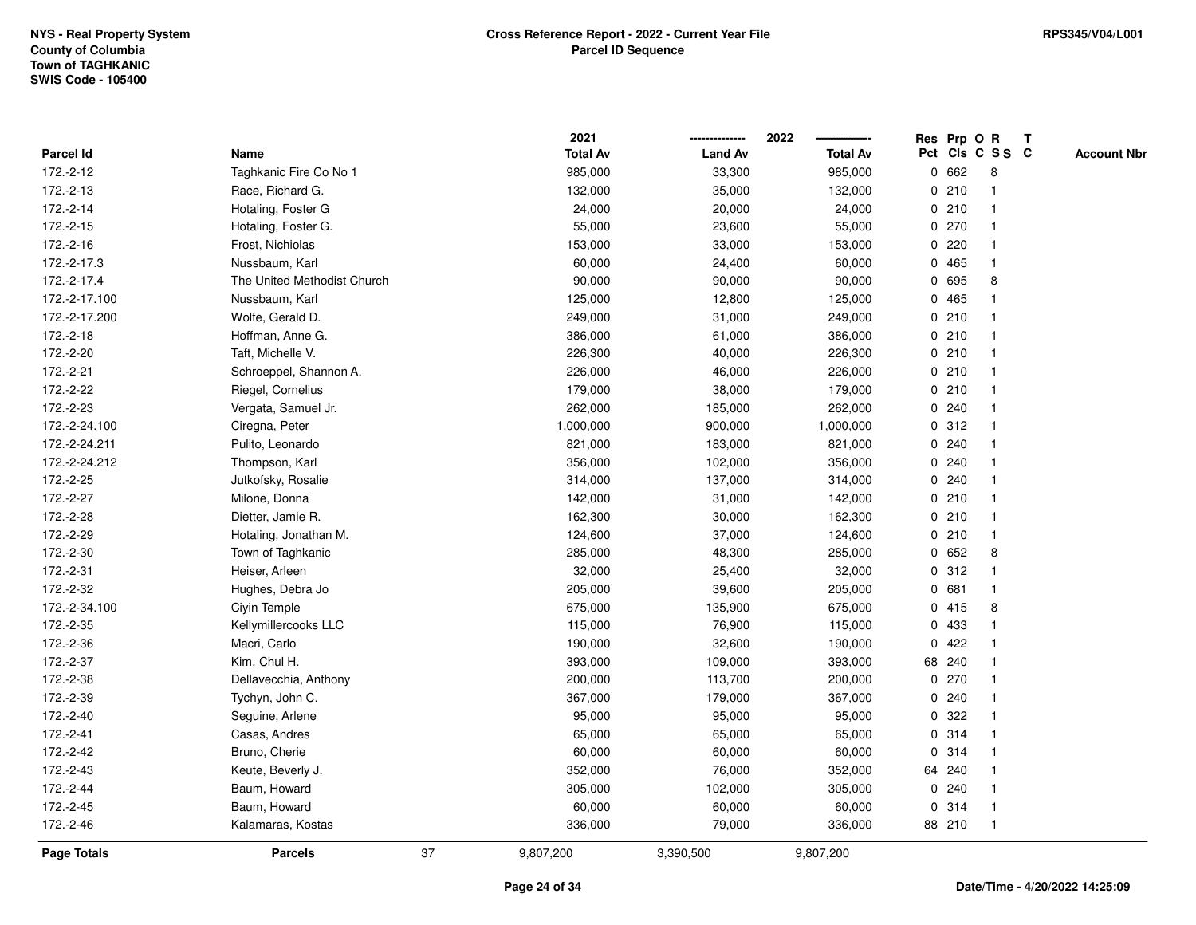NYS - Real Property System
County of Columbia
Town of TAGHKANIC
SWIS Code - 105400

**Cross Reference Report - 2022 - Current Year File**
**Parcel ID Sequence**

RPS345/V04/L001

| Parcel Id | Name | 2021 Total Av | 2022 Land Av | 2022 Total Av | Res Pct | Prp Cls | O C | R S S | T C | Account Nbr |
|---|---|---|---|---|---|---|---|---|---|---|
| 172.-2-12 | Taghkanic Fire Co No 1 | 985,000 | 33,300 | 985,000 | 0 | 662 | | 8 | | |
| 172.-2-13 | Race, Richard G. | 132,000 | 35,000 | 132,000 | 0 | 210 | | 1 | | |
| 172.-2-14 | Hotaling, Foster G | 24,000 | 20,000 | 24,000 | 0 | 210 | | 1 | | |
| 172.-2-15 | Hotaling, Foster G. | 55,000 | 23,600 | 55,000 | 0 | 270 | | 1 | | |
| 172.-2-16 | Frost, Nichiolas | 153,000 | 33,000 | 153,000 | 0 | 220 | | 1 | | |
| 172.-2-17.3 | Nussbaum, Karl | 60,000 | 24,400 | 60,000 | 0 | 465 | | 1 | | |
| 172.-2-17.4 | The United Methodist Church | 90,000 | 90,000 | 90,000 | 0 | 695 | | 8 | | |
| 172.-2-17.100 | Nussbaum, Karl | 125,000 | 12,800 | 125,000 | 0 | 465 | | 1 | | |
| 172.-2-17.200 | Wolfe, Gerald D. | 249,000 | 31,000 | 249,000 | 0 | 210 | | 1 | | |
| 172.-2-18 | Hoffman, Anne G. | 386,000 | 61,000 | 386,000 | 0 | 210 | | 1 | | |
| 172.-2-20 | Taft, Michelle V. | 226,300 | 40,000 | 226,300 | 0 | 210 | | 1 | | |
| 172.-2-21 | Schroeppel, Shannon A. | 226,000 | 46,000 | 226,000 | 0 | 210 | | 1 | | |
| 172.-2-22 | Riegel, Cornelius | 179,000 | 38,000 | 179,000 | 0 | 210 | | 1 | | |
| 172.-2-23 | Vergata, Samuel Jr. | 262,000 | 185,000 | 262,000 | 0 | 240 | | 1 | | |
| 172.-2-24.100 | Ciregna, Peter | 1,000,000 | 900,000 | 1,000,000 | 0 | 312 | | 1 | | |
| 172.-2-24.211 | Pulito, Leonardo | 821,000 | 183,000 | 821,000 | 0 | 240 | | 1 | | |
| 172.-2-24.212 | Thompson, Karl | 356,000 | 102,000 | 356,000 | 0 | 240 | | 1 | | |
| 172.-2-25 | Jutkofsky, Rosalie | 314,000 | 137,000 | 314,000 | 0 | 240 | | 1 | | |
| 172.-2-27 | Milone, Donna | 142,000 | 31,000 | 142,000 | 0 | 210 | | 1 | | |
| 172.-2-28 | Dietter, Jamie R. | 162,300 | 30,000 | 162,300 | 0 | 210 | | 1 | | |
| 172.-2-29 | Hotaling, Jonathan M. | 124,600 | 37,000 | 124,600 | 0 | 210 | | 1 | | |
| 172.-2-30 | Town of Taghkanic | 285,000 | 48,300 | 285,000 | 0 | 652 | | 8 | | |
| 172.-2-31 | Heiser, Arleen | 32,000 | 25,400 | 32,000 | 0 | 312 | | 1 | | |
| 172.-2-32 | Hughes, Debra Jo | 205,000 | 39,600 | 205,000 | 0 | 681 | | 1 | | |
| 172.-2-34.100 | Ciyin Temple | 675,000 | 135,900 | 675,000 | 0 | 415 | | 8 | | |
| 172.-2-35 | Kellymillercooks LLC | 115,000 | 76,900 | 115,000 | 0 | 433 | | 1 | | |
| 172.-2-36 | Macri, Carlo | 190,000 | 32,600 | 190,000 | 0 | 422 | | 1 | | |
| 172.-2-37 | Kim, Chul H. | 393,000 | 109,000 | 393,000 | 68 | 240 | | 1 | | |
| 172.-2-38 | Dellavecchia, Anthony | 200,000 | 113,700 | 200,000 | 0 | 270 | | 1 | | |
| 172.-2-39 | Tychyn, John C. | 367,000 | 179,000 | 367,000 | 0 | 240 | | 1 | | |
| 172.-2-40 | Seguine, Arlene | 95,000 | 95,000 | 95,000 | 0 | 322 | | 1 | | |
| 172.-2-41 | Casas, Andres | 65,000 | 65,000 | 65,000 | 0 | 314 | | 1 | | |
| 172.-2-42 | Bruno, Cherie | 60,000 | 60,000 | 60,000 | 0 | 314 | | 1 | | |
| 172.-2-43 | Keute, Beverly J. | 352,000 | 76,000 | 352,000 | 64 | 240 | | 1 | | |
| 172.-2-44 | Baum, Howard | 305,000 | 102,000 | 305,000 | 0 | 240 | | 1 | | |
| 172.-2-45 | Baum, Howard | 60,000 | 60,000 | 60,000 | 0 | 314 | | 1 | | |
| 172.-2-46 | Kalamaras, Kostas | 336,000 | 79,000 | 336,000 | 88 | 210 | | 1 | | |
| **Page Totals** | **Parcels** 37 | 9,807,200 | 3,390,500 | 9,807,200 | | | | | | |

Date/Time - 4/20/2022 14:25:09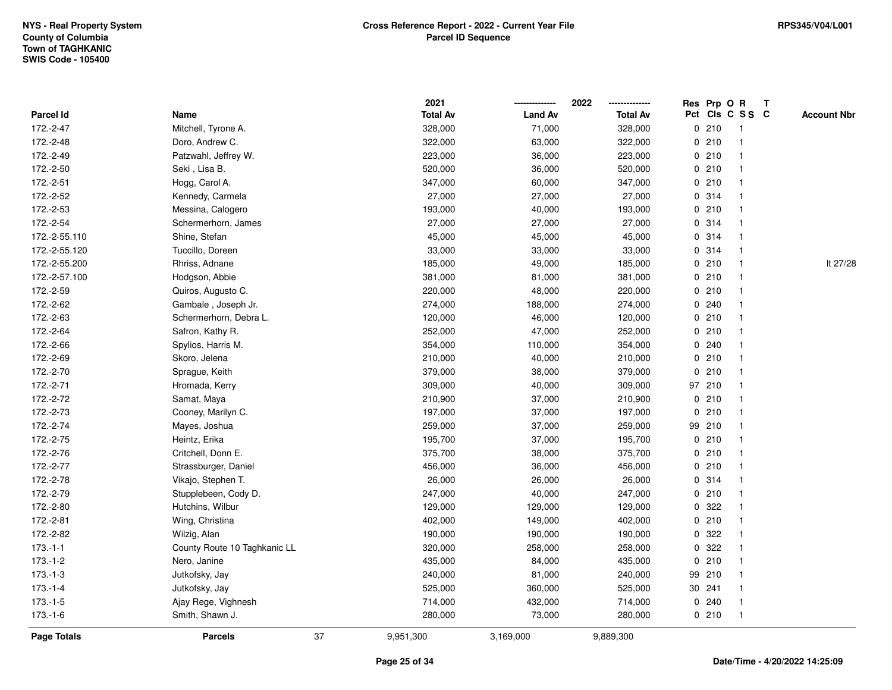NYS - Real Property System
County of Columbia
Town of TAGHKANIC
SWIS Code - 105400

# Cross Reference Report - 2022 - Current Year File
## Parcel ID Sequence

RPS345/V04/L001

| Parcel Id | Name | 2021 Total Av | 2022 Land Av | 2022 Total Av | Res Pct | Prp Cls | O C | R S S | T C | Account Nbr |
|---|---|---|---|---|---|---|---|---|---|---|
| 172.-2-47 | Mitchell, Tyrone A. | 328,000 | 71,000 | 328,000 | 0 | 210 | 1 | | | |
| 172.-2-48 | Doro, Andrew C. | 322,000 | 63,000 | 322,000 | 0 | 210 | 1 | | | |
| 172.-2-49 | Patzwahl, Jeffrey W. | 223,000 | 36,000 | 223,000 | 0 | 210 | 1 | | | |
| 172.-2-50 | Seki , Lisa B. | 520,000 | 36,000 | 520,000 | 0 | 210 | 1 | | | |
| 172.-2-51 | Hogg, Carol A. | 347,000 | 60,000 | 347,000 | 0 | 210 | 1 | | | |
| 172.-2-52 | Kennedy, Carmela | 27,000 | 27,000 | 27,000 | 0 | 314 | 1 | | | |
| 172.-2-53 | Messina, Calogero | 193,000 | 40,000 | 193,000 | 0 | 210 | 1 | | | |
| 172.-2-54 | Schermerhorn, James | 27,000 | 27,000 | 27,000 | 0 | 314 | 1 | | | |
| 172.-2-55.110 | Shine, Stefan | 45,000 | 45,000 | 45,000 | 0 | 314 | 1 | | | |
| 172.-2-55.120 | Tuccillo, Doreen | 33,000 | 33,000 | 33,000 | 0 | 314 | 1 | | | |
| 172.-2-55.200 | Rhriss, Adnane | 185,000 | 49,000 | 185,000 | 0 | 210 | 1 | | | lt 27/28 |
| 172.-2-57.100 | Hodgson, Abbie | 381,000 | 81,000 | 381,000 | 0 | 210 | 1 | | | |
| 172.-2-59 | Quiros, Augusto C. | 220,000 | 48,000 | 220,000 | 0 | 210 | 1 | | | |
| 172.-2-62 | Gambale , Joseph Jr. | 274,000 | 188,000 | 274,000 | 0 | 240 | 1 | | | |
| 172.-2-63 | Schermerhorn, Debra L. | 120,000 | 46,000 | 120,000 | 0 | 210 | 1 | | | |
| 172.-2-64 | Safron, Kathy R. | 252,000 | 47,000 | 252,000 | 0 | 210 | 1 | | | |
| 172.-2-66 | Spylios, Harris M. | 354,000 | 110,000 | 354,000 | 0 | 240 | 1 | | | |
| 172.-2-69 | Skoro, Jelena | 210,000 | 40,000 | 210,000 | 0 | 210 | 1 | | | |
| 172.-2-70 | Sprague, Keith | 379,000 | 38,000 | 379,000 | 0 | 210 | 1 | | | |
| 172.-2-71 | Hromada, Kerry | 309,000 | 40,000 | 309,000 | 97 | 210 | 1 | | | |
| 172.-2-72 | Samat, Maya | 210,900 | 37,000 | 210,900 | 0 | 210 | 1 | | | |
| 172.-2-73 | Cooney, Marilyn C. | 197,000 | 37,000 | 197,000 | 0 | 210 | 1 | | | |
| 172.-2-74 | Mayes, Joshua | 259,000 | 37,000 | 259,000 | 99 | 210 | 1 | | | |
| 172.-2-75 | Heintz, Erika | 195,700 | 37,000 | 195,700 | 0 | 210 | 1 | | | |
| 172.-2-76 | Critchell, Donn E. | 375,700 | 38,000 | 375,700 | 0 | 210 | 1 | | | |
| 172.-2-77 | Strassburger, Daniel | 456,000 | 36,000 | 456,000 | 0 | 210 | 1 | | | |
| 172.-2-78 | Vikajo, Stephen T. | 26,000 | 26,000 | 26,000 | 0 | 314 | 1 | | | |
| 172.-2-79 | Stupplebeen, Cody D. | 247,000 | 40,000 | 247,000 | 0 | 210 | 1 | | | |
| 172.-2-80 | Hutchins, Wilbur | 129,000 | 129,000 | 129,000 | 0 | 322 | 1 | | | |
| 172.-2-81 | Wing, Christina | 402,000 | 149,000 | 402,000 | 0 | 210 | 1 | | | |
| 172.-2-82 | Wilzig, Alan | 190,000 | 190,000 | 190,000 | 0 | 322 | 1 | | | |
| 173.-1-1 | County Route 10 Taghkanic LL | 320,000 | 258,000 | 258,000 | 0 | 322 | 1 | | | |
| 173.-1-2 | Nero, Janine | 435,000 | 84,000 | 435,000 | 0 | 210 | 1 | | | |
| 173.-1-3 | Jutkofsky, Jay | 240,000 | 81,000 | 240,000 | 99 | 210 | 1 | | | |
| 173.-1-4 | Jutkofsky, Jay | 525,000 | 360,000 | 525,000 | 30 | 241 | 1 | | | |
| 173.-1-5 | Ajay Rege, Vighnesh | 714,000 | 432,000 | 714,000 | 0 | 240 | 1 | | | |
| 173.-1-6 | Smith, Shawn J. | 280,000 | 73,000 | 280,000 | 0 | 210 | 1 | | | |
| **Page Totals** | **Parcels** 37 | 9,951,300 | 3,169,000 | 9,889,300 | | | | | | |

Date/Time - 4/20/2022 14:25:09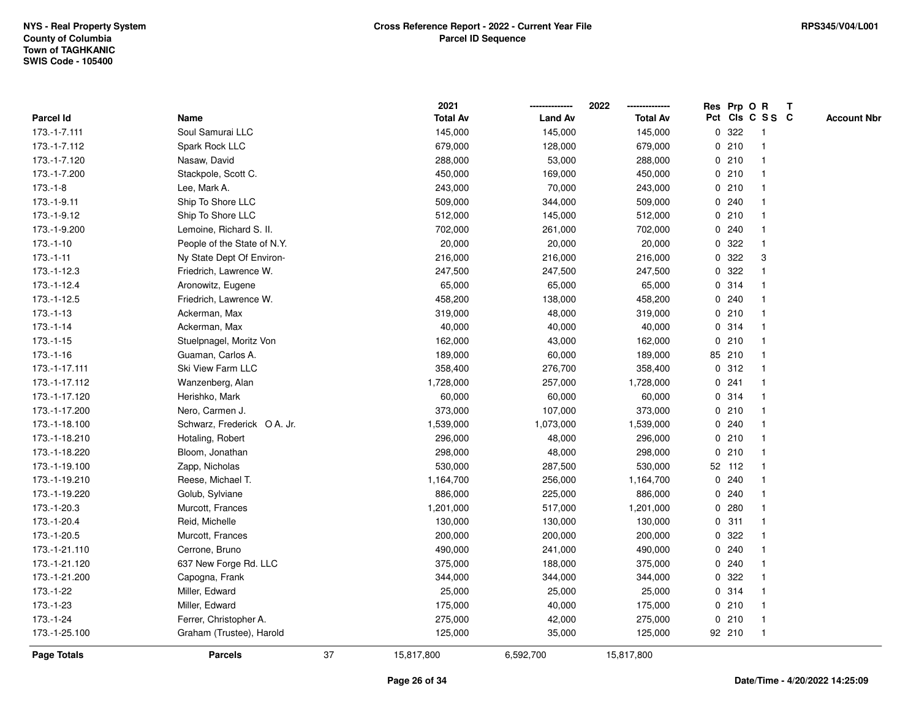NYS - Real Property System
County of Columbia
Town of TAGHKANIC
SWIS Code - 105400

**Cross Reference Report - 2022 - Current Year File**
**Parcel ID Sequence**

RPS345/V04/L001

| Parcel Id | Name | 2021 Total Av | 2022 Land Av | 2022 Total Av | Res Pct | Prp Cls | O C | R S S | T C | Account Nbr |
|---|---|---|---|---|---|---|---|---|---|---|
| 173.-1-7.111 | Soul Samurai LLC | 145,000 | 145,000 | 145,000 | 0 | 322 | | 1 | | |
| 173.-1-7.112 | Spark Rock LLC | 679,000 | 128,000 | 679,000 | 0 | 210 | | 1 | | |
| 173.-1-7.120 | Nasaw, David | 288,000 | 53,000 | 288,000 | 0 | 210 | | 1 | | |
| 173.-1-7.200 | Stackpole, Scott C. | 450,000 | 169,000 | 450,000 | 0 | 210 | | 1 | | |
| 173.-1-8 | Lee, Mark A. | 243,000 | 70,000 | 243,000 | 0 | 210 | | 1 | | |
| 173.-1-9.11 | Ship To Shore LLC | 509,000 | 344,000 | 509,000 | 0 | 240 | | 1 | | |
| 173.-1-9.12 | Ship To Shore LLC | 512,000 | 145,000 | 512,000 | 0 | 210 | | 1 | | |
| 173.-1-9.200 | Lemoine, Richard S. II. | 702,000 | 261,000 | 702,000 | 0 | 240 | | 1 | | |
| 173.-1-10 | People of the State of N.Y. | 20,000 | 20,000 | 20,000 | 0 | 322 | | 1 | | |
| 173.-1-11 | Ny State Dept Of Environ- | 216,000 | 216,000 | 216,000 | 0 | 322 | | 3 | | |
| 173.-1-12.3 | Friedrich, Lawrence W. | 247,500 | 247,500 | 247,500 | 0 | 322 | | 1 | | |
| 173.-1-12.4 | Aronowitz, Eugene | 65,000 | 65,000 | 65,000 | 0 | 314 | | 1 | | |
| 173.-1-12.5 | Friedrich, Lawrence W. | 458,200 | 138,000 | 458,200 | 0 | 240 | | 1 | | |
| 173.-1-13 | Ackerman, Max | 319,000 | 48,000 | 319,000 | 0 | 210 | | 1 | | |
| 173.-1-14 | Ackerman, Max | 40,000 | 40,000 | 40,000 | 0 | 314 | | 1 | | |
| 173.-1-15 | Stuelpnagel, Moritz Von | 162,000 | 43,000 | 162,000 | 0 | 210 | | 1 | | |
| 173.-1-16 | Guaman, Carlos A. | 189,000 | 60,000 | 189,000 | 85 | 210 | | 1 | | |
| 173.-1-17.111 | Ski View Farm LLC | 358,400 | 276,700 | 358,400 | 0 | 312 | | 1 | | |
| 173.-1-17.112 | Wanzenberg, Alan | 1,728,000 | 257,000 | 1,728,000 | 0 | 241 | | 1 | | |
| 173.-1-17.120 | Herishko, Mark | 60,000 | 60,000 | 60,000 | 0 | 314 | | 1 | | |
| 173.-1-17.200 | Nero, Carmen J. | 373,000 | 107,000 | 373,000 | 0 | 210 | | 1 | | |
| 173.-1-18.100 | Schwarz, Frederick O A. Jr. | 1,539,000 | 1,073,000 | 1,539,000 | 0 | 240 | | 1 | | |
| 173.-1-18.210 | Hotaling, Robert | 296,000 | 48,000 | 296,000 | 0 | 210 | | 1 | | |
| 173.-1-18.220 | Bloom, Jonathan | 298,000 | 48,000 | 298,000 | 0 | 210 | | 1 | | |
| 173.-1-19.100 | Zapp, Nicholas | 530,000 | 287,500 | 530,000 | 52 | 112 | | 1 | | |
| 173.-1-19.210 | Reese, Michael T. | 1,164,700 | 256,000 | 1,164,700 | 0 | 240 | | 1 | | |
| 173.-1-19.220 | Golub, Sylviane | 886,000 | 225,000 | 886,000 | 0 | 240 | | 1 | | |
| 173.-1-20.3 | Murcott, Frances | 1,201,000 | 517,000 | 1,201,000 | 0 | 280 | | 1 | | |
| 173.-1-20.4 | Reid, Michelle | 130,000 | 130,000 | 130,000 | 0 | 311 | | 1 | | |
| 173.-1-20.5 | Murcott, Frances | 200,000 | 200,000 | 200,000 | 0 | 322 | | 1 | | |
| 173.-1-21.110 | Cerrone, Bruno | 490,000 | 241,000 | 490,000 | 0 | 240 | | 1 | | |
| 173.-1-21.120 | 637 New Forge Rd. LLC | 375,000 | 188,000 | 375,000 | 0 | 240 | | 1 | | |
| 173.-1-21.200 | Capogna, Frank | 344,000 | 344,000 | 344,000 | 0 | 322 | | 1 | | |
| 173.-1-22 | Miller, Edward | 25,000 | 25,000 | 25,000 | 0 | 314 | | 1 | | |
| 173.-1-23 | Miller, Edward | 175,000 | 40,000 | 175,000 | 0 | 210 | | 1 | | |
| 173.-1-24 | Ferrer, Christopher A. | 275,000 | 42,000 | 275,000 | 0 | 210 | | 1 | | |
| 173.-1-25.100 | Graham (Trustee), Harold | 125,000 | 35,000 | 125,000 | 92 | 210 | | 1 | | |
| **Page Totals** | **Parcels** 37 | 15,817,800 | 6,592,700 | 15,817,800 | | | | | | |

Date/Time - 4/20/2022 14:25:09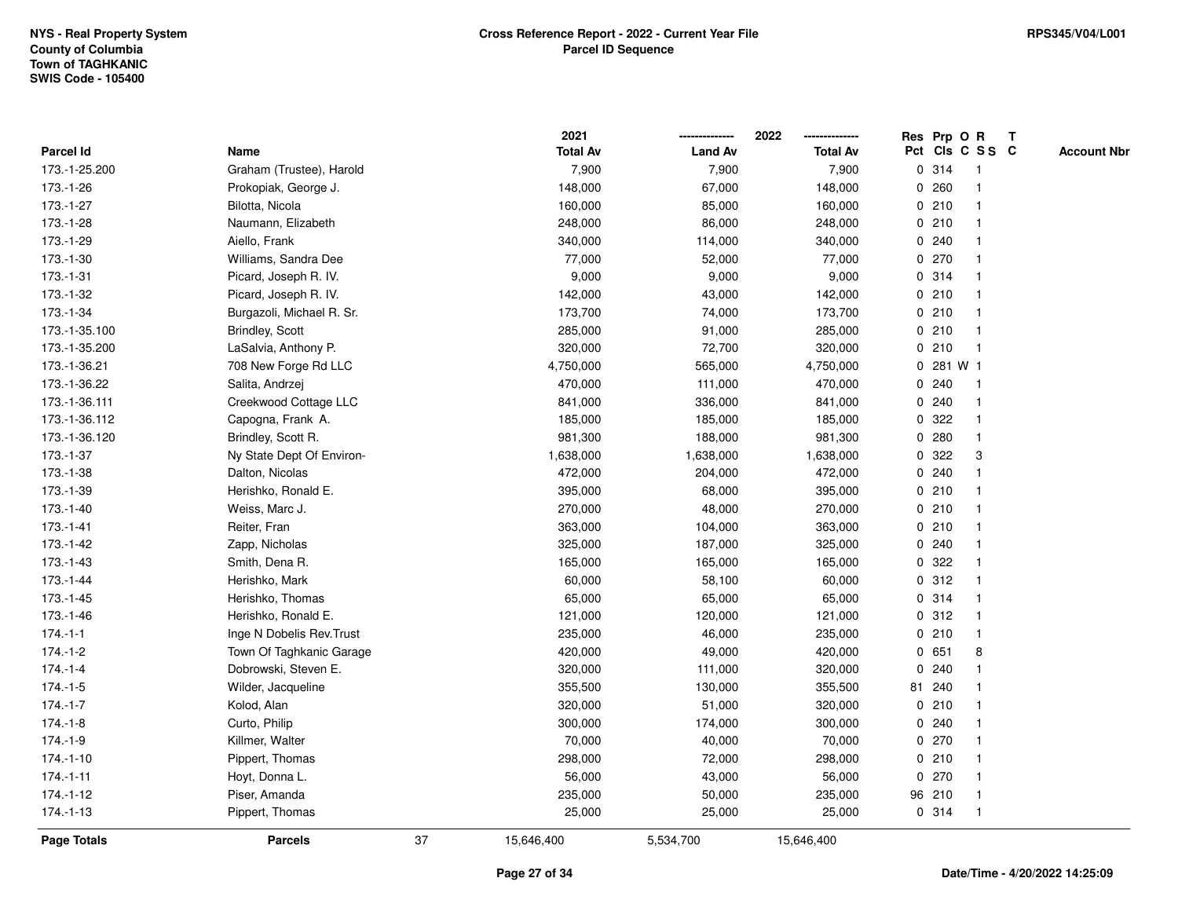NYS - Real Property System
County of Columbia
Town of TAGHKANIC
SWIS Code - 105400

**Cross Reference Report - 2022 - Current Year File**
**Parcel ID Sequence**

RPS345/V04/L001

| Parcel Id | Name | 2021 Total Av | 2022 Land Av | 2022 Total Av | Res Pct | Prp Cls | O C | R S S | T C | Account Nbr |
|---|---|---|---|---|---|---|---|---|---|---|
| 173.-1-25.200 | Graham (Trustee), Harold | 7,900 | 7,900 | 7,900 | 0 | 314 | | 1 | | |
| 173.-1-26 | Prokopiak, George J. | 148,000 | 67,000 | 148,000 | 0 | 260 | | 1 | | |
| 173.-1-27 | Bilotta, Nicola | 160,000 | 85,000 | 160,000 | 0 | 210 | | 1 | | |
| 173.-1-28 | Naumann, Elizabeth | 248,000 | 86,000 | 248,000 | 0 | 210 | | 1 | | |
| 173.-1-29 | Aiello, Frank | 340,000 | 114,000 | 340,000 | 0 | 240 | | 1 | | |
| 173.-1-30 | Williams, Sandra Dee | 77,000 | 52,000 | 77,000 | 0 | 270 | | 1 | | |
| 173.-1-31 | Picard, Joseph R. IV. | 9,000 | 9,000 | 9,000 | 0 | 314 | | 1 | | |
| 173.-1-32 | Picard, Joseph R. IV. | 142,000 | 43,000 | 142,000 | 0 | 210 | | 1 | | |
| 173.-1-34 | Burgazoli, Michael R. Sr. | 173,700 | 74,000 | 173,700 | 0 | 210 | | 1 | | |
| 173.-1-35.100 | Brindley, Scott | 285,000 | 91,000 | 285,000 | 0 | 210 | | 1 | | |
| 173.-1-35.200 | LaSalvia, Anthony P. | 320,000 | 72,700 | 320,000 | 0 | 210 | | 1 | | |
| 173.-1-36.21 | 708 New Forge Rd LLC | 4,750,000 | 565,000 | 4,750,000 | 0 | 281 | W | 1 | | |
| 173.-1-36.22 | Salita, Andrzej | 470,000 | 111,000 | 470,000 | 0 | 240 | | 1 | | |
| 173.-1-36.111 | Creekwood Cottage LLC | 841,000 | 336,000 | 841,000 | 0 | 240 | | 1 | | |
| 173.-1-36.112 | Capogna, Frank A. | 185,000 | 185,000 | 185,000 | 0 | 322 | | 1 | | |
| 173.-1-36.120 | Brindley, Scott R. | 981,300 | 188,000 | 981,300 | 0 | 280 | | 1 | | |
| 173.-1-37 | Ny State Dept Of Environ- | 1,638,000 | 1,638,000 | 1,638,000 | 0 | 322 | | 3 | | |
| 173.-1-38 | Dalton, Nicolas | 472,000 | 204,000 | 472,000 | 0 | 240 | | 1 | | |
| 173.-1-39 | Herishko, Ronald E. | 395,000 | 68,000 | 395,000 | 0 | 210 | | 1 | | |
| 173.-1-40 | Weiss, Marc J. | 270,000 | 48,000 | 270,000 | 0 | 210 | | 1 | | |
| 173.-1-41 | Reiter, Fran | 363,000 | 104,000 | 363,000 | 0 | 210 | | 1 | | |
| 173.-1-42 | Zapp, Nicholas | 325,000 | 187,000 | 325,000 | 0 | 240 | | 1 | | |
| 173.-1-43 | Smith, Dena R. | 165,000 | 165,000 | 165,000 | 0 | 322 | | 1 | | |
| 173.-1-44 | Herishko, Mark | 60,000 | 58,100 | 60,000 | 0 | 312 | | 1 | | |
| 173.-1-45 | Herishko, Thomas | 65,000 | 65,000 | 65,000 | 0 | 314 | | 1 | | |
| 173.-1-46 | Herishko, Ronald E. | 121,000 | 120,000 | 121,000 | 0 | 312 | | 1 | | |
| 174.-1-1 | Inge N Dobelis Rev.Trust | 235,000 | 46,000 | 235,000 | 0 | 210 | | 1 | | |
| 174.-1-2 | Town Of Taghkanic Garage | 420,000 | 49,000 | 420,000 | 0 | 651 | | 8 | | |
| 174.-1-4 | Dobrowski, Steven E. | 320,000 | 111,000 | 320,000 | 0 | 240 | | 1 | | |
| 174.-1-5 | Wilder, Jacqueline | 355,500 | 130,000 | 355,500 | 81 | 240 | | 1 | | |
| 174.-1-7 | Kolod, Alan | 320,000 | 51,000 | 320,000 | 0 | 210 | | 1 | | |
| 174.-1-8 | Curto, Philip | 300,000 | 174,000 | 300,000 | 0 | 240 | | 1 | | |
| 174.-1-9 | Killmer, Walter | 70,000 | 40,000 | 70,000 | 0 | 270 | | 1 | | |
| 174.-1-10 | Pippert, Thomas | 298,000 | 72,000 | 298,000 | 0 | 210 | | 1 | | |
| 174.-1-11 | Hoyt, Donna L. | 56,000 | 43,000 | 56,000 | 0 | 270 | | 1 | | |
| 174.-1-12 | Piser, Amanda | 235,000 | 50,000 | 235,000 | 96 | 210 | | 1 | | |
| 174.-1-13 | Pippert, Thomas | 25,000 | 25,000 | 25,000 | 0 | 314 | | 1 | | |
| **Page Totals** | **Parcels** 37 | 15,646,400 | 5,534,700 | 15,646,400 | | | | | | |

**Date/Time - 4/20/2022 14:25:09**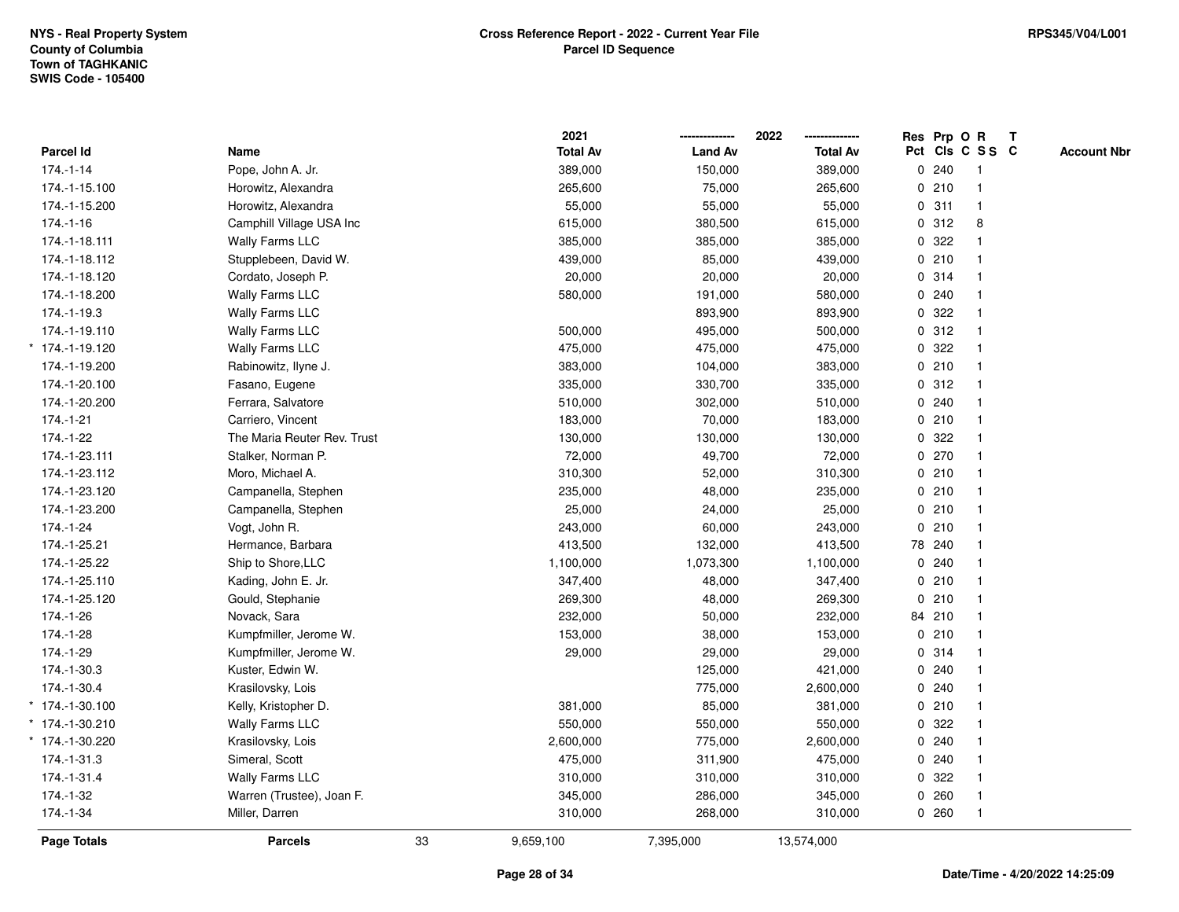NYS - Real Property System
County of Columbia
Town of TAGHKANIC
SWIS Code - 105400

**Cross Reference Report - 2022 - Current Year File**
**Parcel ID Sequence**

RPS345/V04/L001

| Parcel Id | Name | 2021 Total Av | 2022 Land Av | 2022 Total Av | Res Pct | Prp Cls | O C | R SS | T C | Account Nbr |
|---|---|---|---|---|---|---|---|---|---|---|
| 174.-1-14 | Pope, John A. Jr. | 389,000 | 150,000 | 389,000 | 0 | 240 | | 1 | | |
| 174.-1-15.100 | Horowitz, Alexandra | 265,600 | 75,000 | 265,600 | 0 | 210 | | 1 | | |
| 174.-1-15.200 | Horowitz, Alexandra | 55,000 | 55,000 | 55,000 | 0 | 311 | | 1 | | |
| 174.-1-16 | Camphill Village USA Inc | 615,000 | 380,500 | 615,000 | 0 | 312 | | 8 | | |
| 174.-1-18.111 | Wally Farms LLC | 385,000 | 385,000 | 385,000 | 0 | 322 | | 1 | | |
| 174.-1-18.112 | Stupplebeen, David W. | 439,000 | 85,000 | 439,000 | 0 | 210 | | 1 | | |
| 174.-1-18.120 | Cordato, Joseph P. | 20,000 | 20,000 | 20,000 | 0 | 314 | | 1 | | |
| 174.-1-18.200 | Wally Farms LLC | 580,000 | 191,000 | 580,000 | 0 | 240 | | 1 | | |
| 174.-1-19.3 | Wally Farms LLC | | 893,900 | 893,900 | 0 | 322 | | 1 | | |
| 174.-1-19.110 | Wally Farms LLC | 500,000 | 495,000 | 500,000 | 0 | 312 | | 1 | | |
| * 174.-1-19.120 | Wally Farms LLC | 475,000 | 475,000 | 475,000 | 0 | 322 | | 1 | | |
| 174.-1-19.200 | Rabinowitz, Ilyne J. | 383,000 | 104,000 | 383,000 | 0 | 210 | | 1 | | |
| 174.-1-20.100 | Fasano, Eugene | 335,000 | 330,700 | 335,000 | 0 | 312 | | 1 | | |
| 174.-1-20.200 | Ferrara, Salvatore | 510,000 | 302,000 | 510,000 | 0 | 240 | | 1 | | |
| 174.-1-21 | Carriero, Vincent | 183,000 | 70,000 | 183,000 | 0 | 210 | | 1 | | |
| 174.-1-22 | The Maria Reuter Rev. Trust | 130,000 | 130,000 | 130,000 | 0 | 322 | | 1 | | |
| 174.-1-23.111 | Stalker, Norman P. | 72,000 | 49,700 | 72,000 | 0 | 270 | | 1 | | |
| 174.-1-23.112 | Moro, Michael A. | 310,300 | 52,000 | 310,300 | 0 | 210 | | 1 | | |
| 174.-1-23.120 | Campanella, Stephen | 235,000 | 48,000 | 235,000 | 0 | 210 | | 1 | | |
| 174.-1-23.200 | Campanella, Stephen | 25,000 | 24,000 | 25,000 | 0 | 210 | | 1 | | |
| 174.-1-24 | Vogt, John R. | 243,000 | 60,000 | 243,000 | 0 | 210 | | 1 | | |
| 174.-1-25.21 | Hermance, Barbara | 413,500 | 132,000 | 413,500 | 78 | 240 | | 1 | | |
| 174.-1-25.22 | Ship to Shore,LLC | 1,100,000 | 1,073,300 | 1,100,000 | 0 | 240 | | 1 | | |
| 174.-1-25.110 | Kading, John E. Jr. | 347,400 | 48,000 | 347,400 | 0 | 210 | | 1 | | |
| 174.-1-25.120 | Gould, Stephanie | 269,300 | 48,000 | 269,300 | 0 | 210 | | 1 | | |
| 174.-1-26 | Novack, Sara | 232,000 | 50,000 | 232,000 | 84 | 210 | | 1 | | |
| 174.-1-28 | Kumpfmiller, Jerome W. | 153,000 | 38,000 | 153,000 | 0 | 210 | | 1 | | |
| 174.-1-29 | Kumpfmiller, Jerome W. | 29,000 | 29,000 | 29,000 | 0 | 314 | | 1 | | |
| 174.-1-30.3 | Kuster, Edwin W. | | 125,000 | 421,000 | 0 | 240 | | 1 | | |
| 174.-1-30.4 | Krasilovsky, Lois | | 775,000 | 2,600,000 | 0 | 240 | | 1 | | |
| * 174.-1-30.100 | Kelly, Kristopher D. | 381,000 | 85,000 | 381,000 | 0 | 210 | | 1 | | |
| * 174.-1-30.210 | Wally Farms LLC | 550,000 | 550,000 | 550,000 | 0 | 322 | | 1 | | |
| * 174.-1-30.220 | Krasilovsky, Lois | 2,600,000 | 775,000 | 2,600,000 | 0 | 240 | | 1 | | |
| 174.-1-31.3 | Simeral, Scott | 475,000 | 311,900 | 475,000 | 0 | 240 | | 1 | | |
| 174.-1-31.4 | Wally Farms LLC | 310,000 | 310,000 | 310,000 | 0 | 322 | | 1 | | |
| 174.-1-32 | Warren (Trustee), Joan F. | 345,000 | 286,000 | 345,000 | 0 | 260 | | 1 | | |
| 174.-1-34 | Miller, Darren | 310,000 | 268,000 | 310,000 | 0 | 260 | | 1 | | |
| **Page Totals** | **Parcels** 33 | 9,659,100 | 7,395,000 | 13,574,000 | | | | | | |

Date/Time - 4/20/2022 14:25:09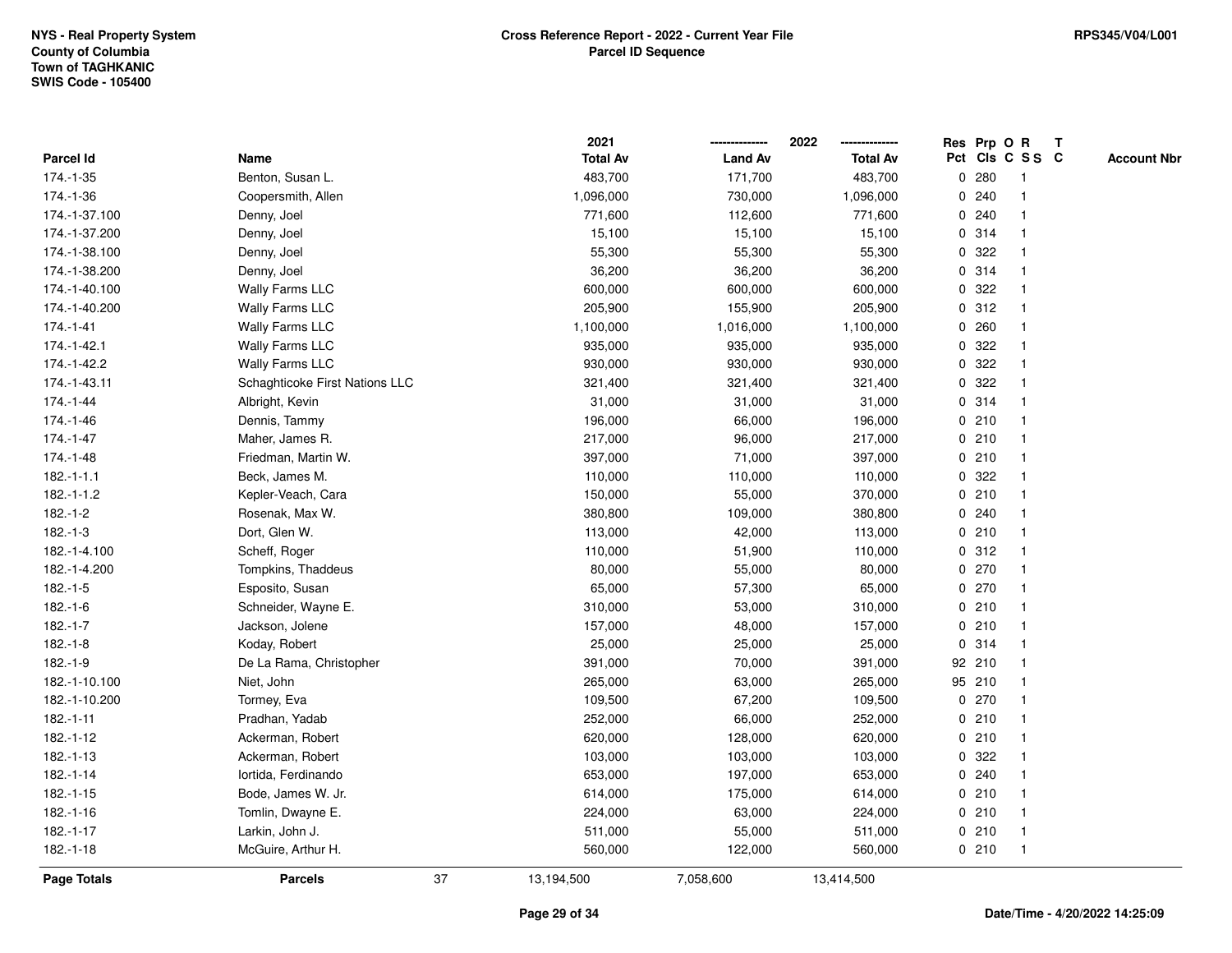NYS - Real Property System
County of Columbia
Town of TAGHKANIC
SWIS Code - 105400

**Cross Reference Report - 2022 - Current Year File**
**Parcel ID Sequence**

RPS345/V04/L001

| Parcel Id | Name | 2021 Total Av | 2022 Land Av | 2022 Total Av | Res Pct | Prp Cls | O C | R S S | T C | Account Nbr |
|---|---|---|---|---|---|---|---|---|---|---|
| 174.-1-35 | Benton, Susan L. | 483,700 | 171,700 | 483,700 | 0 | 280 | | 1 | | |
| 174.-1-36 | Coopersmith, Allen | 1,096,000 | 730,000 | 1,096,000 | 0 | 240 | | 1 | | |
| 174.-1-37.100 | Denny, Joel | 771,600 | 112,600 | 771,600 | 0 | 240 | | 1 | | |
| 174.-1-37.200 | Denny, Joel | 15,100 | 15,100 | 15,100 | 0 | 314 | | 1 | | |
| 174.-1-38.100 | Denny, Joel | 55,300 | 55,300 | 55,300 | 0 | 322 | | 1 | | |
| 174.-1-38.200 | Denny, Joel | 36,200 | 36,200 | 36,200 | 0 | 314 | | 1 | | |
| 174.-1-40.100 | Wally Farms LLC | 600,000 | 600,000 | 600,000 | 0 | 322 | | 1 | | |
| 174.-1-40.200 | Wally Farms LLC | 205,900 | 155,900 | 205,900 | 0 | 312 | | 1 | | |
| 174.-1-41 | Wally Farms LLC | 1,100,000 | 1,016,000 | 1,100,000 | 0 | 260 | | 1 | | |
| 174.-1-42.1 | Wally Farms LLC | 935,000 | 935,000 | 935,000 | 0 | 322 | | 1 | | |
| 174.-1-42.2 | Wally Farms LLC | 930,000 | 930,000 | 930,000 | 0 | 322 | | 1 | | |
| 174.-1-43.11 | Schaghticoke First Nations LLC | 321,400 | 321,400 | 321,400 | 0 | 322 | | 1 | | |
| 174.-1-44 | Albright, Kevin | 31,000 | 31,000 | 31,000 | 0 | 314 | | 1 | | |
| 174.-1-46 | Dennis, Tammy | 196,000 | 66,000 | 196,000 | 0 | 210 | | 1 | | |
| 174.-1-47 | Maher, James R. | 217,000 | 96,000 | 217,000 | 0 | 210 | | 1 | | |
| 174.-1-48 | Friedman, Martin W. | 397,000 | 71,000 | 397,000 | 0 | 210 | | 1 | | |
| 182.-1-1.1 | Beck, James M. | 110,000 | 110,000 | 110,000 | 0 | 322 | | 1 | | |
| 182.-1-1.2 | Kepler-Veach, Cara | 150,000 | 55,000 | 370,000 | 0 | 210 | | 1 | | |
| 182.-1-2 | Rosenak, Max W. | 380,800 | 109,000 | 380,800 | 0 | 240 | | 1 | | |
| 182.-1-3 | Dort, Glen W. | 113,000 | 42,000 | 113,000 | 0 | 210 | | 1 | | |
| 182.-1-4.100 | Scheff, Roger | 110,000 | 51,900 | 110,000 | 0 | 312 | | 1 | | |
| 182.-1-4.200 | Tompkins, Thaddeus | 80,000 | 55,000 | 80,000 | 0 | 270 | | 1 | | |
| 182.-1-5 | Esposito, Susan | 65,000 | 57,300 | 65,000 | 0 | 270 | | 1 | | |
| 182.-1-6 | Schneider, Wayne E. | 310,000 | 53,000 | 310,000 | 0 | 210 | | 1 | | |
| 182.-1-7 | Jackson, Jolene | 157,000 | 48,000 | 157,000 | 0 | 210 | | 1 | | |
| 182.-1-8 | Koday, Robert | 25,000 | 25,000 | 25,000 | 0 | 314 | | 1 | | |
| 182.-1-9 | De La Rama, Christopher | 391,000 | 70,000 | 391,000 | 92 | 210 | | 1 | | |
| 182.-1-10.100 | Niet, John | 265,000 | 63,000 | 265,000 | 95 | 210 | | 1 | | |
| 182.-1-10.200 | Tormey, Eva | 109,500 | 67,200 | 109,500 | 0 | 270 | | 1 | | |
| 182.-1-11 | Pradhan, Yadab | 252,000 | 66,000 | 252,000 | 0 | 210 | | 1 | | |
| 182.-1-12 | Ackerman, Robert | 620,000 | 128,000 | 620,000 | 0 | 210 | | 1 | | |
| 182.-1-13 | Ackerman, Robert | 103,000 | 103,000 | 103,000 | 0 | 322 | | 1 | | |
| 182.-1-14 | Iortida, Ferdinando | 653,000 | 197,000 | 653,000 | 0 | 240 | | 1 | | |
| 182.-1-15 | Bode, James W. Jr. | 614,000 | 175,000 | 614,000 | 0 | 210 | | 1 | | |
| 182.-1-16 | Tomlin, Dwayne E. | 224,000 | 63,000 | 224,000 | 0 | 210 | | 1 | | |
| 182.-1-17 | Larkin, John J. | 511,000 | 55,000 | 511,000 | 0 | 210 | | 1 | | |
| 182.-1-18 | McGuire, Arthur H. | 560,000 | 122,000 | 560,000 | 0 | 210 | | 1 | | |
| **Page Totals** | **Parcels** 37 | 13,194,500 | 7,058,600 | 13,414,500 | | | | | | |

Date/Time - 4/20/2022 14:25:09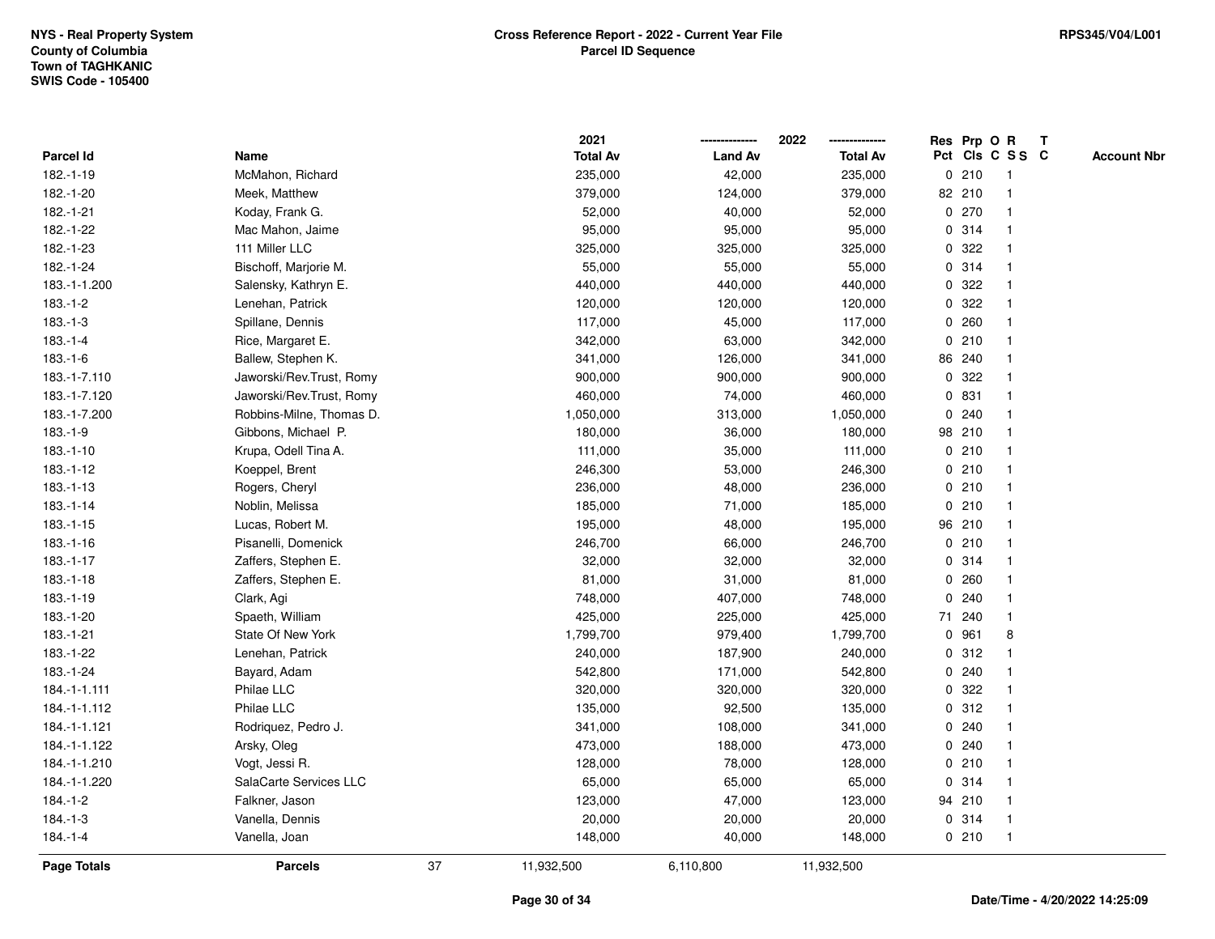**NYS - Real Property System**
**County of Columbia**
**Town of TAGHKANIC**
**SWIS Code - 105400**

**Cross Reference Report - 2022 - Current Year File**
**Parcel ID Sequence**

**RPS345/V04/L001**

| Parcel Id | Name | 2021 Total Av | 2022 Land Av | 2022 Total Av | Res Pct | Prp Cls | O C | R S S | T C | Account Nbr |
|---|---|---|---|---|---|---|---|---|---|---|
| 182.-1-19 | McMahon, Richard | 235,000 | 42,000 | 235,000 | 0 | 210 | | 1 | | |
| 182.-1-20 | Meek, Matthew | 379,000 | 124,000 | 379,000 | 82 | 210 | | 1 | | |
| 182.-1-21 | Koday, Frank G. | 52,000 | 40,000 | 52,000 | 0 | 270 | | 1 | | |
| 182.-1-22 | Mac Mahon, Jaime | 95,000 | 95,000 | 95,000 | 0 | 314 | | 1 | | |
| 182.-1-23 | 111 Miller LLC | 325,000 | 325,000 | 325,000 | 0 | 322 | | 1 | | |
| 182.-1-24 | Bischoff, Marjorie M. | 55,000 | 55,000 | 55,000 | 0 | 314 | | 1 | | |
| 183.-1-1.200 | Salensky, Kathryn E. | 440,000 | 440,000 | 440,000 | 0 | 322 | | 1 | | |
| 183.-1-2 | Lenehan, Patrick | 120,000 | 120,000 | 120,000 | 0 | 322 | | 1 | | |
| 183.-1-3 | Spillane, Dennis | 117,000 | 45,000 | 117,000 | 0 | 260 | | 1 | | |
| 183.-1-4 | Rice, Margaret E. | 342,000 | 63,000 | 342,000 | 0 | 210 | | 1 | | |
| 183.-1-6 | Ballew, Stephen K. | 341,000 | 126,000 | 341,000 | 86 | 240 | | 1 | | |
| 183.-1-7.110 | Jaworski/Rev.Trust, Romy | 900,000 | 900,000 | 900,000 | 0 | 322 | | 1 | | |
| 183.-1-7.120 | Jaworski/Rev.Trust, Romy | 460,000 | 74,000 | 460,000 | 0 | 831 | | 1 | | |
| 183.-1-7.200 | Robbins-Milne, Thomas D. | 1,050,000 | 313,000 | 1,050,000 | 0 | 240 | | 1 | | |
| 183.-1-9 | Gibbons, Michael P. | 180,000 | 36,000 | 180,000 | 98 | 210 | | 1 | | |
| 183.-1-10 | Krupa, Odell Tina A. | 111,000 | 35,000 | 111,000 | 0 | 210 | | 1 | | |
| 183.-1-12 | Koeppel, Brent | 246,300 | 53,000 | 246,300 | 0 | 210 | | 1 | | |
| 183.-1-13 | Rogers, Cheryl | 236,000 | 48,000 | 236,000 | 0 | 210 | | 1 | | |
| 183.-1-14 | Noblin, Melissa | 185,000 | 71,000 | 185,000 | 0 | 210 | | 1 | | |
| 183.-1-15 | Lucas, Robert M. | 195,000 | 48,000 | 195,000 | 96 | 210 | | 1 | | |
| 183.-1-16 | Pisanelli, Domenick | 246,700 | 66,000 | 246,700 | 0 | 210 | | 1 | | |
| 183.-1-17 | Zaffers, Stephen E. | 32,000 | 32,000 | 32,000 | 0 | 314 | | 1 | | |
| 183.-1-18 | Zaffers, Stephen E. | 81,000 | 31,000 | 81,000 | 0 | 260 | | 1 | | |
| 183.-1-19 | Clark, Agi | 748,000 | 407,000 | 748,000 | 0 | 240 | | 1 | | |
| 183.-1-20 | Spaeth, William | 425,000 | 225,000 | 425,000 | 71 | 240 | | 1 | | |
| 183.-1-21 | State Of New York | 1,799,700 | 979,400 | 1,799,700 | 0 | 961 | | 8 | | |
| 183.-1-22 | Lenehan, Patrick | 240,000 | 187,900 | 240,000 | 0 | 312 | | 1 | | |
| 183.-1-24 | Bayard, Adam | 542,800 | 171,000 | 542,800 | 0 | 240 | | 1 | | |
| 184.-1-1.111 | Philae LLC | 320,000 | 320,000 | 320,000 | 0 | 322 | | 1 | | |
| 184.-1-1.112 | Philae LLC | 135,000 | 92,500 | 135,000 | 0 | 312 | | 1 | | |
| 184.-1-1.121 | Rodriquez, Pedro J. | 341,000 | 108,000 | 341,000 | 0 | 240 | | 1 | | |
| 184.-1-1.122 | Arsky, Oleg | 473,000 | 188,000 | 473,000 | 0 | 240 | | 1 | | |
| 184.-1-1.210 | Vogt, Jessi R. | 128,000 | 78,000 | 128,000 | 0 | 210 | | 1 | | |
| 184.-1-1.220 | SalaCarte Services LLC | 65,000 | 65,000 | 65,000 | 0 | 314 | | 1 | | |
| 184.-1-2 | Falkner, Jason | 123,000 | 47,000 | 123,000 | 94 | 210 | | 1 | | |
| 184.-1-3 | Vanella, Dennis | 20,000 | 20,000 | 20,000 | 0 | 314 | | 1 | | |
| 184.-1-4 | Vanella, Joan | 148,000 | 40,000 | 148,000 | 0 | 210 | | 1 | | |
| **Page Totals** | **Parcels** 37 | 11,932,500 | 6,110,800 | 11,932,500 | | | | | | |

**Date/Time - 4/20/2022 14:25:09**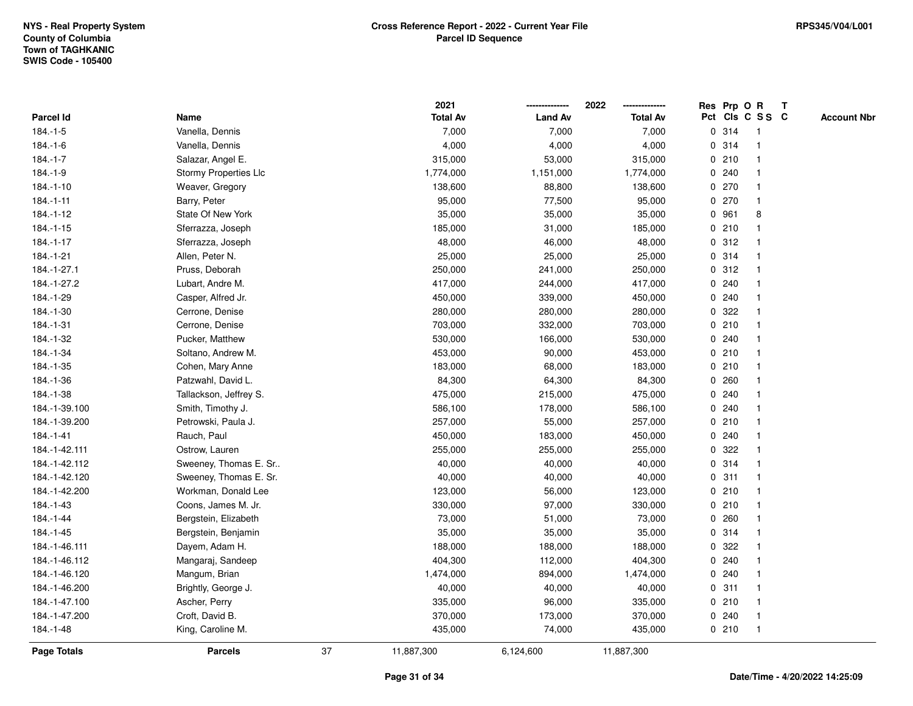NYS - Real Property System
County of Columbia
Town of TAGHKANIC
SWIS Code - 105400

**Cross Reference Report - 2022 - Current Year File**
**Parcel ID Sequence**

RPS345/V04/L001

| Parcel Id | Name | 2021 Total Av | 2022 Land Av | 2022 Total Av | Res Pct | Prp Cls | O C | R S S | T C | Account Nbr |
|---|---|---|---|---|---|---|---|---|---|---|
| 184.-1-5 | Vanella, Dennis | 7,000 | 7,000 | 7,000 | 0 | 314 | | 1 | | |
| 184.-1-6 | Vanella, Dennis | 4,000 | 4,000 | 4,000 | 0 | 314 | | 1 | | |
| 184.-1-7 | Salazar, Angel E. | 315,000 | 53,000 | 315,000 | 0 | 210 | | 1 | | |
| 184.-1-9 | Stormy Properties Llc | 1,774,000 | 1,151,000 | 1,774,000 | 0 | 240 | | 1 | | |
| 184.-1-10 | Weaver, Gregory | 138,600 | 88,800 | 138,600 | 0 | 270 | | 1 | | |
| 184.-1-11 | Barry, Peter | 95,000 | 77,500 | 95,000 | 0 | 270 | | 1 | | |
| 184.-1-12 | State Of New York | 35,000 | 35,000 | 35,000 | 0 | 961 | | 8 | | |
| 184.-1-15 | Sferrazza, Joseph | 185,000 | 31,000 | 185,000 | 0 | 210 | | 1 | | |
| 184.-1-17 | Sferrazza, Joseph | 48,000 | 46,000 | 48,000 | 0 | 312 | | 1 | | |
| 184.-1-21 | Allen, Peter N. | 25,000 | 25,000 | 25,000 | 0 | 314 | | 1 | | |
| 184.-1-27.1 | Pruss, Deborah | 250,000 | 241,000 | 250,000 | 0 | 312 | | 1 | | |
| 184.-1-27.2 | Lubart, Andre M. | 417,000 | 244,000 | 417,000 | 0 | 240 | | 1 | | |
| 184.-1-29 | Casper, Alfred Jr. | 450,000 | 339,000 | 450,000 | 0 | 240 | | 1 | | |
| 184.-1-30 | Cerrone, Denise | 280,000 | 280,000 | 280,000 | 0 | 322 | | 1 | | |
| 184.-1-31 | Cerrone, Denise | 703,000 | 332,000 | 703,000 | 0 | 210 | | 1 | | |
| 184.-1-32 | Pucker, Matthew | 530,000 | 166,000 | 530,000 | 0 | 240 | | 1 | | |
| 184.-1-34 | Soltano, Andrew M. | 453,000 | 90,000 | 453,000 | 0 | 210 | | 1 | | |
| 184.-1-35 | Cohen, Mary Anne | 183,000 | 68,000 | 183,000 | 0 | 210 | | 1 | | |
| 184.-1-36 | Patzwahl, David L. | 84,300 | 64,300 | 84,300 | 0 | 260 | | 1 | | |
| 184.-1-38 | Tallackson, Jeffrey S. | 475,000 | 215,000 | 475,000 | 0 | 240 | | 1 | | |
| 184.-1-39.100 | Smith, Timothy J. | 586,100 | 178,000 | 586,100 | 0 | 240 | | 1 | | |
| 184.-1-39.200 | Petrowski, Paula J. | 257,000 | 55,000 | 257,000 | 0 | 210 | | 1 | | |
| 184.-1-41 | Rauch, Paul | 450,000 | 183,000 | 450,000 | 0 | 240 | | 1 | | |
| 184.-1-42.111 | Ostrow, Lauren | 255,000 | 255,000 | 255,000 | 0 | 322 | | 1 | | |
| 184.-1-42.112 | Sweeney, Thomas E. Sr.. | 40,000 | 40,000 | 40,000 | 0 | 314 | | 1 | | |
| 184.-1-42.120 | Sweeney, Thomas E. Sr. | 40,000 | 40,000 | 40,000 | 0 | 311 | | 1 | | |
| 184.-1-42.200 | Workman, Donald Lee | 123,000 | 56,000 | 123,000 | 0 | 210 | | 1 | | |
| 184.-1-43 | Coons, James M. Jr. | 330,000 | 97,000 | 330,000 | 0 | 210 | | 1 | | |
| 184.-1-44 | Bergstein, Elizabeth | 73,000 | 51,000 | 73,000 | 0 | 260 | | 1 | | |
| 184.-1-45 | Bergstein, Benjamin | 35,000 | 35,000 | 35,000 | 0 | 314 | | 1 | | |
| 184.-1-46.111 | Dayem, Adam H. | 188,000 | 188,000 | 188,000 | 0 | 322 | | 1 | | |
| 184.-1-46.112 | Mangaraj, Sandeep | 404,300 | 112,000 | 404,300 | 0 | 240 | | 1 | | |
| 184.-1-46.120 | Mangum, Brian | 1,474,000 | 894,000 | 1,474,000 | 0 | 240 | | 1 | | |
| 184.-1-46.200 | Brightly, George J. | 40,000 | 40,000 | 40,000 | 0 | 311 | | 1 | | |
| 184.-1-47.100 | Ascher, Perry | 335,000 | 96,000 | 335,000 | 0 | 210 | | 1 | | |
| 184.-1-47.200 | Croft, David B. | 370,000 | 173,000 | 370,000 | 0 | 240 | | 1 | | |
| 184.-1-48 | King, Caroline M. | 435,000 | 74,000 | 435,000 | 0 | 210 | | 1 | | |
| **Page Totals** | **Parcels** 37 | 11,887,300 | 6,124,600 | 11,887,300 | | | | | | |

Date/Time - 4/20/2022 14:25:09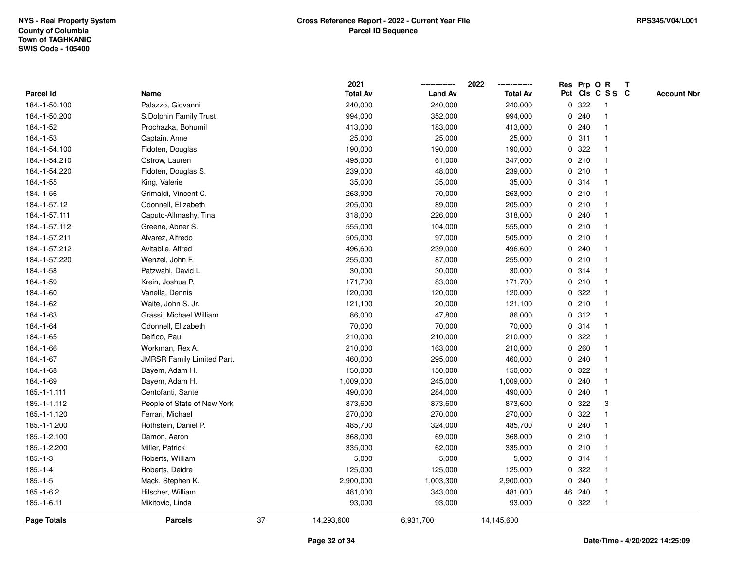NYS - Real Property System
County of Columbia
Town of TAGHKANIC
SWIS Code - 105400

**Cross Reference Report - 2022 - Current Year File**
**Parcel ID Sequence**

RPS345/V04/L001

| Parcel Id | Name | 2021 Total Av | 2022 Land Av | 2022 Total Av | Res Pct | Prp Cls | O C | R S S | T C | Account Nbr |
|---|---|---|---|---|---|---|---|---|---|---|
| 184.-1-50.100 | Palazzo, Giovanni | 240,000 | 240,000 | 240,000 | 0 | 322 | | 1 | | |
| 184.-1-50.200 | S.Dolphin Family Trust | 994,000 | 352,000 | 994,000 | 0 | 240 | | 1 | | |
| 184.-1-52 | Prochazka, Bohumil | 413,000 | 183,000 | 413,000 | 0 | 240 | | 1 | | |
| 184.-1-53 | Captain, Anne | 25,000 | 25,000 | 25,000 | 0 | 311 | | 1 | | |
| 184.-1-54.100 | Fidoten, Douglas | 190,000 | 190,000 | 190,000 | 0 | 322 | | 1 | | |
| 184.-1-54.210 | Ostrow, Lauren | 495,000 | 61,000 | 347,000 | 0 | 210 | | 1 | | |
| 184.-1-54.220 | Fidoten, Douglas S. | 239,000 | 48,000 | 239,000 | 0 | 210 | | 1 | | |
| 184.-1-55 | King, Valerie | 35,000 | 35,000 | 35,000 | 0 | 314 | | 1 | | |
| 184.-1-56 | Grimaldi, Vincent C. | 263,900 | 70,000 | 263,900 | 0 | 210 | | 1 | | |
| 184.-1-57.12 | Odonnell, Elizabeth | 205,000 | 89,000 | 205,000 | 0 | 210 | | 1 | | |
| 184.-1-57.111 | Caputo-Allmashy, Tina | 318,000 | 226,000 | 318,000 | 0 | 240 | | 1 | | |
| 184.-1-57.112 | Greene, Abner S. | 555,000 | 104,000 | 555,000 | 0 | 210 | | 1 | | |
| 184.-1-57.211 | Alvarez, Alfredo | 505,000 | 97,000 | 505,000 | 0 | 210 | | 1 | | |
| 184.-1-57.212 | Avitabile, Alfred | 496,600 | 239,000 | 496,600 | 0 | 240 | | 1 | | |
| 184.-1-57.220 | Wenzel, John F. | 255,000 | 87,000 | 255,000 | 0 | 210 | | 1 | | |
| 184.-1-58 | Patzwahl, David L. | 30,000 | 30,000 | 30,000 | 0 | 314 | | 1 | | |
| 184.-1-59 | Krein, Joshua P. | 171,700 | 83,000 | 171,700 | 0 | 210 | | 1 | | |
| 184.-1-60 | Vanella, Dennis | 120,000 | 120,000 | 120,000 | 0 | 322 | | 1 | | |
| 184.-1-62 | Waite, John S. Jr. | 121,100 | 20,000 | 121,100 | 0 | 210 | | 1 | | |
| 184.-1-63 | Grassi, Michael William | 86,000 | 47,800 | 86,000 | 0 | 312 | | 1 | | |
| 184.-1-64 | Odonnell, Elizabeth | 70,000 | 70,000 | 70,000 | 0 | 314 | | 1 | | |
| 184.-1-65 | Delfico, Paul | 210,000 | 210,000 | 210,000 | 0 | 322 | | 1 | | |
| 184.-1-66 | Workman, Rex A. | 210,000 | 163,000 | 210,000 | 0 | 260 | | 1 | | |
| 184.-1-67 | JMRSR Family Limited Part. | 460,000 | 295,000 | 460,000 | 0 | 240 | | 1 | | |
| 184.-1-68 | Dayem, Adam H. | 150,000 | 150,000 | 150,000 | 0 | 322 | | 1 | | |
| 184.-1-69 | Dayem, Adam H. | 1,009,000 | 245,000 | 1,009,000 | 0 | 240 | | 1 | | |
| 185.-1-1.111 | Centofanti, Sante | 490,000 | 284,000 | 490,000 | 0 | 240 | | 1 | | |
| 185.-1-1.112 | People of State of New York | 873,600 | 873,600 | 873,600 | 0 | 322 | | 3 | | |
| 185.-1-1.120 | Ferrari, Michael | 270,000 | 270,000 | 270,000 | 0 | 322 | | 1 | | |
| 185.-1-1.200 | Rothstein, Daniel P. | 485,700 | 324,000 | 485,700 | 0 | 240 | | 1 | | |
| 185.-1-2.100 | Damon, Aaron | 368,000 | 69,000 | 368,000 | 0 | 210 | | 1 | | |
| 185.-1-2.200 | Miller, Patrick | 335,000 | 62,000 | 335,000 | 0 | 210 | | 1 | | |
| 185.-1-3 | Roberts, William | 5,000 | 5,000 | 5,000 | 0 | 314 | | 1 | | |
| 185.-1-4 | Roberts, Deidre | 125,000 | 125,000 | 125,000 | 0 | 322 | | 1 | | |
| 185.-1-5 | Mack, Stephen K. | 2,900,000 | 1,003,300 | 2,900,000 | 0 | 240 | | 1 | | |
| 185.-1-6.2 | Hilscher, William | 481,000 | 343,000 | 481,000 | 46 | 240 | | 1 | | |
| 185.-1-6.11 | Mikitovic, Linda | 93,000 | 93,000 | 93,000 | 0 | 322 | | 1 | | |
| **Page Totals** | **Parcels** 37 | 14,293,600 | 6,931,700 | 14,145,600 | | | | | | |

Date/Time - 4/20/2022 14:25:09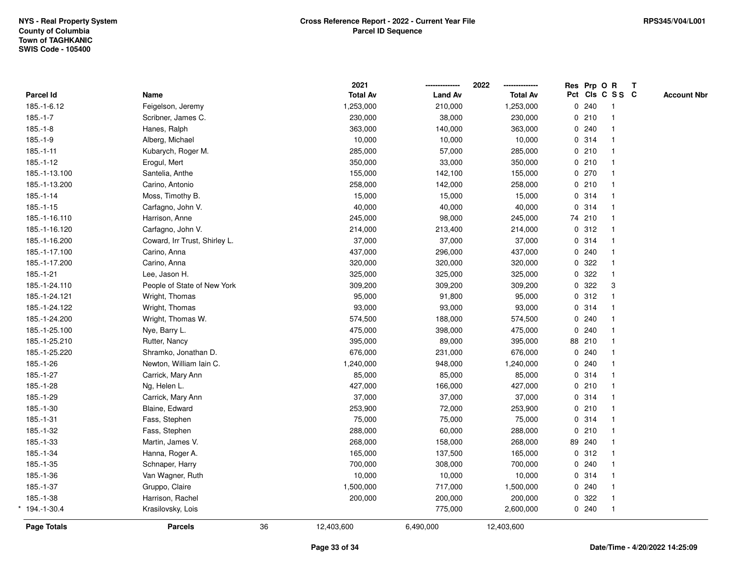NYS - Real Property System
County of Columbia
Town of TAGHKANIC
SWIS Code - 105400

**Cross Reference Report - 2022 - Current Year File**
**Parcel ID Sequence**

RPS345/V04/L001

| Parcel Id | Name | 2021 Total Av | 2022 Land Av | 2022 Total Av | Res Pct | Prp Cls | O C | R S S | T C | Account Nbr |
|---|---|---|---|---|---|---|---|---|---|---|
| 185.-1-6.12 | Feigelson, Jeremy | 1,253,000 | 210,000 | 1,253,000 | 0 | 240 | | 1 | | |
| 185.-1-7 | Scribner, James C. | 230,000 | 38,000 | 230,000 | 0 | 210 | | 1 | | |
| 185.-1-8 | Hanes, Ralph | 363,000 | 140,000 | 363,000 | 0 | 240 | | 1 | | |
| 185.-1-9 | Alberg, Michael | 10,000 | 10,000 | 10,000 | 0 | 314 | | 1 | | |
| 185.-1-11 | Kubarych, Roger M. | 285,000 | 57,000 | 285,000 | 0 | 210 | | 1 | | |
| 185.-1-12 | Erogul, Mert | 350,000 | 33,000 | 350,000 | 0 | 210 | | 1 | | |
| 185.-1-13.100 | Santelia, Anthe | 155,000 | 142,100 | 155,000 | 0 | 270 | | 1 | | |
| 185.-1-13.200 | Carino, Antonio | 258,000 | 142,000 | 258,000 | 0 | 210 | | 1 | | |
| 185.-1-14 | Moss, Timothy B. | 15,000 | 15,000 | 15,000 | 0 | 314 | | 1 | | |
| 185.-1-15 | Carfagno, John V. | 40,000 | 40,000 | 40,000 | 0 | 314 | | 1 | | |
| 185.-1-16.110 | Harrison, Anne | 245,000 | 98,000 | 245,000 | 74 | 210 | | 1 | | |
| 185.-1-16.120 | Carfagno, John V. | 214,000 | 213,400 | 214,000 | 0 | 312 | | 1 | | |
| 185.-1-16.200 | Coward, Irr Trust, Shirley L. | 37,000 | 37,000 | 37,000 | 0 | 314 | | 1 | | |
| 185.-1-17.100 | Carino, Anna | 437,000 | 296,000 | 437,000 | 0 | 240 | | 1 | | |
| 185.-1-17.200 | Carino, Anna | 320,000 | 320,000 | 320,000 | 0 | 322 | | 1 | | |
| 185.-1-21 | Lee, Jason H. | 325,000 | 325,000 | 325,000 | 0 | 322 | | 1 | | |
| 185.-1-24.110 | People of State of New York | 309,200 | 309,200 | 309,200 | 0 | 322 | | 3 | | |
| 185.-1-24.121 | Wright, Thomas | 95,000 | 91,800 | 95,000 | 0 | 312 | | 1 | | |
| 185.-1-24.122 | Wright, Thomas | 93,000 | 93,000 | 93,000 | 0 | 314 | | 1 | | |
| 185.-1-24.200 | Wright, Thomas W. | 574,500 | 188,000 | 574,500 | 0 | 240 | | 1 | | |
| 185.-1-25.100 | Nye, Barry L. | 475,000 | 398,000 | 475,000 | 0 | 240 | | 1 | | |
| 185.-1-25.210 | Rutter, Nancy | 395,000 | 89,000 | 395,000 | 88 | 210 | | 1 | | |
| 185.-1-25.220 | Shramko, Jonathan D. | 676,000 | 231,000 | 676,000 | 0 | 240 | | 1 | | |
| 185.-1-26 | Newton, William Iain C. | 1,240,000 | 948,000 | 1,240,000 | 0 | 240 | | 1 | | |
| 185.-1-27 | Carrick, Mary Ann | 85,000 | 85,000 | 85,000 | 0 | 314 | | 1 | | |
| 185.-1-28 | Ng, Helen L. | 427,000 | 166,000 | 427,000 | 0 | 210 | | 1 | | |
| 185.-1-29 | Carrick, Mary Ann | 37,000 | 37,000 | 37,000 | 0 | 314 | | 1 | | |
| 185.-1-30 | Blaine, Edward | 253,900 | 72,000 | 253,900 | 0 | 210 | | 1 | | |
| 185.-1-31 | Fass, Stephen | 75,000 | 75,000 | 75,000 | 0 | 314 | | 1 | | |
| 185.-1-32 | Fass, Stephen | 288,000 | 60,000 | 288,000 | 0 | 210 | | 1 | | |
| 185.-1-33 | Martin, James V. | 268,000 | 158,000 | 268,000 | 89 | 240 | | 1 | | |
| 185.-1-34 | Hanna, Roger A. | 165,000 | 137,500 | 165,000 | 0 | 312 | | 1 | | |
| 185.-1-35 | Schnaper, Harry | 700,000 | 308,000 | 700,000 | 0 | 240 | | 1 | | |
| 185.-1-36 | Van Wagner, Ruth | 10,000 | 10,000 | 10,000 | 0 | 314 | | 1 | | |
| 185.-1-37 | Gruppo, Claire | 1,500,000 | 717,000 | 1,500,000 | 0 | 240 | | 1 | | |
| 185.-1-38 | Harrison, Rachel | 200,000 | 200,000 | 200,000 | 0 | 322 | | 1 | | |
| * 194.-1-30.4 | Krasilovsky, Lois | | 775,000 | 2,600,000 | 0 | 240 | | 1 | | |
| **Page Totals** | **Parcels** 36 | 12,403,600 | 6,490,000 | 12,403,600 | | | | | | |

Date/Time - 4/20/2022 14:25:09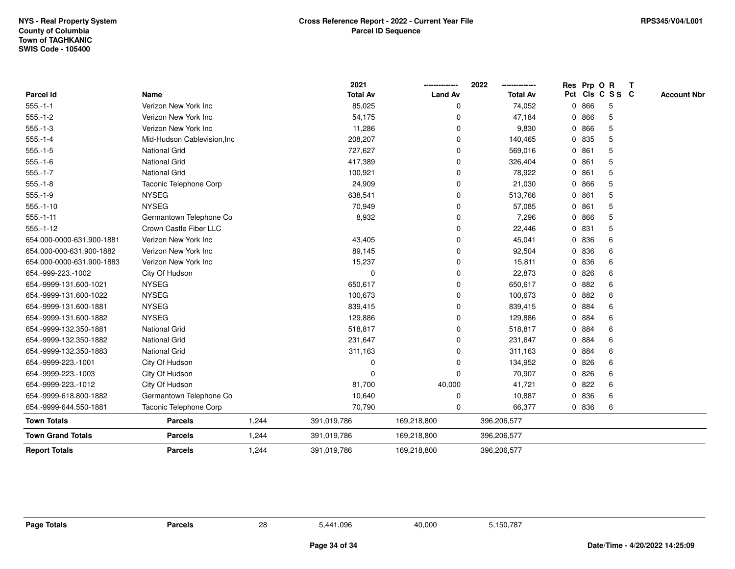NYS - Real Property System
County of Columbia
Town of TAGHKANIC
SWIS Code - 105400

# Cross Reference Report - 2022 - Current Year File
## Parcel ID Sequence

RPS345/V04/L001

| Parcel Id | Name | | 2021 Total Av | 2022 Land Av | 2022 Total Av | Res Pct | Prp Cls | O C | R S S | T C | Account Nbr |
|---|---|---|---|---|---|---|---|---|---|---|---|
| 555.-1-1 | Verizon New York Inc | | 85,025 | 0 | 74,052 | 0 | 866 | | 5 | | |
| 555.-1-2 | Verizon New York Inc | | 54,175 | 0 | 47,184 | 0 | 866 | | 5 | | |
| 555.-1-3 | Verizon New York Inc | | 11,286 | 0 | 9,830 | 0 | 866 | | 5 | | |
| 555.-1-4 | Mid-Hudson Cablevision,Inc | | 208,207 | 0 | 140,465 | 0 | 835 | | 5 | | |
| 555.-1-5 | National Grid | | 727,627 | 0 | 569,016 | 0 | 861 | | 5 | | |
| 555.-1-6 | National Grid | | 417,389 | 0 | 326,404 | 0 | 861 | | 5 | | |
| 555.-1-7 | National Grid | | 100,921 | 0 | 78,922 | 0 | 861 | | 5 | | |
| 555.-1-8 | Taconic Telephone Corp | | 24,909 | 0 | 21,030 | 0 | 866 | | 5 | | |
| 555.-1-9 | NYSEG | | 638,541 | 0 | 513,766 | 0 | 861 | | 5 | | |
| 555.-1-10 | NYSEG | | 70,949 | 0 | 57,085 | 0 | 861 | | 5 | | |
| 555.-1-11 | Germantown Telephone Co | | 8,932 | 0 | 7,296 | 0 | 866 | | 5 | | |
| 555.-1-12 | Crown Castle Fiber LLC | | | 0 | 22,446 | 0 | 831 | | 5 | | |
| 654.000-0000-631.900-1881 | Verizon New York Inc | | 43,405 | 0 | 45,041 | 0 | 836 | | 6 | | |
| 654.000-000-631.900-1882 | Verizon New York Inc | | 89,145 | 0 | 92,504 | 0 | 836 | | 6 | | |
| 654.000-0000-631.900-1883 | Verizon New York Inc | | 15,237 | 0 | 15,811 | 0 | 836 | | 6 | | |
| 654.-999-223.-1002 | City Of Hudson | | 0 | 0 | 22,873 | 0 | 826 | | 6 | | |
| 654.-9999-131.600-1021 | NYSEG | | 650,617 | 0 | 650,617 | 0 | 882 | | 6 | | |
| 654.-9999-131.600-1022 | NYSEG | | 100,673 | 0 | 100,673 | 0 | 882 | | 6 | | |
| 654.-9999-131.600-1881 | NYSEG | | 839,415 | 0 | 839,415 | 0 | 884 | | 6 | | |
| 654.-9999-131.600-1882 | NYSEG | | 129,886 | 0 | 129,886 | 0 | 884 | | 6 | | |
| 654.-9999-132.350-1881 | National Grid | | 518,817 | 0 | 518,817 | 0 | 884 | | 6 | | |
| 654.-9999-132.350-1882 | National Grid | | 231,647 | 0 | 231,647 | 0 | 884 | | 6 | | |
| 654.-9999-132.350-1883 | National Grid | | 311,163 | 0 | 311,163 | 0 | 884 | | 6 | | |
| 654.-9999-223.-1001 | City Of Hudson | | 0 | 0 | 134,952 | 0 | 826 | | 6 | | |
| 654.-9999-223.-1003 | City Of Hudson | | 0 | 0 | 70,907 | 0 | 826 | | 6 | | |
| 654.-9999-223.-1012 | City Of Hudson | | 81,700 | 40,000 | 41,721 | 0 | 822 | | 6 | | |
| 654.-9999-618.800-1882 | Germantown Telephone Co | | 10,640 | 0 | 10,887 | 0 | 836 | | 6 | | |
| 654.-9999-644.550-1881 | Taconic Telephone Corp | | 70,790 | 0 | 66,377 | 0 | 836 | | 6 | | |
| **Town Totals** | **Parcels** | 1,244 | 391,019,786 | 169,218,800 | 396,206,577 | | | | | | |
| **Town Grand Totals** | **Parcels** | 1,244 | 391,019,786 | 169,218,800 | 396,206,577 | | | | | | |
| **Report Totals** | **Parcels** | 1,244 | 391,019,786 | 169,218,800 | 396,206,577 | | | | | | |

| | | | | | |
|---|---|---|---|---|---|
| **Page Totals** | **Parcels** | 28 | 5,441,096 | 40,000 | 5,150,787 |

Date/Time - 4/20/2022 14:25:09